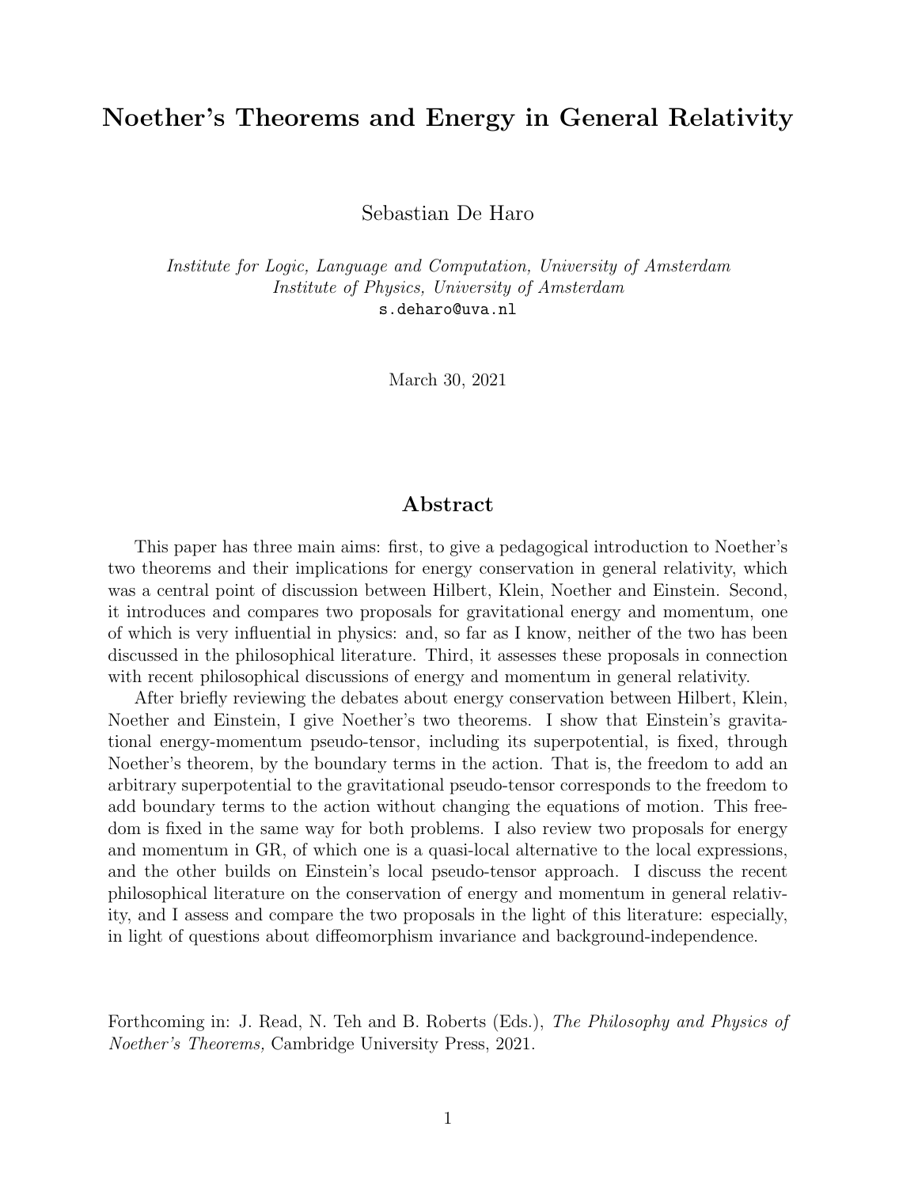# Noether's Theorems and Energy in General Relativity

Sebastian De Haro

*Institute for Logic, Language and Computation, University of Amsterdam*
*Institute of Physics, University of Amsterdam*
s.deharo@uva.nl

March 30, 2021

## Abstract

This paper has three main aims: first, to give a pedagogical introduction to Noether's two theorems and their implications for energy conservation in general relativity, which was a central point of discussion between Hilbert, Klein, Noether and Einstein. Second, it introduces and compares two proposals for gravitational energy and momentum, one of which is very influential in physics: and, so far as I know, neither of the two has been discussed in the philosophical literature. Third, it assesses these proposals in connection with recent philosophical discussions of energy and momentum in general relativity.

After briefly reviewing the debates about energy conservation between Hilbert, Klein, Noether and Einstein, I give Noether's two theorems. I show that Einstein's gravitational energy-momentum pseudo-tensor, including its superpotential, is fixed, through Noether's theorem, by the boundary terms in the action. That is, the freedom to add an arbitrary superpotential to the gravitational pseudo-tensor corresponds to the freedom to add boundary terms to the action without changing the equations of motion. This freedom is fixed in the same way for both problems. I also review two proposals for energy and momentum in GR, of which one is a quasi-local alternative to the local expressions, and the other builds on Einstein's local pseudo-tensor approach. I discuss the recent philosophical literature on the conservation of energy and momentum in general relativity, and I assess and compare the two proposals in the light of this literature: especially, in light of questions about diffeomorphism invariance and background-independence.

Forthcoming in: J. Read, N. Teh and B. Roberts (Eds.), *The Philosophy and Physics of Noether's Theorems,* Cambridge University Press, 2021.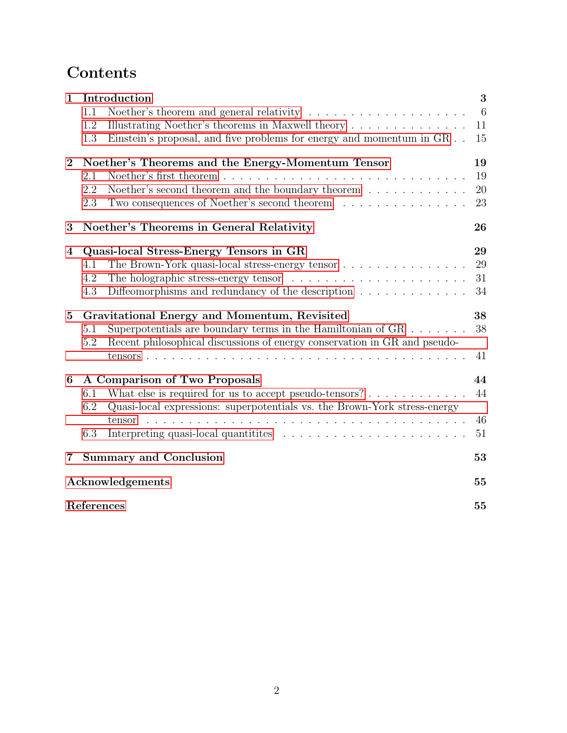# Contents

- **1 Introduction** — 3
  - 1.1 Noether's theorem and general relativity — 6
  - 1.2 Illustrating Noether's theorems in Maxwell theory — 11
  - 1.3 Einstein's proposal, and five problems for energy and momentum in GR — 15
- **2 Noether's Theorems and the Energy-Momentum Tensor** — 19
  - 2.1 Noether's first theorem — 19
  - 2.2 Noether's second theorem and the boundary theorem — 20
  - 2.3 Two consequences of Noether's second theorem — 23
- **3 Noether's Theorems in General Relativity** — 26
- **4 Quasi-local Stress-Energy Tensors in GR** — 29
  - 4.1 The Brown-York quasi-local stress-energy tensor — 29
  - 4.2 The holographic stress-energy tensor — 31
  - 4.3 Diffeomorphisms and redundancy of the description — 34
- **5 Gravitational Energy and Momentum, Revisited** — 38
  - 5.1 Superpotentials are boundary terms in the Hamiltonian of GR — 38
  - 5.2 Recent philosophical discussions of energy conservation in GR and pseudo-tensors — 41
- **6 A Comparison of Two Proposals** — 44
  - 6.1 What else is required for us to accept pseudo-tensors? — 44
  - 6.2 Quasi-local expressions: superpotentials vs. the Brown-York stress-energy tensor — 46
  - 6.3 Interpreting quasi-local quantitites — 51
- **7 Summary and Conclusion** — 53
- **Acknowledgements** — 55
- **References** — 55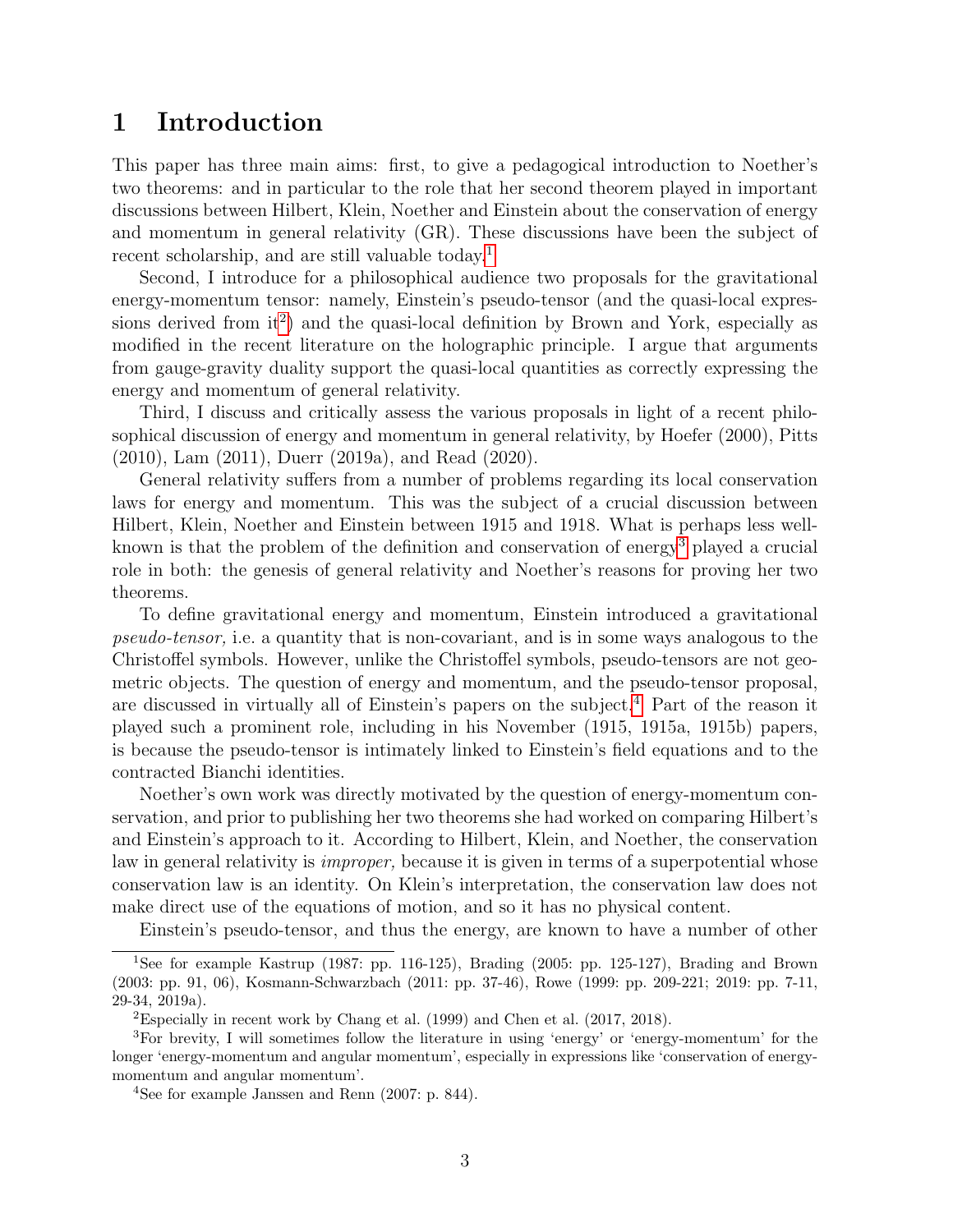# 1 Introduction

This paper has three main aims: first, to give a pedagogical introduction to Noether's two theorems: and in particular to the role that her second theorem played in important discussions between Hilbert, Klein, Noether and Einstein about the conservation of energy and momentum in general relativity (GR). These discussions have been the subject of recent scholarship, and are still valuable today.[1]

Second, I introduce for a philosophical audience two proposals for the gravitational energy-momentum tensor: namely, Einstein's pseudo-tensor (and the quasi-local expressions derived from it[2]) and the quasi-local definition by Brown and York, especially as modified in the recent literature on the holographic principle. I argue that arguments from gauge-gravity duality support the quasi-local quantities as correctly expressing the energy and momentum of general relativity.

Third, I discuss and critically assess the various proposals in light of a recent philosophical discussion of energy and momentum in general relativity, by Hoefer (2000), Pitts (2010), Lam (2011), Duerr (2019a), and Read (2020).

General relativity suffers from a number of problems regarding its local conservation laws for energy and momentum. This was the subject of a crucial discussion between Hilbert, Klein, Noether and Einstein between 1915 and 1918. What is perhaps less well-known is that the problem of the definition and conservation of energy[3] played a crucial role in both: the genesis of general relativity and Noether's reasons for proving her two theorems.

To define gravitational energy and momentum, Einstein introduced a gravitational *pseudo-tensor,* i.e. a quantity that is non-covariant, and is in some ways analogous to the Christoffel symbols. However, unlike the Christoffel symbols, pseudo-tensors are not geometric objects. The question of energy and momentum, and the pseudo-tensor proposal, are discussed in virtually all of Einstein's papers on the subject.[4] Part of the reason it played such a prominent role, including in his November (1915, 1915a, 1915b) papers, is because the pseudo-tensor is intimately linked to Einstein's field equations and to the contracted Bianchi identities.

Noether's own work was directly motivated by the question of energy-momentum conservation, and prior to publishing her two theorems she had worked on comparing Hilbert's and Einstein's approach to it. According to Hilbert, Klein, and Noether, the conservation law in general relativity is *improper,* because it is given in terms of a superpotential whose conservation law is an identity. On Klein's interpretation, the conservation law does not make direct use of the equations of motion, and so it has no physical content.

Einstein's pseudo-tensor, and thus the energy, are known to have a number of other

---

[1] See for example Kastrup (1987: pp. 116-125), Brading (2005: pp. 125-127), Brading and Brown (2003: pp. 91, 06), Kosmann-Schwarzbach (2011: pp. 37-46), Rowe (1999: pp. 209-221; 2019: pp. 7-11, 29-34, 2019a).

[2] Especially in recent work by Chang et al. (1999) and Chen et al. (2017, 2018).

[3] For brevity, I will sometimes follow the literature in using 'energy' or 'energy-momentum' for the longer 'energy-momentum and angular momentum', especially in expressions like 'conservation of energy-momentum and angular momentum'.

[4] See for example Janssen and Renn (2007: p. 844).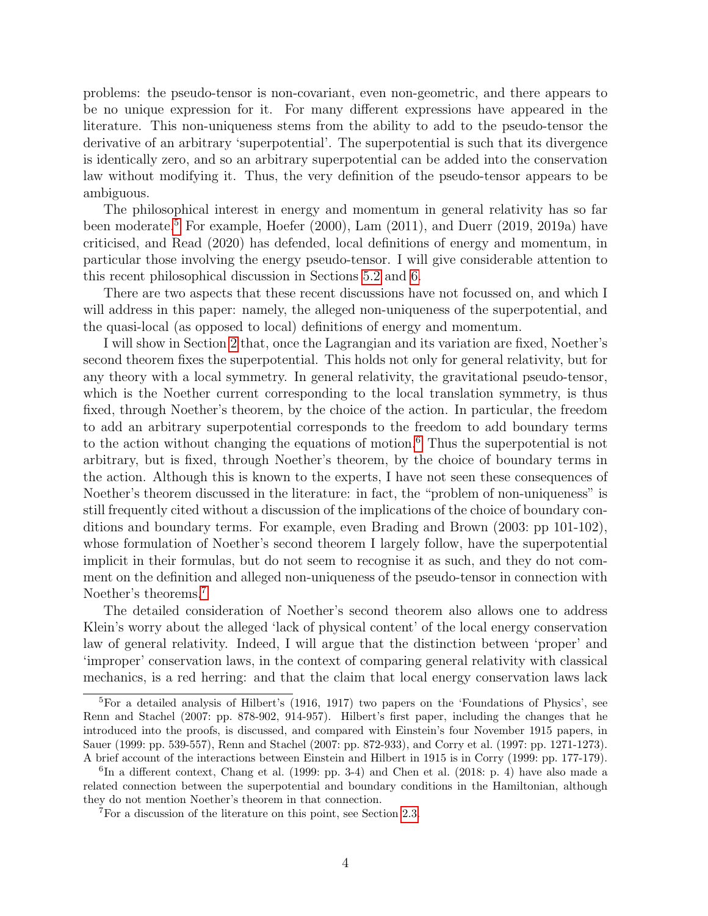problems: the pseudo-tensor is non-covariant, even non-geometric, and there appears to be no unique expression for it. For many different expressions have appeared in the literature. This non-uniqueness stems from the ability to add to the pseudo-tensor the derivative of an arbitrary 'superpotential'. The superpotential is such that its divergence is identically zero, and so an arbitrary superpotential can be added into the conservation law without modifying it. Thus, the very definition of the pseudo-tensor appears to be ambiguous.

The philosophical interest in energy and momentum in general relativity has so far been moderate.[5] For example, Hoefer (2000), Lam (2011), and Duerr (2019, 2019a) have criticised, and Read (2020) has defended, local definitions of energy and momentum, in particular those involving the energy pseudo-tensor. I will give considerable attention to this recent philosophical discussion in Sections 5.2 and 6.

There are two aspects that these recent discussions have not focussed on, and which I will address in this paper: namely, the alleged non-uniqueness of the superpotential, and the quasi-local (as opposed to local) definitions of energy and momentum.

I will show in Section 2 that, once the Lagrangian and its variation are fixed, Noether's second theorem fixes the superpotential. This holds not only for general relativity, but for any theory with a local symmetry. In general relativity, the gravitational pseudo-tensor, which is the Noether current corresponding to the local translation symmetry, is thus fixed, through Noether's theorem, by the choice of the action. In particular, the freedom to add an arbitrary superpotential corresponds to the freedom to add boundary terms to the action without changing the equations of motion.[6] Thus the superpotential is not arbitrary, but is fixed, through Noether's theorem, by the choice of boundary terms in the action. Although this is known to the experts, I have not seen these consequences of Noether's theorem discussed in the literature: in fact, the "problem of non-uniqueness" is still frequently cited without a discussion of the implications of the choice of boundary conditions and boundary terms. For example, even Brading and Brown (2003: pp 101-102), whose formulation of Noether's second theorem I largely follow, have the superpotential implicit in their formulas, but do not seem to recognise it as such, and they do not comment on the definition and alleged non-uniqueness of the pseudo-tensor in connection with Noether's theorems.[7]

The detailed consideration of Noether's second theorem also allows one to address Klein's worry about the alleged 'lack of physical content' of the local energy conservation law of general relativity. Indeed, I will argue that the distinction between 'proper' and 'improper' conservation laws, in the context of comparing general relativity with classical mechanics, is a red herring: and that the claim that local energy conservation laws lack

---

[5] For a detailed analysis of Hilbert's (1916, 1917) two papers on the 'Foundations of Physics', see Renn and Stachel (2007: pp. 878-902, 914-957). Hilbert's first paper, including the changes that he introduced into the proofs, is discussed, and compared with Einstein's four November 1915 papers, in Sauer (1999: pp. 539-557), Renn and Stachel (2007: pp. 872-933), and Corry et al. (1997: pp. 1271-1273). A brief account of the interactions between Einstein and Hilbert in 1915 is in Corry (1999: pp. 177-179).

[6] In a different context, Chang et al. (1999: pp. 3-4) and Chen et al. (2018: p. 4) have also made a related connection between the superpotential and boundary conditions in the Hamiltonian, although they do not mention Noether's theorem in that connection.

[7] For a discussion of the literature on this point, see Section 2.3.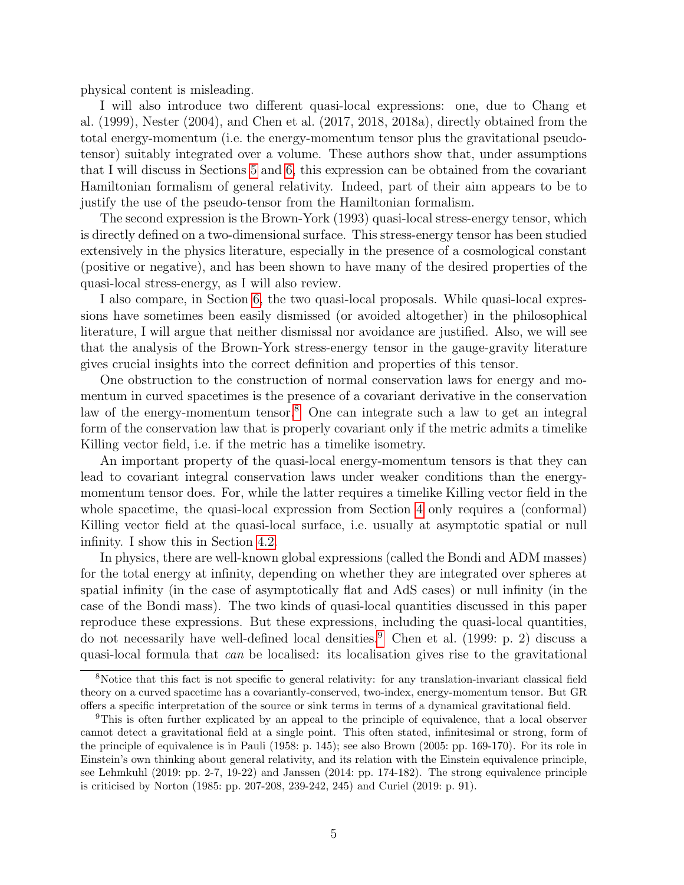physical content is misleading.

I will also introduce two different quasi-local expressions: one, due to Chang et al. (1999), Nester (2004), and Chen et al. (2017, 2018, 2018a), directly obtained from the total energy-momentum (i.e. the energy-momentum tensor plus the gravitational pseudo-tensor) suitably integrated over a volume. These authors show that, under assumptions that I will discuss in Sections 5 and 6, this expression can be obtained from the covariant Hamiltonian formalism of general relativity. Indeed, part of their aim appears to be to justify the use of the pseudo-tensor from the Hamiltonian formalism.

The second expression is the Brown-York (1993) quasi-local stress-energy tensor, which is directly defined on a two-dimensional surface. This stress-energy tensor has been studied extensively in the physics literature, especially in the presence of a cosmological constant (positive or negative), and has been shown to have many of the desired properties of the quasi-local stress-energy, as I will also review.

I also compare, in Section 6, the two quasi-local proposals. While quasi-local expressions have sometimes been easily dismissed (or avoided altogether) in the philosophical literature, I will argue that neither dismissal nor avoidance are justified. Also, we will see that the analysis of the Brown-York stress-energy tensor in the gauge-gravity literature gives crucial insights into the correct definition and properties of this tensor.

One obstruction to the construction of normal conservation laws for energy and momentum in curved spacetimes is the presence of a covariant derivative in the conservation law of the energy-momentum tensor.[8] One can integrate such a law to get an integral form of the conservation law that is properly covariant only if the metric admits a timelike Killing vector field, i.e. if the metric has a timelike isometry.

An important property of the quasi-local energy-momentum tensors is that they can lead to covariant integral conservation laws under weaker conditions than the energy-momentum tensor does. For, while the latter requires a timelike Killing vector field in the whole spacetime, the quasi-local expression from Section 4 only requires a (conformal) Killing vector field at the quasi-local surface, i.e. usually at asymptotic spatial or null infinity. I show this in Section 4.2.

In physics, there are well-known global expressions (called the Bondi and ADM masses) for the total energy at infinity, depending on whether they are integrated over spheres at spatial infinity (in the case of asymptotically flat and AdS cases) or null infinity (in the case of the Bondi mass). The two kinds of quasi-local quantities discussed in this paper reproduce these expressions. But these expressions, including the quasi-local quantities, do not necessarily have well-defined local densities.[9] Chen et al. (1999: p. 2) discuss a quasi-local formula that *can* be localised: its localisation gives rise to the gravitational

---

[8] Notice that this fact is not specific to general relativity: for any translation-invariant classical field theory on a curved spacetime has a covariantly-conserved, two-index, energy-momentum tensor. But GR offers a specific interpretation of the source or sink terms in terms of a dynamical gravitational field.

[9] This is often further explicated by an appeal to the principle of equivalence, that a local observer cannot detect a gravitational field at a single point. This often stated, infinitesimal or strong, form of the principle of equivalence is in Pauli (1958: p. 145); see also Brown (2005: pp. 169-170). For its role in Einstein's own thinking about general relativity, and its relation with the Einstein equivalence principle, see Lehmkuhl (2019: pp. 2-7, 19-22) and Janssen (2014: pp. 174-182). The strong equivalence principle is criticised by Norton (1985: pp. 207-208, 239-242, 245) and Curiel (2019: p. 91).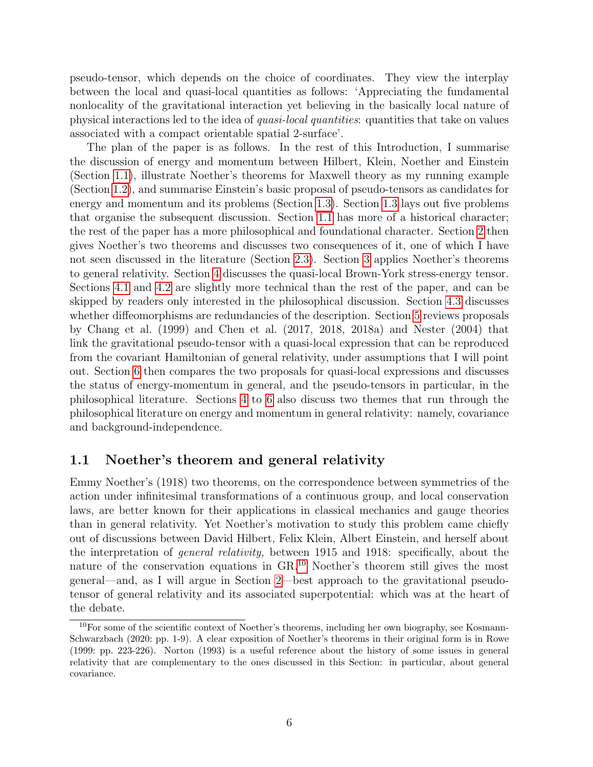pseudo-tensor, which depends on the choice of coordinates. They view the interplay between the local and quasi-local quantities as follows: 'Appreciating the fundamental nonlocality of the gravitational interaction yet believing in the basically local nature of physical interactions led to the idea of *quasi-local quantities*: quantities that take on values associated with a compact orientable spatial 2-surface'.

The plan of the paper is as follows. In the rest of this Introduction, I summarise the discussion of energy and momentum between Hilbert, Klein, Noether and Einstein (Section 1.1), illustrate Noether's theorems for Maxwell theory as my running example (Section 1.2), and summarise Einstein's basic proposal of pseudo-tensors as candidates for energy and momentum and its problems (Section 1.3). Section 1.3 lays out five problems that organise the subsequent discussion. Section 1.1 has more of a historical character; the rest of the paper has a more philosophical and foundational character. Section 2 then gives Noether's two theorems and discusses two consequences of it, one of which I have not seen discussed in the literature (Section 2.3). Section 3 applies Noether's theorems to general relativity. Section 4 discusses the quasi-local Brown-York stress-energy tensor. Sections 4.1 and 4.2 are slightly more technical than the rest of the paper, and can be skipped by readers only interested in the philosophical discussion. Section 4.3 discusses whether diffeomorphisms are redundancies of the description. Section 5 reviews proposals by Chang et al. (1999) and Chen et al. (2017, 2018, 2018a) and Nester (2004) that link the gravitational pseudo-tensor with a quasi-local expression that can be reproduced from the covariant Hamiltonian of general relativity, under assumptions that I will point out. Section 6 then compares the two proposals for quasi-local expressions and discusses the status of energy-momentum in general, and the pseudo-tensors in particular, in the philosophical literature. Sections 4 to 6 also discuss two themes that run through the philosophical literature on energy and momentum in general relativity: namely, covariance and background-independence.

### 1.1 Noether's theorem and general relativity

Emmy Noether's (1918) two theorems, on the correspondence between symmetries of the action under infinitesimal transformations of a continuous group, and local conservation laws, are better known for their applications in classical mechanics and gauge theories than in general relativity. Yet Noether's motivation to study this problem came chiefly out of discussions between David Hilbert, Felix Klein, Albert Einstein, and herself about the interpretation of *general relativity,* between 1915 and 1918: specifically, about the nature of the conservation equations in GR.[10] Noether's theorem still gives the most general—and, as I will argue in Section 2—best approach to the gravitational pseudo-tensor of general relativity and its associated superpotential: which was at the heart of the debate.

[10] For some of the scientific context of Noether's theorems, including her own biography, see Kosmann-Schwarzbach (2020: pp. 1-9). A clear exposition of Noether's theorems in their original form is in Rowe (1999: pp. 223-226). Norton (1993) is a useful reference about the history of some issues in general relativity that are complementary to the ones discussed in this Section: in particular, about general covariance.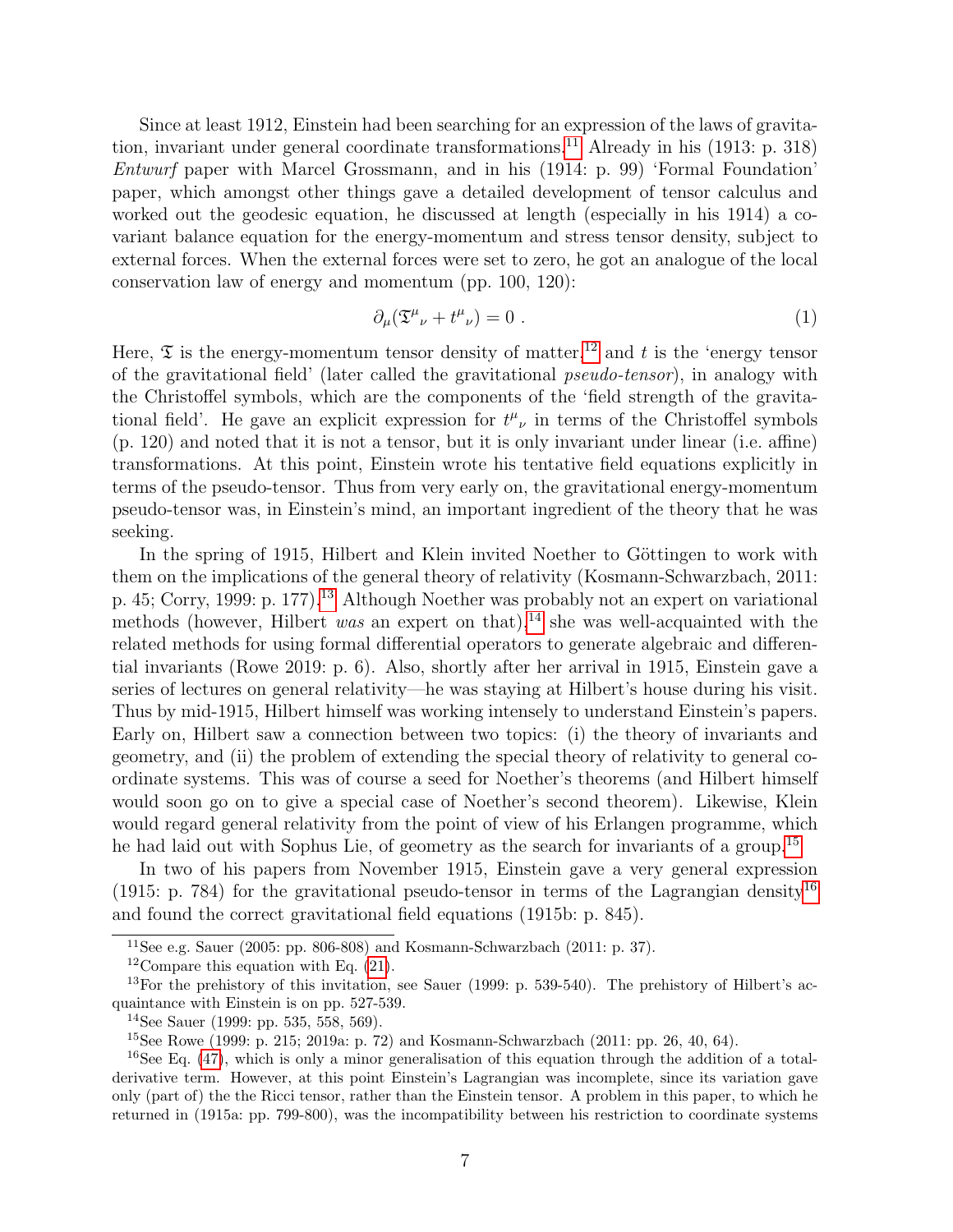Since at least 1912, Einstein had been searching for an expression of the laws of gravitation, invariant under general coordinate transformations.[11] Already in his (1913: p. 318) *Entwurf* paper with Marcel Grossmann, and in his (1914: p. 99) 'Formal Foundation' paper, which amongst other things gave a detailed development of tensor calculus and worked out the geodesic equation, he discussed at length (especially in his 1914) a covariant balance equation for the energy-momentum and stress tensor density, subject to external forces. When the external forces were set to zero, he got an analogue of the local conservation law of energy and momentum (pp. 100, 120):

$$\partial_\mu(\mathfrak{T}^\mu{}_\nu + t^\mu{}_\nu) = 0 \; . \tag{1}$$

Here, $\mathfrak{T}$ is the energy-momentum tensor density of matter,[12] and $t$ is the 'energy tensor of the gravitational field' (later called the gravitational *pseudo-tensor*), in analogy with the Christoffel symbols, which are the components of the 'field strength of the gravitational field'. He gave an explicit expression for $t^\mu{}_\nu$ in terms of the Christoffel symbols (p. 120) and noted that it is not a tensor, but it is only invariant under linear (i.e. affine) transformations. At this point, Einstein wrote his tentative field equations explicitly in terms of the pseudo-tensor. Thus from very early on, the gravitational energy-momentum pseudo-tensor was, in Einstein's mind, an important ingredient of the theory that he was seeking.

In the spring of 1915, Hilbert and Klein invited Noether to Göttingen to work with them on the implications of the general theory of relativity (Kosmann-Schwarzbach, 2011: p. 45; Corry, 1999: p. 177).[13] Although Noether was probably not an expert on variational methods (however, Hilbert *was* an expert on that),[14] she was well-acquainted with the related methods for using formal differential operators to generate algebraic and differential invariants (Rowe 2019: p. 6). Also, shortly after her arrival in 1915, Einstein gave a series of lectures on general relativity—he was staying at Hilbert's house during his visit. Thus by mid-1915, Hilbert himself was working intensely to understand Einstein's papers. Early on, Hilbert saw a connection between two topics: (i) the theory of invariants and geometry, and (ii) the problem of extending the special theory of relativity to general coordinate systems. This was of course a seed for Noether's theorems (and Hilbert himself would soon go on to give a special case of Noether's second theorem). Likewise, Klein would regard general relativity from the point of view of his Erlangen programme, which he had laid out with Sophus Lie, of geometry as the search for invariants of a group.[15]

In two of his papers from November 1915, Einstein gave a very general expression (1915: p. 784) for the gravitational pseudo-tensor in terms of the Lagrangian density[16] and found the correct gravitational field equations (1915b: p. 845).

---

[11] See e.g. Sauer (2005: pp. 806-808) and Kosmann-Schwarzbach (2011: p. 37).

[12] Compare this equation with Eq. (21).

[13] For the prehistory of this invitation, see Sauer (1999: p. 539-540). The prehistory of Hilbert's acquaintance with Einstein is on pp. 527-539.

[14] See Sauer (1999: pp. 535, 558, 569).

[15] See Rowe (1999: p. 215; 2019a: p. 72) and Kosmann-Schwarzbach (2011: pp. 26, 40, 64).

[16] See Eq. (47), which is only a minor generalisation of this equation through the addition of a total-derivative term. However, at this point Einstein's Lagrangian was incomplete, since its variation gave only (part of) the the Ricci tensor, rather than the Einstein tensor. A problem in this paper, to which he returned in (1915a: pp. 799-800), was the incompatibility between his restriction to coordinate systems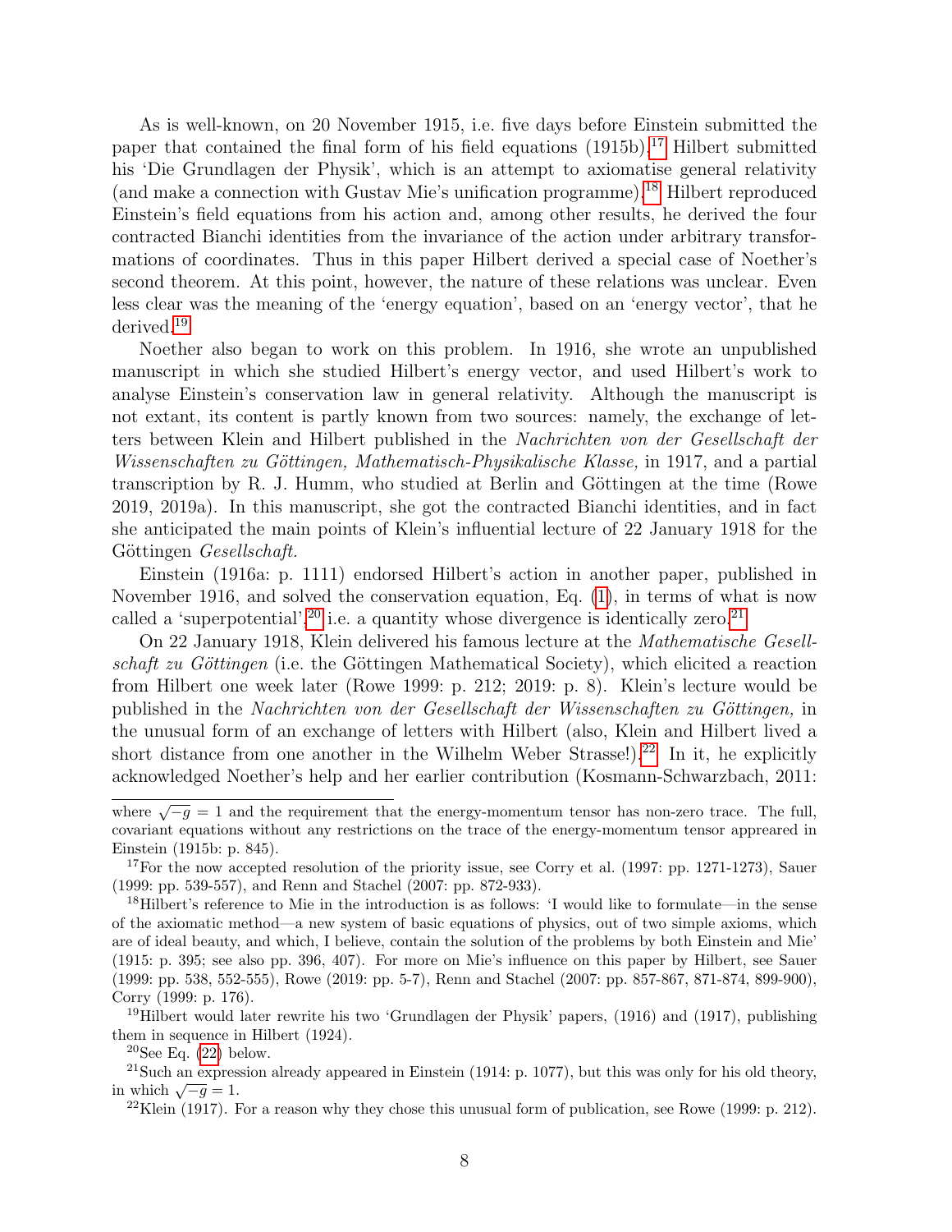As is well-known, on 20 November 1915, i.e. five days before Einstein submitted the paper that contained the final form of his field equations (1915b),[17] Hilbert submitted his 'Die Grundlagen der Physik', which is an attempt to axiomatise general relativity (and make a connection with Gustav Mie's unification programme).[18] Hilbert reproduced Einstein's field equations from his action and, among other results, he derived the four contracted Bianchi identities from the invariance of the action under arbitrary transformations of coordinates. Thus in this paper Hilbert derived a special case of Noether's second theorem. At this point, however, the nature of these relations was unclear. Even less clear was the meaning of the 'energy equation', based on an 'energy vector', that he derived.[19]

Noether also began to work on this problem. In 1916, she wrote an unpublished manuscript in which she studied Hilbert's energy vector, and used Hilbert's work to analyse Einstein's conservation law in general relativity. Although the manuscript is not extant, its content is partly known from two sources: namely, the exchange of letters between Klein and Hilbert published in the *Nachrichten von der Gesellschaft der Wissenschaften zu Göttingen, Mathematisch-Physikalische Klasse,* in 1917, and a partial transcription by R. J. Humm, who studied at Berlin and Göttingen at the time (Rowe 2019, 2019a). In this manuscript, she got the contracted Bianchi identities, and in fact she anticipated the main points of Klein's influential lecture of 22 January 1918 for the Göttingen *Gesellschaft.*

Einstein (1916a: p. 1111) endorsed Hilbert's action in another paper, published in November 1916, and solved the conservation equation, Eq. (1), in terms of what is now called a 'superpotential',[20] i.e. a quantity whose divergence is identically zero.[21]

On 22 January 1918, Klein delivered his famous lecture at the *Mathematische Gesellschaft zu Göttingen* (i.e. the Göttingen Mathematical Society), which elicited a reaction from Hilbert one week later (Rowe 1999: p. 212; 2019: p. 8). Klein's lecture would be published in the *Nachrichten von der Gesellschaft der Wissenschaften zu Göttingen,* in the unusual form of an exchange of letters with Hilbert (also, Klein and Hilbert lived a short distance from one another in the Wilhelm Weber Strasse!).[22] In it, he explicitly acknowledged Noether's help and her earlier contribution (Kosmann-Schwarzbach, 2011:

---

where $\sqrt{-g} = 1$ and the requirement that the energy-momentum tensor has non-zero trace. The full, covariant equations without any restrictions on the trace of the energy-momentum tensor appeared in Einstein (1915b: p. 845).

[17] For the now accepted resolution of the priority issue, see Corry et al. (1997: pp. 1271-1273), Sauer (1999: pp. 539-557), and Renn and Stachel (2007: pp. 872-933).

[18] Hilbert's reference to Mie in the introduction is as follows: 'I would like to formulate—in the sense of the axiomatic method—a new system of basic equations of physics, out of two simple axioms, which are of ideal beauty, and which, I believe, contain the solution of the problems by both Einstein and Mie' (1915: p. 395; see also pp. 396, 407). For more on Mie's influence on this paper by Hilbert, see Sauer (1999: pp. 538, 552-555), Rowe (2019: pp. 5-7), Renn and Stachel (2007: pp. 857-867, 871-874, 899-900), Corry (1999: p. 176).

[19] Hilbert would later rewrite his two 'Grundlagen der Physik' papers, (1916) and (1917), publishing them in sequence in Hilbert (1924).

[20] See Eq. (22) below.

[21] Such an expression already appeared in Einstein (1914: p. 1077), but this was only for his old theory, in which $\sqrt{-g} = 1$.

[22] Klein (1917). For a reason why they chose this unusual form of publication, see Rowe (1999: p. 212).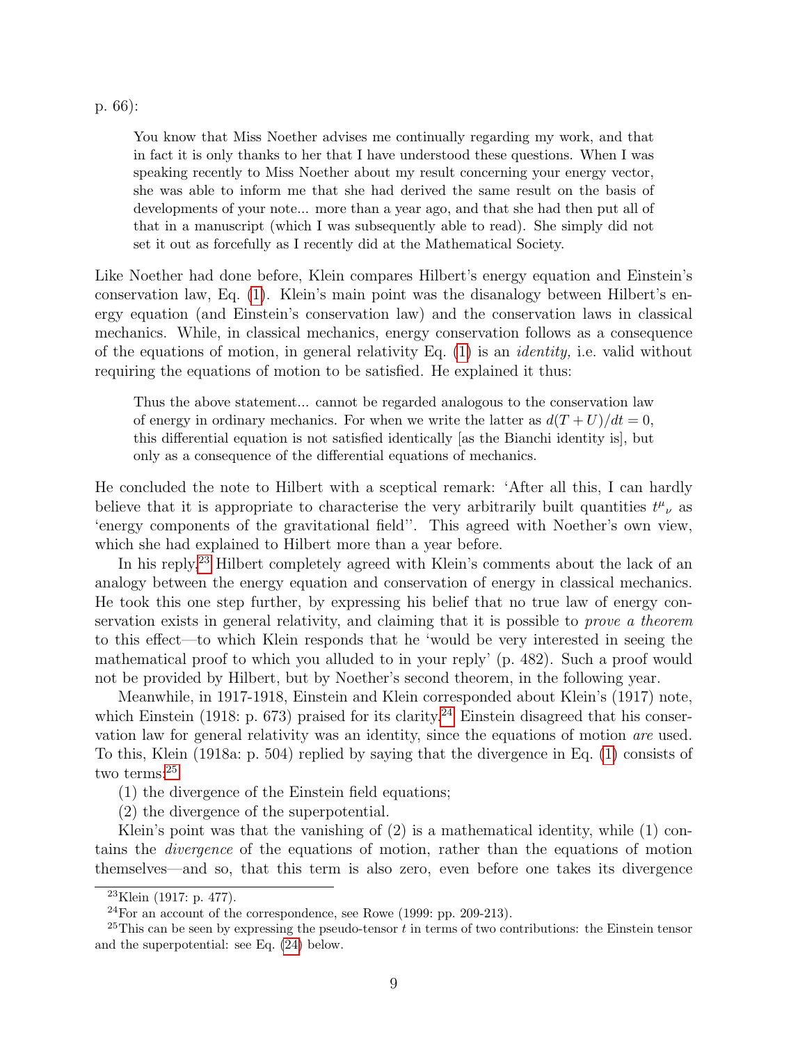p. 66):

> You know that Miss Noether advises me continually regarding my work, and that in fact it is only thanks to her that I have understood these questions. When I was speaking recently to Miss Noether about my result concerning your energy vector, she was able to inform me that she had derived the same result on the basis of developments of your note... more than a year ago, and that she had then put all of that in a manuscript (which I was subsequently able to read). She simply did not set it out as forcefully as I recently did at the Mathematical Society.

Like Noether had done before, Klein compares Hilbert's energy equation and Einstein's conservation law, Eq. (1). Klein's main point was the disanalogy between Hilbert's energy equation (and Einstein's conservation law) and the conservation laws in classical mechanics. While, in classical mechanics, energy conservation follows as a consequence of the equations of motion, in general relativity Eq. (1) is an *identity,* i.e. valid without requiring the equations of motion to be satisfied. He explained it thus:

> Thus the above statement... cannot be regarded analogous to the conservation law of energy in ordinary mechanics. For when we write the latter as $d(T+U)/dt=0$, this differential equation is not satisfied identically [as the Bianchi identity is], but only as a consequence of the differential equations of mechanics.

He concluded the note to Hilbert with a sceptical remark: 'After all this, I can hardly believe that it is appropriate to characterise the very arbitrarily built quantities $t^{\mu}{}_{\nu}$ as 'energy components of the gravitational field''. This agreed with Noether's own view, which she had explained to Hilbert more than a year before.

In his reply,[23] Hilbert completely agreed with Klein's comments about the lack of an analogy between the energy equation and conservation of energy in classical mechanics. He took this one step further, by expressing his belief that no true law of energy conservation exists in general relativity, and claiming that it is possible to *prove a theorem* to this effect—to which Klein responds that he 'would be very interested in seeing the mathematical proof to which you alluded to in your reply' (p. 482). Such a proof would not be provided by Hilbert, but by Noether's second theorem, in the following year.

Meanwhile, in 1917-1918, Einstein and Klein corresponded about Klein's (1917) note, which Einstein (1918: p. 673) praised for its clarity.[24] Einstein disagreed that his conservation law for general relativity was an identity, since the equations of motion *are* used. To this, Klein (1918a: p. 504) replied by saying that the divergence in Eq. (1) consists of two terms:[25]

(1) the divergence of the Einstein field equations;

(2) the divergence of the superpotential.

Klein's point was that the vanishing of (2) is a mathematical identity, while (1) contains the *divergence* of the equations of motion, rather than the equations of motion themselves—and so, that this term is also zero, even before one takes its divergence

[23] Klein (1917: p. 477).

[24] For an account of the correspondence, see Rowe (1999: pp. 209-213).

[25] This can be seen by expressing the pseudo-tensor $t$ in terms of two contributions: the Einstein tensor and the superpotential: see Eq. (24) below.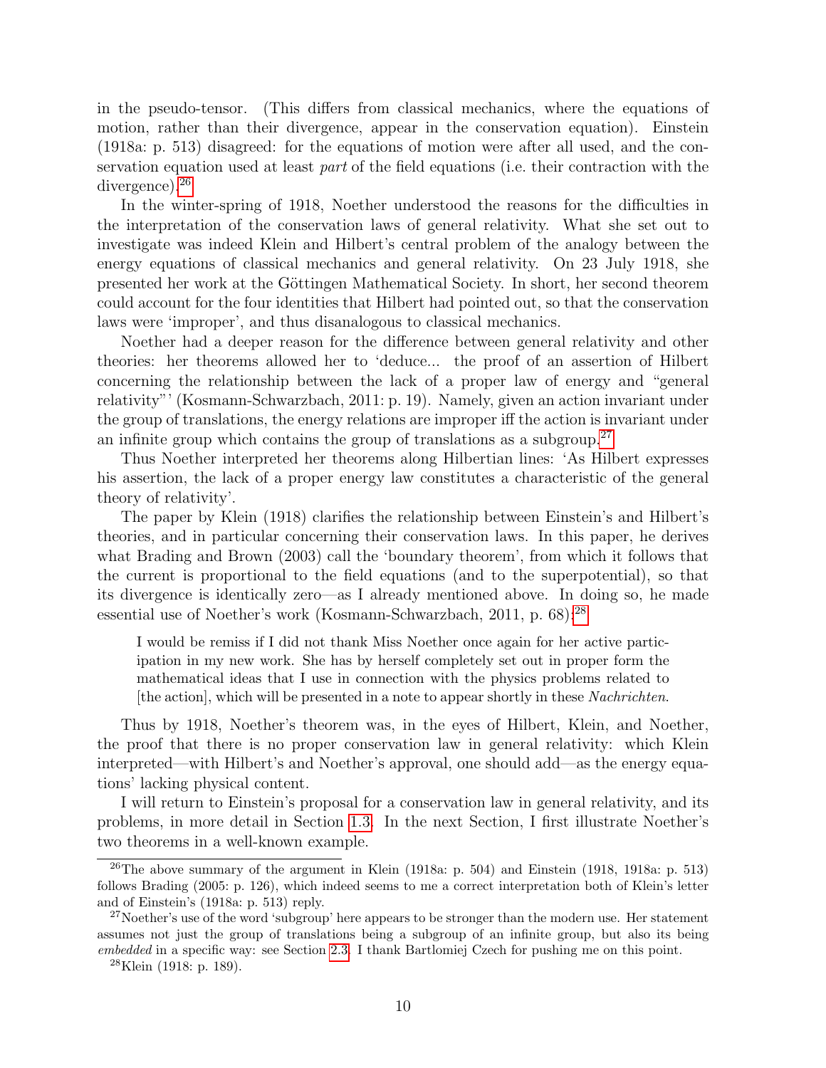in the pseudo-tensor. (This differs from classical mechanics, where the equations of motion, rather than their divergence, appear in the conservation equation). Einstein (1918a: p. 513) disagreed: for the equations of motion were after all used, and the conservation equation used at least *part* of the field equations (i.e. their contraction with the divergence).[26]

In the winter-spring of 1918, Noether understood the reasons for the difficulties in the interpretation of the conservation laws of general relativity. What she set out to investigate was indeed Klein and Hilbert's central problem of the analogy between the energy equations of classical mechanics and general relativity. On 23 July 1918, she presented her work at the Göttingen Mathematical Society. In short, her second theorem could account for the four identities that Hilbert had pointed out, so that the conservation laws were 'improper', and thus disanalogous to classical mechanics.

Noether had a deeper reason for the difference between general relativity and other theories: her theorems allowed her to 'deduce... the proof of an assertion of Hilbert concerning the relationship between the lack of a proper law of energy and "general relativity"' (Kosmann-Schwarzbach, 2011: p. 19). Namely, given an action invariant under the group of translations, the energy relations are improper iff the action is invariant under an infinite group which contains the group of translations as a subgroup.[27]

Thus Noether interpreted her theorems along Hilbertian lines: 'As Hilbert expresses his assertion, the lack of a proper energy law constitutes a characteristic of the general theory of relativity'.

The paper by Klein (1918) clarifies the relationship between Einstein's and Hilbert's theories, and in particular concerning their conservation laws. In this paper, he derives what Brading and Brown (2003) call the 'boundary theorem', from which it follows that the current is proportional to the field equations (and to the superpotential), so that its divergence is identically zero—as I already mentioned above. In doing so, he made essential use of Noether's work (Kosmann-Schwarzbach, 2011, p. 68):[28]

> I would be remiss if I did not thank Miss Noether once again for her active participation in my new work. She has by herself completely set out in proper form the mathematical ideas that I use in connection with the physics problems related to [the action], which will be presented in a note to appear shortly in these *Nachrichten*.

Thus by 1918, Noether's theorem was, in the eyes of Hilbert, Klein, and Noether, the proof that there is no proper conservation law in general relativity: which Klein interpreted—with Hilbert's and Noether's approval, one should add—as the energy equations' lacking physical content.

I will return to Einstein's proposal for a conservation law in general relativity, and its problems, in more detail in Section 1.3. In the next Section, I first illustrate Noether's two theorems in a well-known example.

---

[26] The above summary of the argument in Klein (1918a: p. 504) and Einstein (1918, 1918a: p. 513) follows Brading (2005: p. 126), which indeed seems to me a correct interpretation both of Klein's letter and of Einstein's (1918a: p. 513) reply.

[27] Noether's use of the word 'subgroup' here appears to be stronger than the modern use. Her statement assumes not just the group of translations being a subgroup of an infinite group, but also its being *embedded* in a specific way: see Section 2.3. I thank Bartlomiej Czech for pushing me on this point.

[28] Klein (1918: p. 189).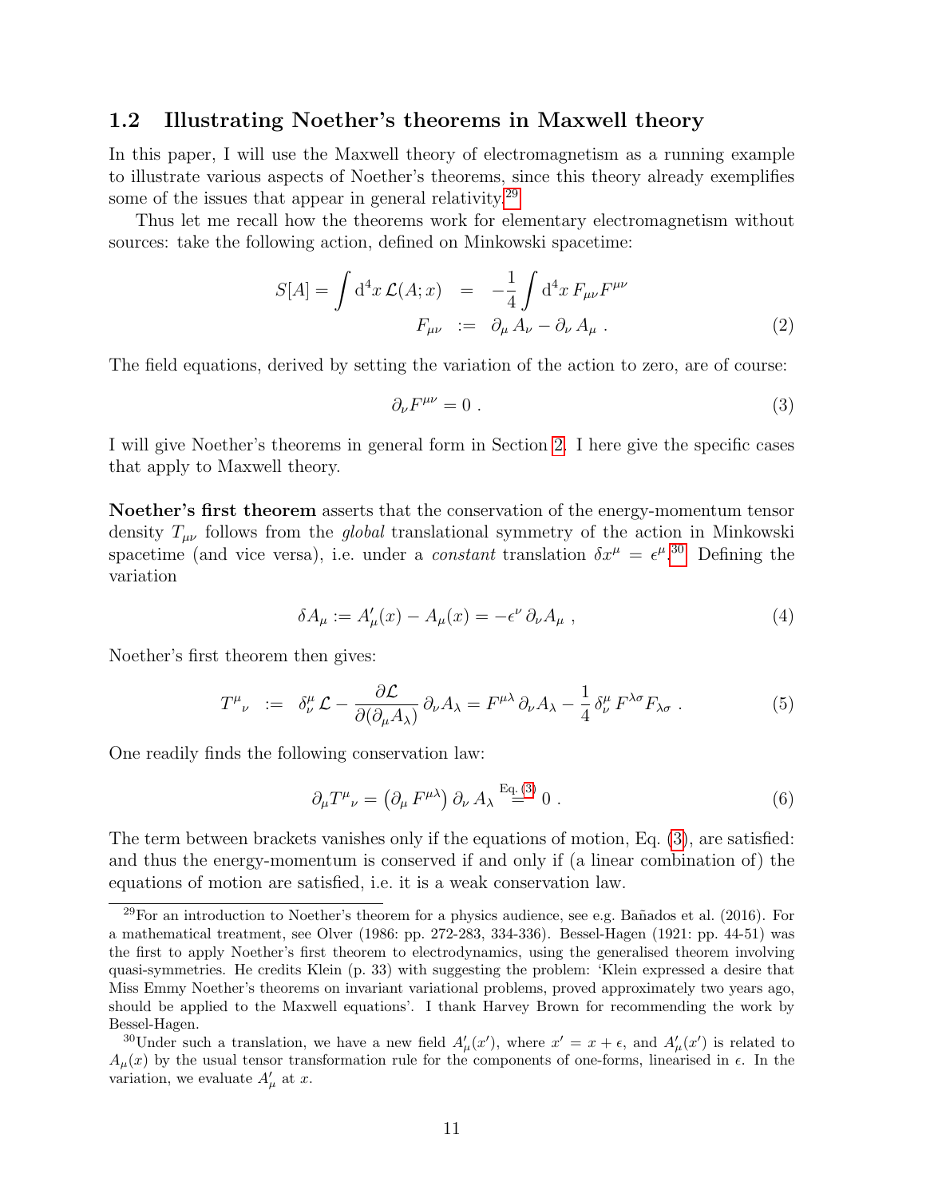### 1.2 Illustrating Noether's theorems in Maxwell theory

In this paper, I will use the Maxwell theory of electromagnetism as a running example to illustrate various aspects of Noether's theorems, since this theory already exemplifies some of the issues that appear in general relativity.[29]

Thus let me recall how the theorems work for elementary electromagnetism without sources: take the following action, defined on Minkowski spacetime:

$$S[A] = \int \mathrm{d}^4x\, \mathcal{L}(A;x) \;=\; -\frac{1}{4}\int \mathrm{d}^4x\, F_{\mu\nu}F^{\mu\nu}$$
$$F_{\mu\nu} \;:=\; \partial_\mu A_\nu - \partial_\nu A_\mu \,. \tag{2}$$

The field equations, derived by setting the variation of the action to zero, are of course:

$$\partial_\nu F^{\mu\nu} = 0\,. \tag{3}$$

I will give Noether's theorems in general form in Section 2. I here give the specific cases that apply to Maxwell theory.

**Noether's first theorem** asserts that the conservation of the energy-momentum tensor density $T_{\mu\nu}$ follows from the *global* translational symmetry of the action in Minkowski spacetime (and vice versa), i.e. under a *constant* translation $\delta x^\mu = \epsilon^\mu$.[30] Defining the variation

$$\delta A_\mu := A'_\mu(x) - A_\mu(x) = -\epsilon^\nu\, \partial_\nu A_\mu\,, \tag{4}$$

Noether's first theorem then gives:

$$T^\mu{}_\nu \;:=\; \delta^\mu_\nu\, \mathcal{L} - \frac{\partial\mathcal{L}}{\partial(\partial_\mu A_\lambda)}\,\partial_\nu A_\lambda = F^{\mu\lambda}\,\partial_\nu A_\lambda - \frac{1}{4}\,\delta^\mu_\nu\, F^{\lambda\sigma}F_{\lambda\sigma}\,. \tag{5}$$

One readily finds the following conservation law:

$$\partial_\mu T^\mu{}_\nu = \left(\partial_\mu\, F^{\mu\lambda}\right)\partial_\nu\, A_\lambda \overset{\text{Eq. (3)}}{=} 0\,. \tag{6}$$

The term between brackets vanishes only if the equations of motion, Eq. (3), are satisfied: and thus the energy-momentum is conserved if and only if (a linear combination of) the equations of motion are satisfied, i.e. it is a weak conservation law.

---

[29] For an introduction to Noether's theorem for a physics audience, see e.g. Bañados et al. (2016). For a mathematical treatment, see Olver (1986: pp. 272-283, 334-336). Bessel-Hagen (1921: pp. 44-51) was the first to apply Noether's first theorem to electrodynamics, using the generalised theorem involving quasi-symmetries. He credits Klein (p. 33) with suggesting the problem: 'Klein expressed a desire that Miss Emmy Noether's theorems on invariant variational problems, proved approximately two years ago, should be applied to the Maxwell equations'. I thank Harvey Brown for recommending the work by Bessel-Hagen.

[30] Under such a translation, we have a new field $A'_\mu(x')$, where $x' = x + \epsilon$, and $A'_\mu(x')$ is related to $A_\mu(x)$ by the usual tensor transformation rule for the components of one-forms, linearised in $\epsilon$. In the variation, we evaluate $A'_\mu$ at $x$.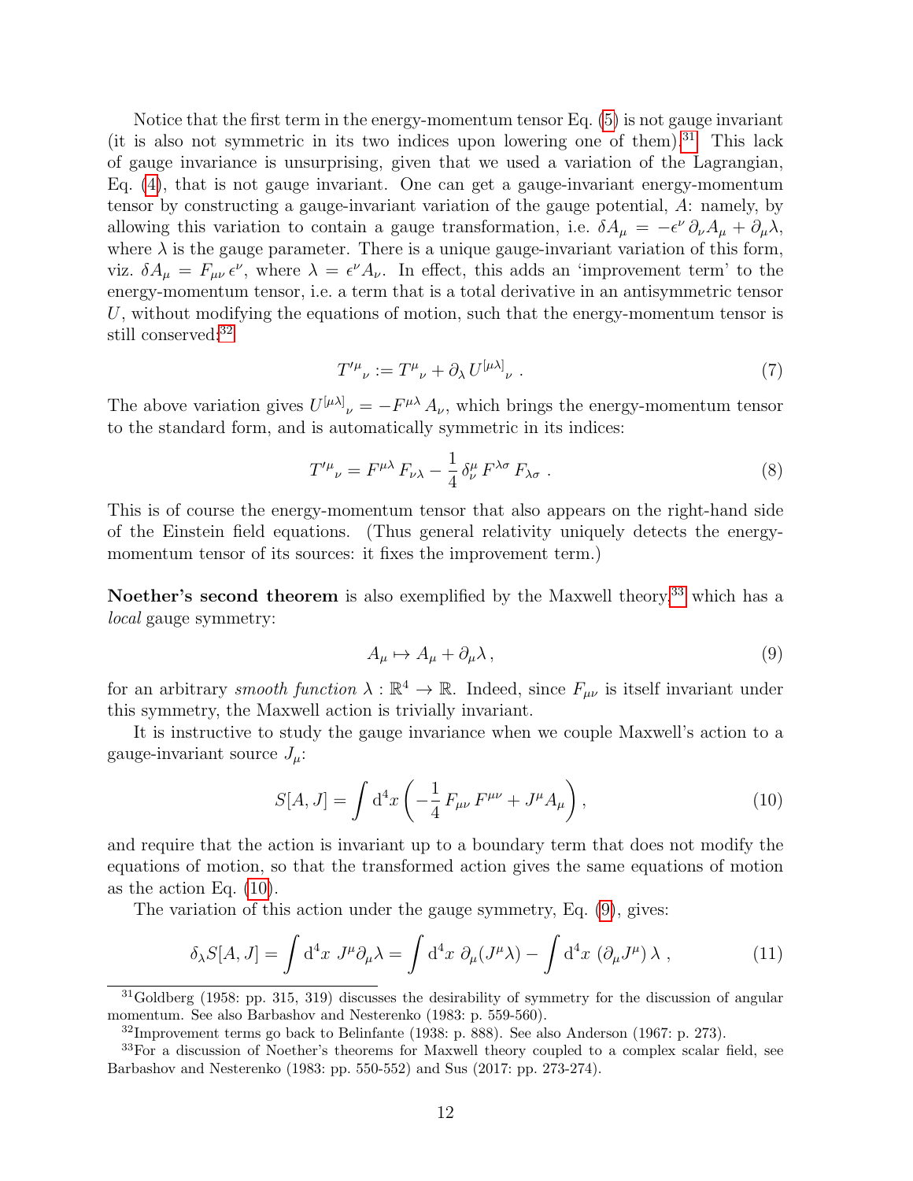Notice that the first term in the energy-momentum tensor Eq. (5) is not gauge invariant (it is also not symmetric in its two indices upon lowering one of them).[31] This lack of gauge invariance is unsurprising, given that we used a variation of the Lagrangian, Eq. (4), that is not gauge invariant. One can get a gauge-invariant energy-momentum tensor by constructing a gauge-invariant variation of the gauge potential, $A$: namely, by allowing this variation to contain a gauge transformation, i.e. $\delta A_\mu = -\epsilon^\nu\,\partial_\nu A_\mu + \partial_\mu\lambda$, where $\lambda$ is the gauge parameter. There is a unique gauge-invariant variation of this form, viz. $\delta A_\mu = F_{\mu\nu}\,\epsilon^\nu$, where $\lambda = \epsilon^\nu A_\nu$. In effect, this adds an 'improvement term' to the energy-momentum tensor, i.e. a term that is a total derivative in an antisymmetric tensor $U$, without modifying the equations of motion, such that the energy-momentum tensor is still conserved:[32]

$$T'^{\mu}{}_{\nu} := T^{\mu}{}_{\nu} + \partial_\lambda\, U^{[\mu\lambda]}{}_{\nu}\;. \tag{7}$$

The above variation gives $U^{[\mu\lambda]}{}_{\nu} = -F^{\mu\lambda}\,A_\nu$, which brings the energy-momentum tensor to the standard form, and is automatically symmetric in its indices:

$$T'^{\mu}{}_{\nu} = F^{\mu\lambda}\,F_{\nu\lambda} - \frac{1}{4}\,\delta^{\mu}_{\nu}\,F^{\lambda\sigma}\,F_{\lambda\sigma}\;. \tag{8}$$

This is of course the energy-momentum tensor that also appears on the right-hand side of the Einstein field equations. (Thus general relativity uniquely detects the energy-momentum tensor of its sources: it fixes the improvement term.)

**Noether's second theorem** is also exemplified by the Maxwell theory,[33] which has a *local* gauge symmetry:

$$A_\mu \mapsto A_\mu + \partial_\mu\lambda\,, \tag{9}$$

for an arbitrary *smooth function* $\lambda : \mathbb{R}^4 \to \mathbb{R}$. Indeed, since $F_{\mu\nu}$ is itself invariant under this symmetry, the Maxwell action is trivially invariant.

It is instructive to study the gauge invariance when we couple Maxwell's action to a gauge-invariant source $J_\mu$:

$$S[A,J] = \int \mathrm{d}^4x \left(-\frac{1}{4}\,F_{\mu\nu}\,F^{\mu\nu} + J^\mu A_\mu\right), \tag{10}$$

and require that the action is invariant up to a boundary term that does not modify the equations of motion, so that the transformed action gives the same equations of motion as the action Eq. (10).

The variation of this action under the gauge symmetry, Eq. (9), gives:

$$\delta_\lambda S[A,J] = \int \mathrm{d}^4x\;J^\mu\partial_\mu\lambda = \int \mathrm{d}^4x\;\partial_\mu(J^\mu\lambda) - \int \mathrm{d}^4x\;(\partial_\mu J^\mu)\,\lambda\;, \tag{11}$$

[31] Goldberg (1958: pp. 315, 319) discusses the desirability of symmetry for the discussion of angular momentum. See also Barbashov and Nesterenko (1983: p. 559-560).

[32] Improvement terms go back to Belinfante (1938: p. 888). See also Anderson (1967: p. 273).

[33] For a discussion of Noether's theorems for Maxwell theory coupled to a complex scalar field, see Barbashov and Nesterenko (1983: pp. 550-552) and Sus (2017: pp. 273-274).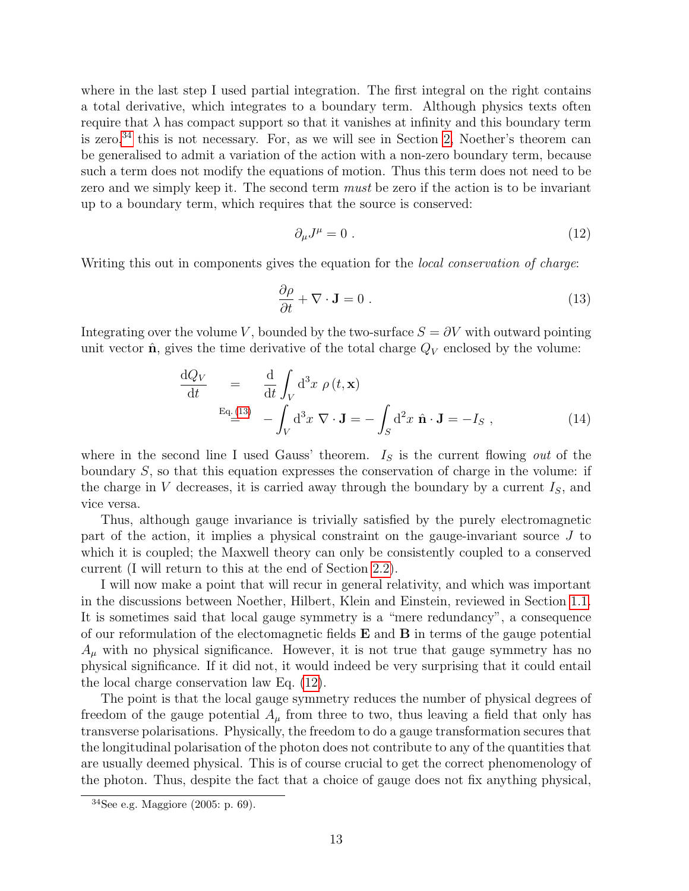where in the last step I used partial integration. The first integral on the right contains a total derivative, which integrates to a boundary term. Although physics texts often require that $\lambda$ has compact support so that it vanishes at infinity and this boundary term is zero,[34] this is not necessary. For, as we will see in Section 2, Noether's theorem can be generalised to admit a variation of the action with a non-zero boundary term, because such a term does not modify the equations of motion. Thus this term does not need to be zero and we simply keep it. The second term *must* be zero if the action is to be invariant up to a boundary term, which requires that the source is conserved:

$$\partial_\mu J^\mu = 0 \,. \tag{12}$$

Writing this out in components gives the equation for the *local conservation of charge*:

$$\frac{\partial \rho}{\partial t} + \nabla \cdot \mathbf{J} = 0 \,. \tag{13}$$

Integrating over the volume $V$, bounded by the two-surface $S = \partial V$ with outward pointing unit vector $\hat{\mathbf{n}}$, gives the time derivative of the total charge $Q_V$ enclosed by the volume:

$$\begin{aligned} \frac{\mathrm{d}Q_V}{\mathrm{d}t} &= \frac{\mathrm{d}}{\mathrm{d}t}\int_V \mathrm{d}^3x \; \rho\,(t, \mathbf{x}) \\ &\overset{\text{Eq. (13)}}{=} -\int_V \mathrm{d}^3x \; \nabla \cdot \mathbf{J} = -\int_S \mathrm{d}^2x \; \hat{\mathbf{n}} \cdot \mathbf{J} = -I_S \,, \end{aligned} \tag{14}$$

where in the second line I used Gauss' theorem. $I_S$ is the current flowing *out* of the boundary $S$, so that this equation expresses the conservation of charge in the volume: if the charge in $V$ decreases, it is carried away through the boundary by a current $I_S$, and vice versa.

Thus, although gauge invariance is trivially satisfied by the purely electromagnetic part of the action, it implies a physical constraint on the gauge-invariant source $J$ to which it is coupled; the Maxwell theory can only be consistently coupled to a conserved current (I will return to this at the end of Section 2.2).

I will now make a point that will recur in general relativity, and which was important in the discussions between Noether, Hilbert, Klein and Einstein, reviewed in Section 1.1. It is sometimes said that local gauge symmetry is a "mere redundancy", a consequence of our reformulation of the electomagnetic fields $\mathbf{E}$ and $\mathbf{B}$ in terms of the gauge potential $A_\mu$ with no physical significance. However, it is not true that gauge symmetry has no physical significance. If it did not, it would indeed be very surprising that it could entail the local charge conservation law Eq. (12).

The point is that the local gauge symmetry reduces the number of physical degrees of freedom of the gauge potential $A_\mu$ from three to two, thus leaving a field that only has transverse polarisations. Physically, the freedom to do a gauge transformation secures that the longitudinal polarisation of the photon does not contribute to any of the quantities that are usually deemed physical. This is of course crucial to get the correct phenomenology of the photon. Thus, despite the fact that a choice of gauge does not fix anything physical,

[34] See e.g. Maggiore (2005: p. 69).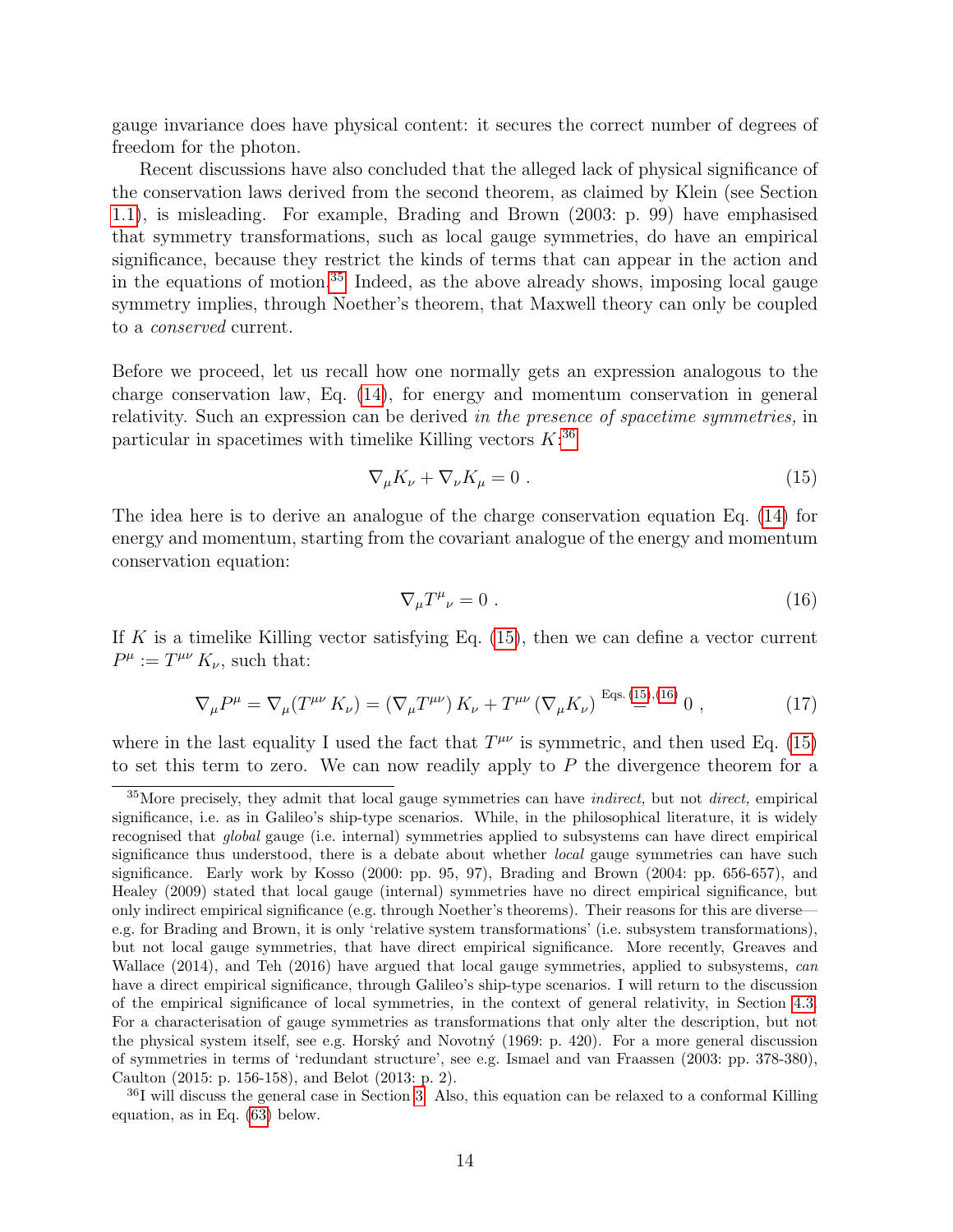gauge invariance does have physical content: it secures the correct number of degrees of freedom for the photon.

Recent discussions have also concluded that the alleged lack of physical significance of the conservation laws derived from the second theorem, as claimed by Klein (see Section 1.1), is misleading. For example, Brading and Brown (2003: p. 99) have emphasised that symmetry transformations, such as local gauge symmetries, do have an empirical significance, because they restrict the kinds of terms that can appear in the action and in the equations of motion.[35] Indeed, as the above already shows, imposing local gauge symmetry implies, through Noether's theorem, that Maxwell theory can only be coupled to a *conserved* current.

Before we proceed, let us recall how one normally gets an expression analogous to the charge conservation law, Eq. (14), for energy and momentum conservation in general relativity. Such an expression can be derived *in the presence of spacetime symmetries,* in particular in spacetimes with timelike Killing vectors $K$:[36]

$$\nabla_\mu K_\nu + \nabla_\nu K_\mu = 0\;. \tag{15}$$

The idea here is to derive an analogue of the charge conservation equation Eq. (14) for energy and momentum, starting from the covariant analogue of the energy and momentum conservation equation:

$$\nabla_\mu T^\mu{}_\nu = 0\;. \tag{16}$$

If $K$ is a timelike Killing vector satisfying Eq. (15), then we can define a vector current $P^\mu := T^{\mu\nu}\,K_\nu$, such that:

$$\nabla_\mu P^\mu = \nabla_\mu(T^{\mu\nu}\,K_\nu) = (\nabla_\mu T^{\mu\nu})\,K_\nu + T^{\mu\nu}\,(\nabla_\mu K_\nu) \overset{\text{Eqs. (15),(16)}}{=} 0\;, \tag{17}$$

where in the last equality I used the fact that $T^{\mu\nu}$ is symmetric, and then used Eq. (15) to set this term to zero. We can now readily apply to $P$ the divergence theorem for a

[35] More precisely, they admit that local gauge symmetries can have *indirect,* but not *direct,* empirical significance, i.e. as in Galileo's ship-type scenarios. While, in the philosophical literature, it is widely recognised that *global* gauge (i.e. internal) symmetries applied to subsystems can have direct empirical significance thus understood, there is a debate about whether *local* gauge symmetries can have such significance. Early work by Kosso (2000: pp. 95, 97), Brading and Brown (2004: pp. 656-657), and Healey (2009) stated that local gauge (internal) symmetries have no direct empirical significance, but only indirect empirical significance (e.g. through Noether's theorems). Their reasons for this are diverse—e.g. for Brading and Brown, it is only 'relative system transformations' (i.e. subsystem transformations), but not local gauge symmetries, that have direct empirical significance. More recently, Greaves and Wallace (2014), and Teh (2016) have argued that local gauge symmetries, applied to subsystems, *can* have a direct empirical significance, through Galileo's ship-type scenarios. I will return to the discussion of the empirical significance of local symmetries, in the context of general relativity, in Section 4.3. For a characterisation of gauge symmetries as transformations that only alter the description, but not the physical system itself, see e.g. Horský and Novotný (1969: p. 420). For a more general discussion of symmetries in terms of 'redundant structure', see e.g. Ismael and van Fraassen (2003: pp. 378-380), Caulton (2015: p. 156-158), and Belot (2013: p. 2).

[36] I will discuss the general case in Section 3. Also, this equation can be relaxed to a conformal Killing equation, as in Eq. (63) below.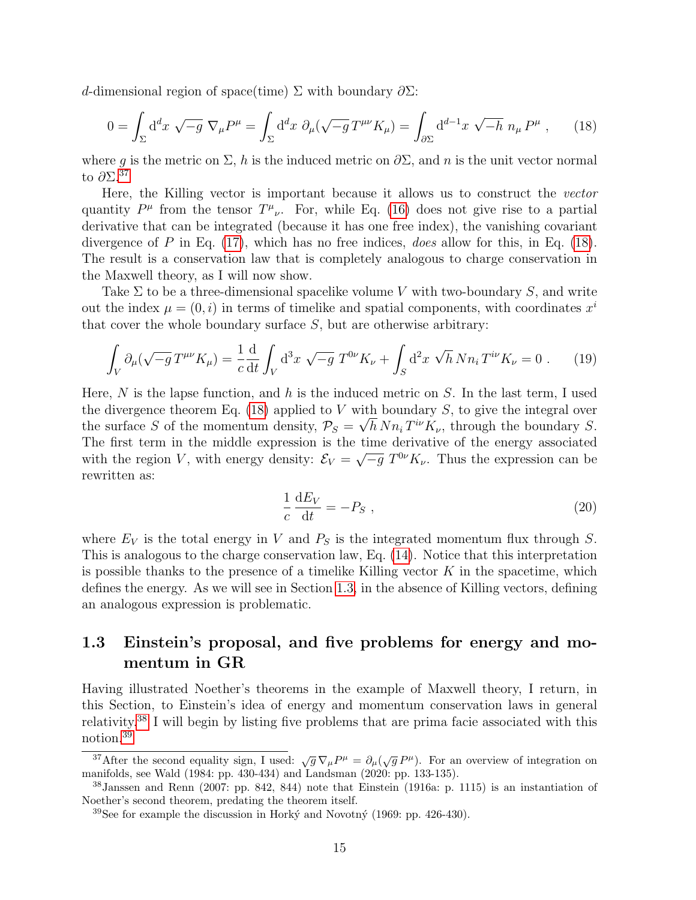$d$-dimensional region of space(time) $\Sigma$ with boundary $\partial\Sigma$:

$$0 = \int_\Sigma \mathrm{d}^d x \, \sqrt{-g} \, \nabla_\mu P^\mu = \int_\Sigma \mathrm{d}^d x \, \partial_\mu(\sqrt{-g}\, T^{\mu\nu} K_\mu) = \int_{\partial\Sigma} \mathrm{d}^{d-1} x \, \sqrt{-h} \, n_\mu \, P^\mu \, , \qquad (18)$$

where $g$ is the metric on $\Sigma$, $h$ is the induced metric on $\partial\Sigma$, and $n$ is the unit vector normal to $\partial\Sigma$.[37]

Here, the Killing vector is important because it allows us to construct the *vector* quantity $P^\mu$ from the tensor $T^\mu{}_\nu$. For, while Eq. (16) does not give rise to a partial derivative that can be integrated (because it has one free index), the vanishing covariant divergence of $P$ in Eq. (17), which has no free indices, *does* allow for this, in Eq. (18). The result is a conservation law that is completely analogous to charge conservation in the Maxwell theory, as I will now show.

Take $\Sigma$ to be a three-dimensional spacelike volume $V$ with two-boundary $S$, and write out the index $\mu = (0, i)$ in terms of timelike and spatial components, with coordinates $x^i$ that cover the whole boundary surface $S$, but are otherwise arbitrary:

$$\int_V \partial_\mu(\sqrt{-g}\, T^{\mu\nu} K_\mu) = \frac{1}{c}\frac{\mathrm{d}}{\mathrm{d}t}\int_V \mathrm{d}^3 x \, \sqrt{-g} \, T^{0\nu} K_\nu + \int_S \mathrm{d}^2 x \, \sqrt{h}\, N n_i \, T^{i\nu} K_\nu = 0 \, . \qquad (19)$$

Here, $N$ is the lapse function, and $h$ is the induced metric on $S$. In the last term, I used the divergence theorem Eq. (18) applied to $V$ with boundary $S$, to give the integral over the surface $S$ of the momentum density, $\mathcal{P}_S = \sqrt{h}\, N n_i \, T^{i\nu} K_\nu$, through the boundary $S$. The first term in the middle expression is the time derivative of the energy associated with the region $V$, with energy density: $\mathcal{E}_V = \sqrt{-g}\; T^{0\nu} K_\nu$. Thus the expression can be rewritten as:

$$\frac{1}{c}\,\frac{\mathrm{d}E_V}{\mathrm{d}t} = -P_S \; , \qquad (20)$$

where $E_V$ is the total energy in $V$ and $P_S$ is the integrated momentum flux through $S$. This is analogous to the charge conservation law, Eq. (14). Notice that this interpretation is possible thanks to the presence of a timelike Killing vector $K$ in the spacetime, which defines the energy. As we will see in Section 1.3, in the absence of Killing vectors, defining an analogous expression is problematic.

## 1.3 Einstein's proposal, and five problems for energy and momentum in GR

Having illustrated Noether's theorems in the example of Maxwell theory, I return, in this Section, to Einstein's idea of energy and momentum conservation laws in general relativity.[38] I will begin by listing five problems that are prima facie associated with this notion.[39]

---

[37] After the second equality sign, I used: $\sqrt{g}\,\nabla_\mu P^\mu = \partial_\mu(\sqrt{g}\, P^\mu)$. For an overview of integration on manifolds, see Wald (1984: pp. 430-434) and Landsman (2020: pp. 133-135).

[38] Janssen and Renn (2007: pp. 842, 844) note that Einstein (1916a: p. 1115) is an instantiation of Noether's second theorem, predating the theorem itself.

[39] See for example the discussion in Horký and Novotný (1969: pp. 426-430).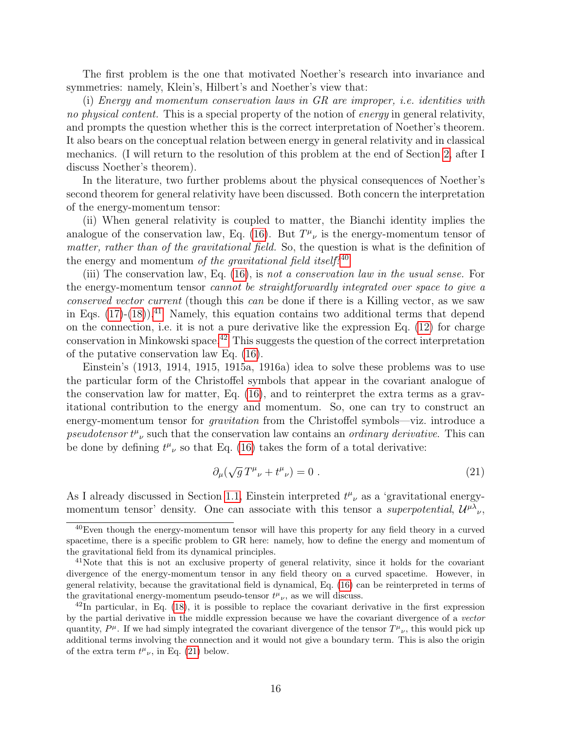The first problem is the one that motivated Noether's research into invariance and symmetries: namely, Klein's, Hilbert's and Noether's view that:

(i) *Energy and momentum conservation laws in GR are improper, i.e. identities with no physical content.* This is a special property of the notion of *energy* in general relativity, and prompts the question whether this is the correct interpretation of Noether's theorem. It also bears on the conceptual relation between energy in general relativity and in classical mechanics. (I will return to the resolution of this problem at the end of Section 2, after I discuss Noether's theorem).

In the literature, two further problems about the physical consequences of Noether's second theorem for general relativity have been discussed. Both concern the interpretation of the energy-momentum tensor:

(ii) When general relativity is coupled to matter, the Bianchi identity implies the analogue of the conservation law, Eq. (16). But $T^\mu{}_\nu$ is the energy-momentum tensor of *matter, rather than of the gravitational field.* So, the question is what is the definition of the energy and momentum *of the gravitational field itself?*[40]

(iii) The conservation law, Eq. (16), is *not a conservation law in the usual sense.* For the energy-momentum tensor *cannot be straightforwardly integrated over space to give a conserved vector current* (though this *can* be done if there is a Killing vector, as we saw in Eqs. (17)-(18)).[41] Namely, this equation contains two additional terms that depend on the connection, i.e. it is not a pure derivative like the expression Eq. (12) for charge conservation in Minkowski space.[42] This suggests the question of the correct interpretation of the putative conservation law Eq. (16).

Einstein's (1913, 1914, 1915, 1915a, 1916a) idea to solve these problems was to use the particular form of the Christoffel symbols that appear in the covariant analogue of the conservation law for matter, Eq. (16), and to reinterpret the extra terms as a gravitational contribution to the energy and momentum. So, one can try to construct an energy-momentum tensor for *gravitation* from the Christoffel symbols—viz. introduce a *pseudotensor* $t^\mu{}_\nu$ such that the conservation law contains an *ordinary derivative*. This can be done by defining $t^\mu{}_\nu$ so that Eq. (16) takes the form of a total derivative:

$$\partial_\mu(\sqrt{g}\,T^\mu{}_\nu + t^\mu{}_\nu) = 0\ . \tag{21}$$

As I already discussed in Section 1.1, Einstein interpreted $t^\mu{}_\nu$ as a 'gravitational energy-momentum tensor' density. One can associate with this tensor a *superpotential*, $\mathcal{U}^{\mu\lambda}{}_\nu$,

---

[40] Even though the energy-momentum tensor will have this property for any field theory in a curved spacetime, there is a specific problem to GR here: namely, how to define the energy and momentum of the gravitational field from its dynamical principles.

[41] Note that this is not an exclusive property of general relativity, since it holds for the covariant divergence of the energy-momentum tensor in any field theory on a curved spacetime. However, in general relativity, because the gravitational field is dynamical, Eq. (16) can be reinterpreted in terms of the gravitational energy-momentum pseudo-tensor $t^\mu{}_\nu$, as we will discuss.

[42] In particular, in Eq. (18), it is possible to replace the covariant derivative in the first expression by the partial derivative in the middle expression because we have the covariant divergence of a *vector* quantity, $P^\mu$. If we had simply integrated the covariant divergence of the tensor $T^\mu{}_\nu$, this would pick up additional terms involving the connection and it would not give a boundary term. This is also the origin of the extra term $t^\mu{}_\nu$, in Eq. (21) below.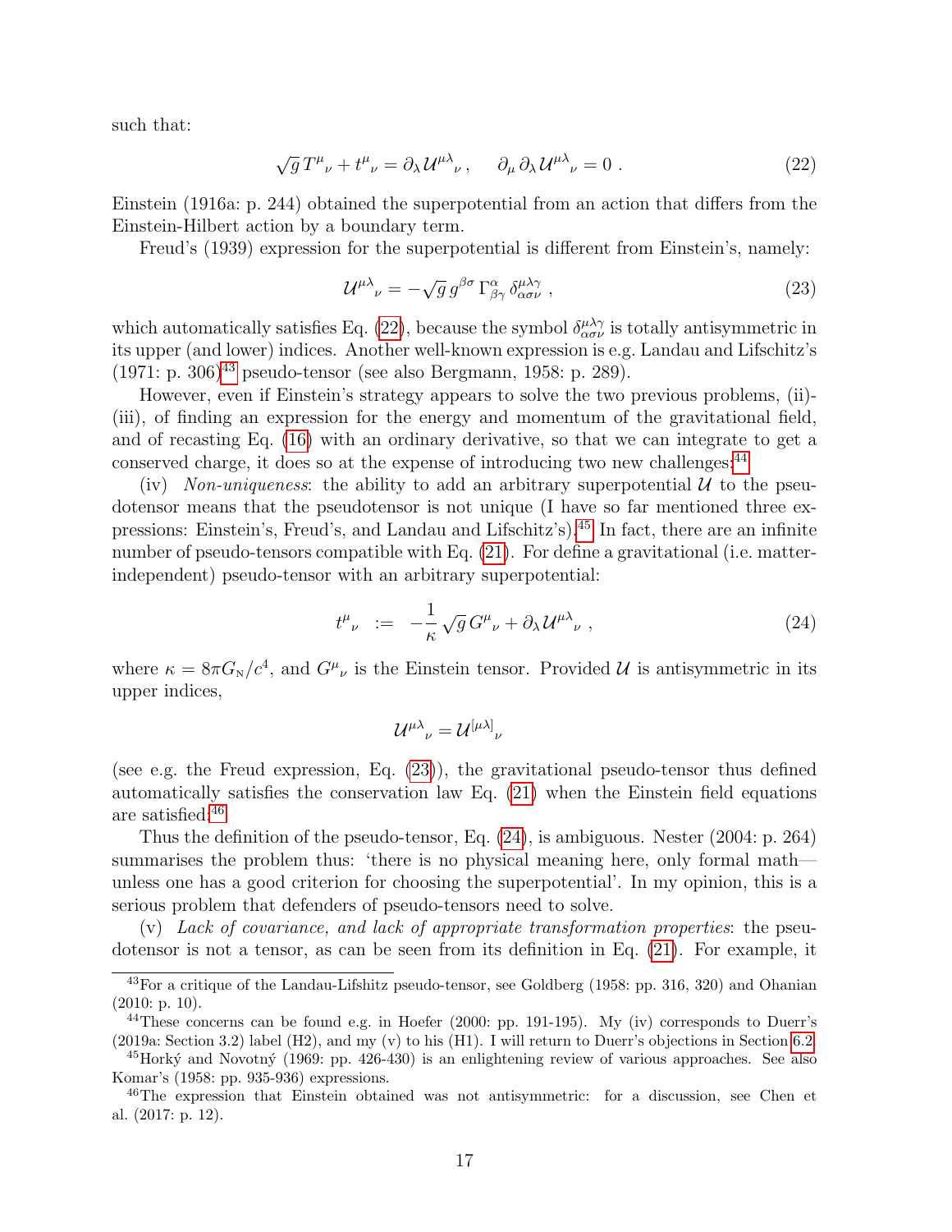such that:

$$\sqrt{g}\, T^{\mu}{}_{\nu} + t^{\mu}{}_{\nu} = \partial_\lambda \mathcal{U}^{\mu\lambda}{}_{\nu}\,, \qquad \partial_\mu\, \partial_\lambda \mathcal{U}^{\mu\lambda}{}_{\nu} = 0\;. \tag{22}$$

Einstein (1916a: p. 244) obtained the superpotential from an action that differs from the Einstein-Hilbert action by a boundary term.

Freud's (1939) expression for the superpotential is different from Einstein's, namely:

$$\mathcal{U}^{\mu\lambda}{}_{\nu} = -\sqrt{g}\, g^{\beta\sigma}\, \Gamma^{\alpha}_{\beta\gamma}\, \delta^{\mu\lambda\gamma}_{\alpha\sigma\nu}\,, \tag{23}$$

which automatically satisfies Eq. (22), because the symbol $\delta^{\mu\lambda\gamma}_{\alpha\sigma\nu}$ is totally antisymmetric in its upper (and lower) indices. Another well-known expression is e.g. Landau and Lifschitz's (1971: p. 306)[43] pseudo-tensor (see also Bergmann, 1958: p. 289).

However, even if Einstein's strategy appears to solve the two previous problems, (ii)-(iii), of finding an expression for the energy and momentum of the gravitational field, and of recasting Eq. (16) with an ordinary derivative, so that we can integrate to get a conserved charge, it does so at the expense of introducing two new challenges:[44]

(iv) *Non-uniqueness*: the ability to add an arbitrary superpotential $\mathcal{U}$ to the pseudotensor means that the pseudotensor is not unique (I have so far mentioned three expressions: Einstein's, Freud's, and Landau and Lifschitz's).[45] In fact, there are an infinite number of pseudo-tensors compatible with Eq. (21). For define a gravitational (i.e. matter-independent) pseudo-tensor with an arbitrary superpotential:

$$t^{\mu}{}_{\nu} \;:=\; -\frac{1}{\kappa}\,\sqrt{g}\, G^{\mu}{}_{\nu} + \partial_\lambda \mathcal{U}^{\mu\lambda}{}_{\nu}\,, \tag{24}$$

where $\kappa = 8\pi G_{\text{N}}/c^4$, and $G^{\mu}{}_{\nu}$ is the Einstein tensor. Provided $\mathcal{U}$ is antisymmetric in its upper indices,

$$\mathcal{U}^{\mu\lambda}{}_{\nu} = \mathcal{U}^{[\mu\lambda]}{}_{\nu}$$

(see e.g. the Freud expression, Eq. (23)), the gravitational pseudo-tensor thus defined automatically satisfies the conservation law Eq. (21) when the Einstein field equations are satisfied.[46]

Thus the definition of the pseudo-tensor, Eq. (24), is ambiguous. Nester (2004: p. 264) summarises the problem thus: 'there is no physical meaning here, only formal math—unless one has a good criterion for choosing the superpotential'. In my opinion, this is a serious problem that defenders of pseudo-tensors need to solve.

(v) *Lack of covariance, and lack of appropriate transformation properties*: the pseudotensor is not a tensor, as can be seen from its definition in Eq. (21). For example, it

---

[43] For a critique of the Landau-Lifshitz pseudo-tensor, see Goldberg (1958: pp. 316, 320) and Ohanian (2010: p. 10).

[44] These concerns can be found e.g. in Hoefer (2000: pp. 191-195). My (iv) corresponds to Duerr's (2019a: Section 3.2) label (H2), and my (v) to his (H1). I will return to Duerr's objections in Section 6.2.

[45] Horký and Novotný (1969: pp. 426-430) is an enlightening review of various approaches. See also Komar's (1958: pp. 935-936) expressions.

[46] The expression that Einstein obtained was not antisymmetric: for a discussion, see Chen et al. (2017: p. 12).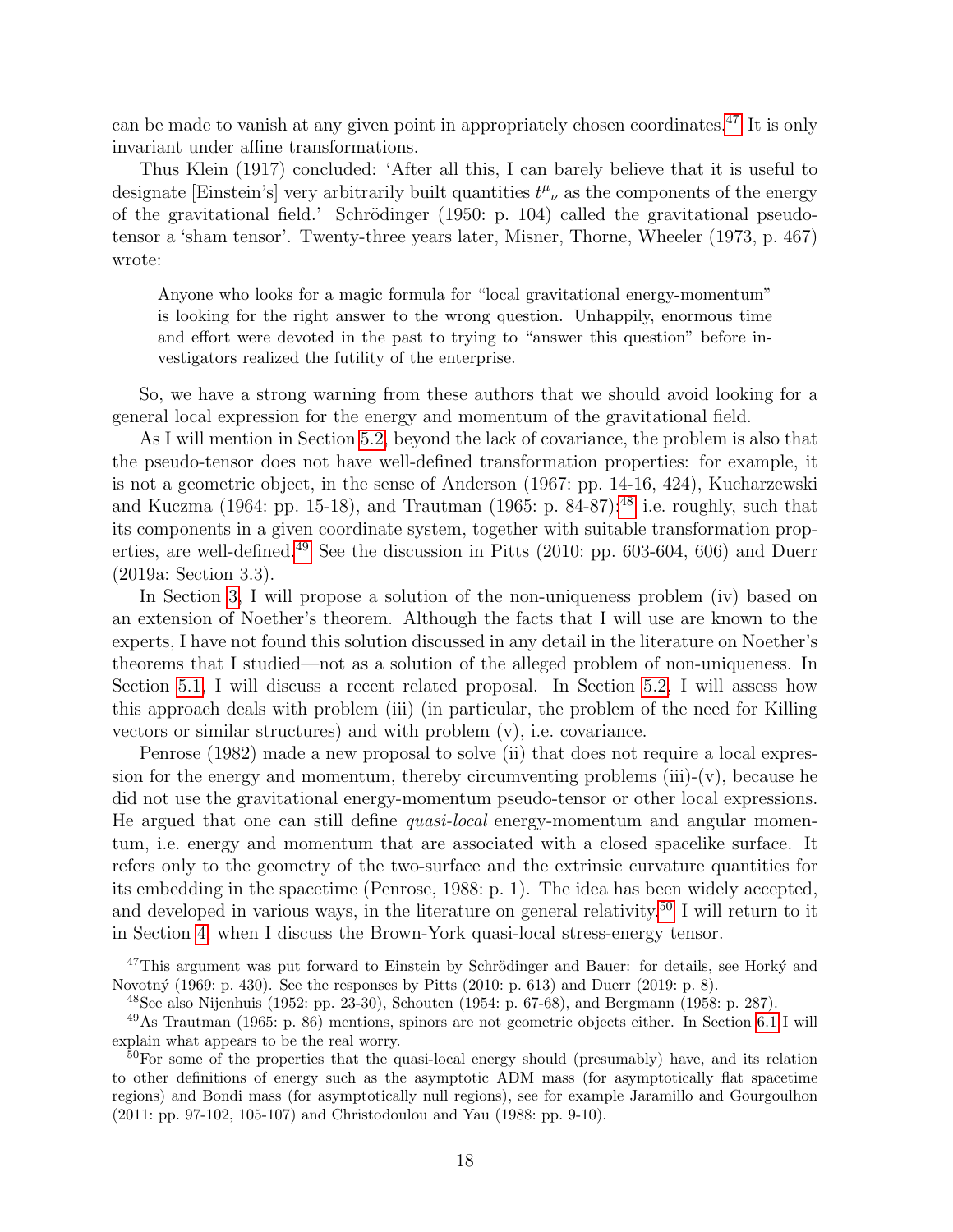can be made to vanish at any given point in appropriately chosen coordinates.[47] It is only invariant under affine transformations.

Thus Klein (1917) concluded: 'After all this, I can barely believe that it is useful to designate [Einstein's] very arbitrarily built quantities $t^{\mu}{}_{\nu}$ as the components of the energy of the gravitational field.' Schrödinger (1950: p. 104) called the gravitational pseudo-tensor a 'sham tensor'. Twenty-three years later, Misner, Thorne, Wheeler (1973, p. 467) wrote:

> Anyone who looks for a magic formula for "local gravitational energy-momentum" is looking for the right answer to the wrong question. Unhappily, enormous time and effort were devoted in the past to trying to "answer this question" before investigators realized the futility of the enterprise.

So, we have a strong warning from these authors that we should avoid looking for a general local expression for the energy and momentum of the gravitational field.

As I will mention in Section 5.2, beyond the lack of covariance, the problem is also that the pseudo-tensor does not have well-defined transformation properties: for example, it is not a geometric object, in the sense of Anderson (1967: pp. 14-16, 424), Kucharzewski and Kuczma (1964: pp. 15-18), and Trautman (1965: p. 84-87);[48] i.e. roughly, such that its components in a given coordinate system, together with suitable transformation properties, are well-defined.[49] See the discussion in Pitts (2010: pp. 603-604, 606) and Duerr (2019a: Section 3.3).

In Section 3, I will propose a solution of the non-uniqueness problem (iv) based on an extension of Noether's theorem. Although the facts that I will use are known to the experts, I have not found this solution discussed in any detail in the literature on Noether's theorems that I studied—not as a solution of the alleged problem of non-uniqueness. In Section 5.1, I will discuss a recent related proposal. In Section 5.2, I will assess how this approach deals with problem (iii) (in particular, the problem of the need for Killing vectors or similar structures) and with problem (v), i.e. covariance.

Penrose (1982) made a new proposal to solve (ii) that does not require a local expression for the energy and momentum, thereby circumventing problems (iii)-(v), because he did not use the gravitational energy-momentum pseudo-tensor or other local expressions. He argued that one can still define *quasi-local* energy-momentum and angular momentum, i.e. energy and momentum that are associated with a closed spacelike surface. It refers only to the geometry of the two-surface and the extrinsic curvature quantities for its embedding in the spacetime (Penrose, 1988: p. 1). The idea has been widely accepted, and developed in various ways, in the literature on general relativity.[50] I will return to it in Section 4, when I discuss the Brown-York quasi-local stress-energy tensor.

---

[47] This argument was put forward to Einstein by Schrödinger and Bauer: for details, see Horký and Novotný (1969: p. 430). See the responses by Pitts (2010: p. 613) and Duerr (2019: p. 8).

[48] See also Nijenhuis (1952: pp. 23-30), Schouten (1954: p. 67-68), and Bergmann (1958: p. 287).

[49] As Trautman (1965: p. 86) mentions, spinors are not geometric objects either. In Section 6.1 I will explain what appears to be the real worry.

[50] For some of the properties that the quasi-local energy should (presumably) have, and its relation to other definitions of energy such as the asymptotic ADM mass (for asymptotically flat spacetime regions) and Bondi mass (for asymptotically null regions), see for example Jaramillo and Gourgoulhon (2011: pp. 97-102, 105-107) and Christodoulou and Yau (1988: pp. 9-10).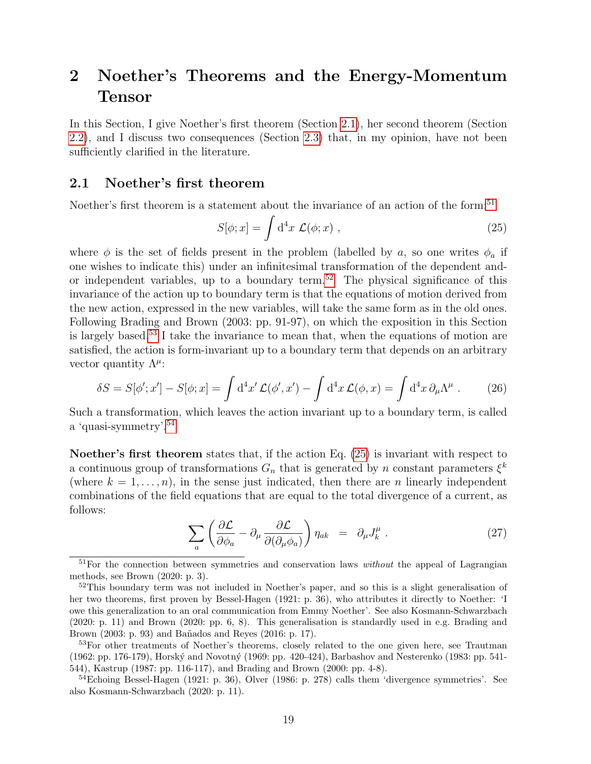# 2 Noether's Theorems and the Energy-Momentum Tensor

In this Section, I give Noether's first theorem (Section 2.1), her second theorem (Section 2.2), and I discuss two consequences (Section 2.3) that, in my opinion, have not been sufficiently clarified in the literature.

## 2.1 Noether's first theorem

Noether's first theorem is a statement about the invariance of an action of the form:[51]

$$S[\phi; x] = \int \mathrm{d}^4x \; \mathcal{L}(\phi; x) \;, \tag{25}$$

where $\phi$ is the set of fields present in the problem (labelled by $a$, so one writes $\phi_a$ if one wishes to indicate this) under an infinitesimal transformation of the dependent and-or independent variables, up to a boundary term.[52] The physical significance of this invariance of the action up to boundary term is that the equations of motion derived from the new action, expressed in the new variables, will take the same form as in the old ones. Following Brading and Brown (2003: pp. 91-97), on which the exposition in this Section is largely based,[53] I take the invariance to mean that, when the equations of motion are satisfied, the action is form-invariant up to a boundary term that depends on an arbitrary vector quantity $\Lambda^\mu$:

$$\delta S = S[\phi'; x'] - S[\phi; x] = \int \mathrm{d}^4x' \, \mathcal{L}(\phi', x') - \int \mathrm{d}^4x \, \mathcal{L}(\phi, x) = \int \mathrm{d}^4x \, \partial_\mu \Lambda^\mu \;. \tag{26}$$

Such a transformation, which leaves the action invariant up to a boundary term, is called a 'quasi-symmetry'.[54]

**Noether's first theorem** states that, if the action Eq. (25) is invariant with respect to a continuous group of transformations $G_n$ that is generated by $n$ constant parameters $\xi^k$ (where $k = 1, \ldots, n$), in the sense just indicated, then there are $n$ linearly independent combinations of the field equations that are equal to the total divergence of a current, as follows:

$$\sum_a \left( \frac{\partial \mathcal{L}}{\partial \phi_a} - \partial_\mu \, \frac{\partial \mathcal{L}}{\partial(\partial_\mu \phi_a)} \right) \eta_{ak} \;\; = \;\; \partial_\mu J^\mu_k \;. \tag{27}$$

---

[51] For the connection between symmetries and conservation laws *without* the appeal of Lagrangian methods, see Brown (2020: p. 3).

[52] This boundary term was not included in Noether's paper, and so this is a slight generalisation of her two theorems, first proven by Bessel-Hagen (1921: p. 36), who attributes it directly to Noether: 'I owe this generalization to an oral communication from Emmy Noether'. See also Kosmann-Schwarzbach (2020: p. 11) and Brown (2020: pp. 6, 8). This generalisation is standardly used in e.g. Brading and Brown (2003: p. 93) and Bañados and Reyes (2016: p. 17).

[53] For other treatments of Noether's theorems, closely related to the one given here, see Trautman (1962: pp. 176-179), Horský and Novotný (1969: pp. 420-424), Barbashov and Nesterenko (1983: pp. 541-544), Kastrup (1987: pp. 116-117), and Brading and Brown (2000: pp. 4-8).

[54] Echoing Bessel-Hagen (1921: p. 36), Olver (1986: p. 278) calls them 'divergence symmetries'. See also Kosmann-Schwarzbach (2020: p. 11).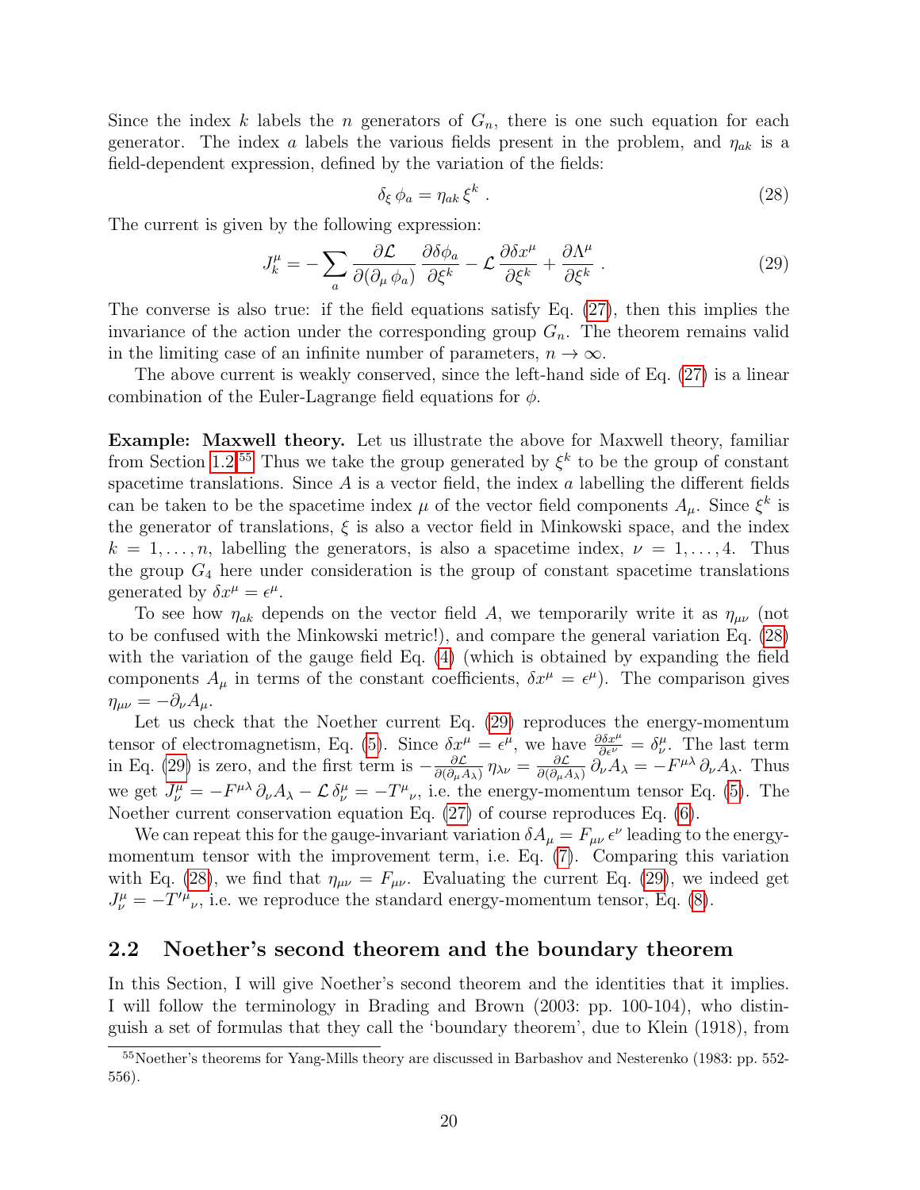Since the index $k$ labels the $n$ generators of $G_n$, there is one such equation for each generator. The index $a$ labels the various fields present in the problem, and $\eta_{ak}$ is a field-dependent expression, defined by the variation of the fields:

$$\delta_\xi \, \phi_a = \eta_{ak} \, \xi^k \, . \tag{28}$$

The current is given by the following expression:

$$J_k^\mu = - \sum_a \frac{\partial \mathcal{L}}{\partial(\partial_\mu \, \phi_a)} \, \frac{\partial \delta \phi_a}{\partial \xi^k} - \mathcal{L} \, \frac{\partial \delta x^\mu}{\partial \xi^k} + \frac{\partial \Lambda^\mu}{\partial \xi^k} \, . \tag{29}$$

The converse is also true: if the field equations satisfy Eq. (27), then this implies the invariance of the action under the corresponding group $G_n$. The theorem remains valid in the limiting case of an infinite number of parameters, $n \to \infty$.

The above current is weakly conserved, since the left-hand side of Eq. (27) is a linear combination of the Euler-Lagrange field equations for $\phi$.

**Example: Maxwell theory.** Let us illustrate the above for Maxwell theory, familiar from Section 1.2.[55] Thus we take the group generated by $\xi^k$ to be the group of constant spacetime translations. Since $A$ is a vector field, the index $a$ labelling the different fields can be taken to be the spacetime index $\mu$ of the vector field components $A_\mu$. Since $\xi^k$ is the generator of translations, $\xi$ is also a vector field in Minkowski space, and the index $k = 1, \ldots, n$, labelling the generators, is also a spacetime index, $\nu = 1, \ldots, 4$. Thus the group $G_4$ here under consideration is the group of constant spacetime translations generated by $\delta x^\mu = \epsilon^\mu$.

To see how $\eta_{ak}$ depends on the vector field $A$, we temporarily write it as $\eta_{\mu\nu}$ (not to be confused with the Minkowski metric!), and compare the general variation Eq. (28) with the variation of the gauge field Eq. (4) (which is obtained by expanding the field components $A_\mu$ in terms of the constant coefficients, $\delta x^\mu = \epsilon^\mu$). The comparison gives $\eta_{\mu\nu} = -\partial_\nu A_\mu$.

Let us check that the Noether current Eq. (29) reproduces the energy-momentum tensor of electromagnetism, Eq. (5). Since $\delta x^\mu = \epsilon^\mu$, we have $\frac{\partial \delta x^\mu}{\partial \epsilon^\nu} = \delta^\mu_\nu$. The last term in Eq. (29) is zero, and the first term is $-\frac{\partial \mathcal{L}}{\partial(\partial_\mu A_\lambda)} \, \eta_{\lambda\nu} = \frac{\partial \mathcal{L}}{\partial(\partial_\mu A_\lambda)} \, \partial_\nu A_\lambda = -F^{\mu\lambda} \, \partial_\nu A_\lambda$. Thus we get $J^\mu_\nu = -F^{\mu\lambda} \, \partial_\nu A_\lambda - \mathcal{L} \, \delta^\mu_\nu = -T^\mu{}_\nu$, i.e. the energy-momentum tensor Eq. (5). The Noether current conservation equation Eq. (27) of course reproduces Eq. (6).

We can repeat this for the gauge-invariant variation $\delta A_\mu = F_{\mu\nu} \, \epsilon^\nu$ leading to the energy-momentum tensor with the improvement term, i.e. Eq. (7). Comparing this variation with Eq. (28), we find that $\eta_{\mu\nu} = F_{\mu\nu}$. Evaluating the current Eq. (29), we indeed get $J^\mu_\nu = -T'^\mu{}_\nu$, i.e. we reproduce the standard energy-momentum tensor, Eq. (8).

## 2.2 Noether's second theorem and the boundary theorem

In this Section, I will give Noether's second theorem and the identities that it implies. I will follow the terminology in Brading and Brown (2003: pp. 100-104), who distinguish a set of formulas that they call the 'boundary theorem', due to Klein (1918), from

[55] Noether's theorems for Yang-Mills theory are discussed in Barbashov and Nesterenko (1983: pp. 552-556).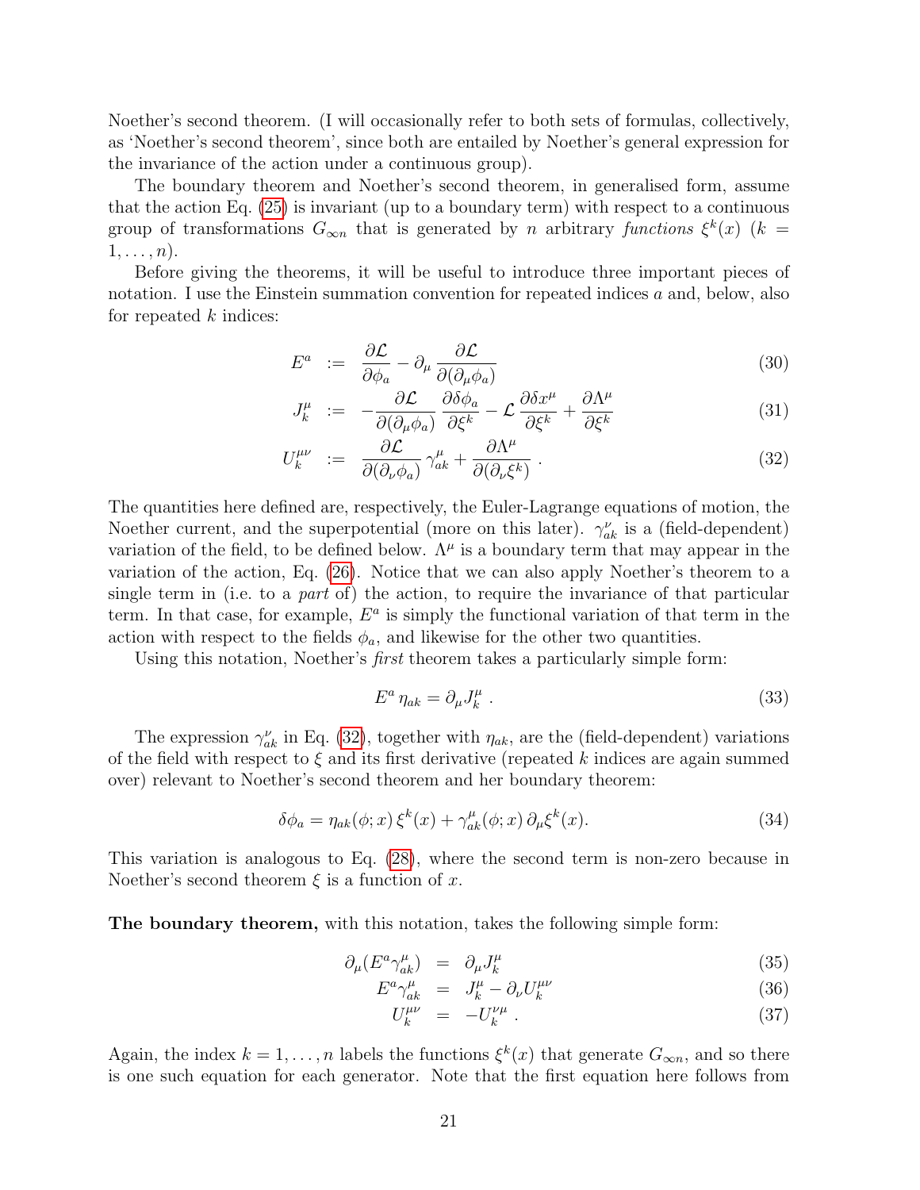Noether's second theorem. (I will occasionally refer to both sets of formulas, collectively, as 'Noether's second theorem', since both are entailed by Noether's general expression for the invariance of the action under a continuous group).

The boundary theorem and Noether's second theorem, in generalised form, assume that the action Eq. (25) is invariant (up to a boundary term) with respect to a continuous group of transformations $G_{\infty n}$ that is generated by $n$ arbitrary *functions* $\xi^k(x)$ ($k = 1, \ldots, n$).

Before giving the theorems, it will be useful to introduce three important pieces of notation. I use the Einstein summation convention for repeated indices $a$ and, below, also for repeated $k$ indices:

$$E^a := \frac{\partial \mathcal{L}}{\partial \phi_a} - \partial_\mu \frac{\partial \mathcal{L}}{\partial(\partial_\mu \phi_a)} \tag{30}$$

$$J^\mu_k := -\frac{\partial \mathcal{L}}{\partial(\partial_\mu \phi_a)} \frac{\partial \delta\phi_a}{\partial \xi^k} - \mathcal{L}\, \frac{\partial \delta x^\mu}{\partial \xi^k} + \frac{\partial \Lambda^\mu}{\partial \xi^k} \tag{31}$$

$$U^{\mu\nu}_k := \frac{\partial \mathcal{L}}{\partial(\partial_\nu \phi_a)}\, \gamma^\mu_{ak} + \frac{\partial \Lambda^\mu}{\partial(\partial_\nu \xi^k)}\,. \tag{32}$$

The quantities here defined are, respectively, the Euler-Lagrange equations of motion, the Noether current, and the superpotential (more on this later). $\gamma^\nu_{ak}$ is a (field-dependent) variation of the field, to be defined below. $\Lambda^\mu$ is a boundary term that may appear in the variation of the action, Eq. (26). Notice that we can also apply Noether's theorem to a single term in (i.e. to a *part* of) the action, to require the invariance of that particular term. In that case, for example, $E^a$ is simply the functional variation of that term in the action with respect to the fields $\phi_a$, and likewise for the other two quantities.

Using this notation, Noether's *first* theorem takes a particularly simple form:

$$E^a\, \eta_{ak} = \partial_\mu J^\mu_k\,. \tag{33}$$

The expression $\gamma^\nu_{ak}$ in Eq. (32), together with $\eta_{ak}$, are the (field-dependent) variations of the field with respect to $\xi$ and its first derivative (repeated $k$ indices are again summed over) relevant to Noether's second theorem and her boundary theorem:

$$\delta\phi_a = \eta_{ak}(\phi; x)\, \xi^k(x) + \gamma^\mu_{ak}(\phi; x)\, \partial_\mu \xi^k(x). \tag{34}$$

This variation is analogous to Eq. (28), where the second term is non-zero because in Noether's second theorem $\xi$ is a function of $x$.

**The boundary theorem,** with this notation, takes the following simple form:

$$\partial_\mu(E^a \gamma^\mu_{ak}) = \partial_\mu J^\mu_k \tag{35}$$

$$E^a \gamma^\mu_{ak} = J^\mu_k - \partial_\nu U^{\mu\nu}_k \tag{36}$$

$$U^{\mu\nu}_k = -U^{\nu\mu}_k\,. \tag{37}$$

Again, the index $k = 1, \ldots, n$ labels the functions $\xi^k(x)$ that generate $G_{\infty n}$, and so there is one such equation for each generator. Note that the first equation here follows from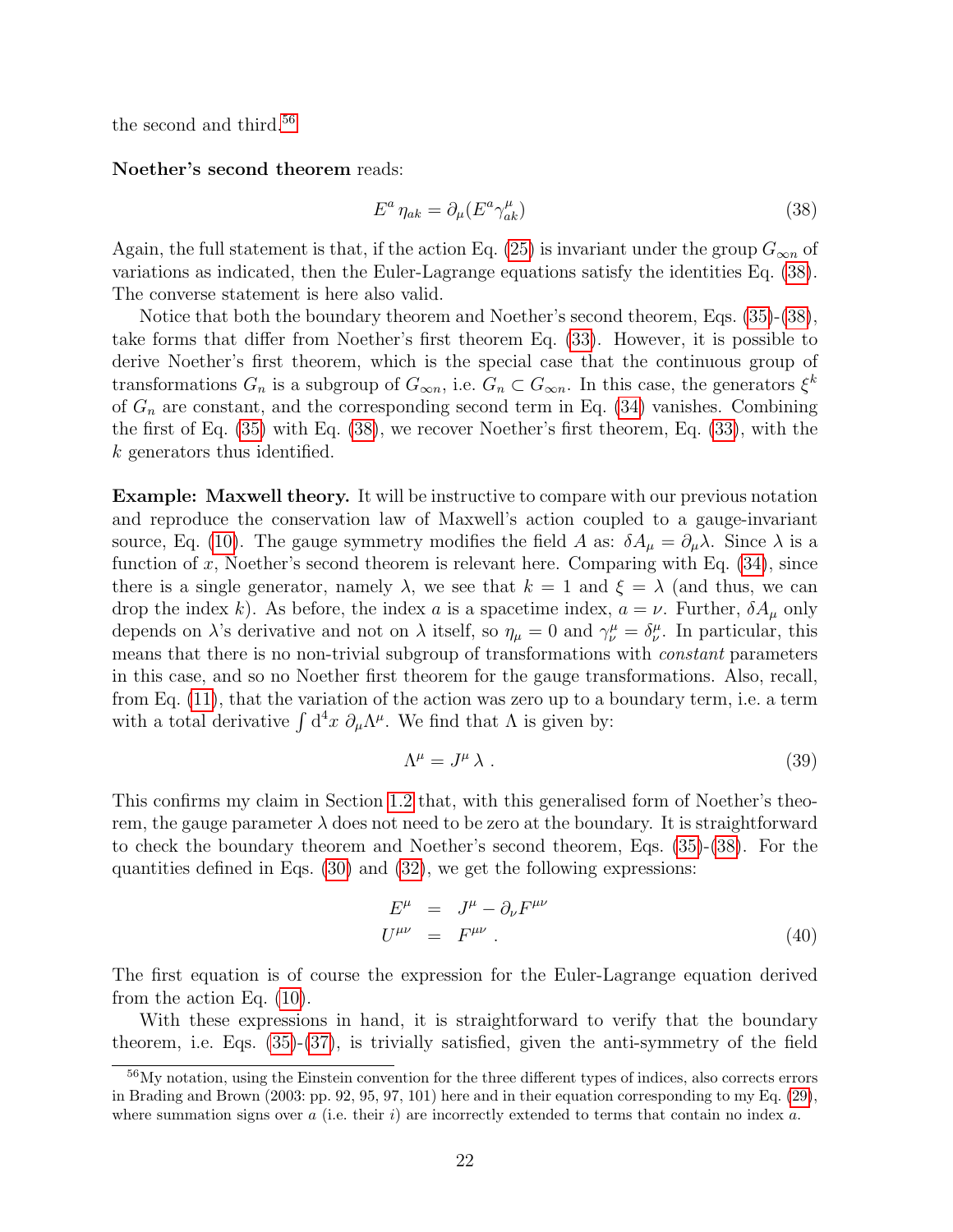the second and third.[56]

**Noether's second theorem** reads:

$$E^a \, \eta_{ak} = \partial_\mu (E^a \gamma^\mu_{ak}) \tag{38}$$

Again, the full statement is that, if the action Eq. (25) is invariant under the group $G_{\infty n}$ of variations as indicated, then the Euler-Lagrange equations satisfy the identities Eq. (38). The converse statement is here also valid.

Notice that both the boundary theorem and Noether's second theorem, Eqs. (35)-(38), take forms that differ from Noether's first theorem Eq. (33). However, it is possible to derive Noether's first theorem, which is the special case that the continuous group of transformations $G_n$ is a subgroup of $G_{\infty n}$, i.e. $G_n \subset G_{\infty n}$. In this case, the generators $\xi^k$ of $G_n$ are constant, and the corresponding second term in Eq. (34) vanishes. Combining the first of Eq. (35) with Eq. (38), we recover Noether's first theorem, Eq. (33), with the $k$ generators thus identified.

**Example: Maxwell theory.** It will be instructive to compare with our previous notation and reproduce the conservation law of Maxwell's action coupled to a gauge-invariant source, Eq. (10). The gauge symmetry modifies the field $A$ as: $\delta A_\mu = \partial_\mu \lambda$. Since $\lambda$ is a function of $x$, Noether's second theorem is relevant here. Comparing with Eq. (34), since there is a single generator, namely $\lambda$, we see that $k = 1$ and $\xi = \lambda$ (and thus, we can drop the index $k$). As before, the index $a$ is a spacetime index, $a = \nu$. Further, $\delta A_\mu$ only depends on $\lambda$'s derivative and not on $\lambda$ itself, so $\eta_\mu = 0$ and $\gamma^\mu_\nu = \delta^\mu_\nu$. In particular, this means that there is no non-trivial subgroup of transformations with *constant* parameters in this case, and so no Noether first theorem for the gauge transformations. Also, recall, from Eq. (11), that the variation of the action was zero up to a boundary term, i.e. a term with a total derivative $\int \mathrm{d}^4x \; \partial_\mu \Lambda^\mu$. We find that $\Lambda$ is given by:

$$\Lambda^\mu = J^\mu \, \lambda \; . \tag{39}$$

This confirms my claim in Section 1.2 that, with this generalised form of Noether's theorem, the gauge parameter $\lambda$ does not need to be zero at the boundary. It is straightforward to check the boundary theorem and Noether's second theorem, Eqs. (35)-(38). For the quantities defined in Eqs. (30) and (32), we get the following expressions:

$$\begin{aligned} E^\mu &= J^\mu - \partial_\nu F^{\mu\nu} \\ U^{\mu\nu} &= F^{\mu\nu} \; . \end{aligned} \tag{40}$$

The first equation is of course the expression for the Euler-Lagrange equation derived from the action Eq. (10).

With these expressions in hand, it is straightforward to verify that the boundary theorem, i.e. Eqs. (35)-(37), is trivially satisfied, given the anti-symmetry of the field

---

[56] My notation, using the Einstein convention for the three different types of indices, also corrects errors in Brading and Brown (2003: pp. 92, 95, 97, 101) here and in their equation corresponding to my Eq. (29), where summation signs over $a$ (i.e. their $i$) are incorrectly extended to terms that contain no index $a$.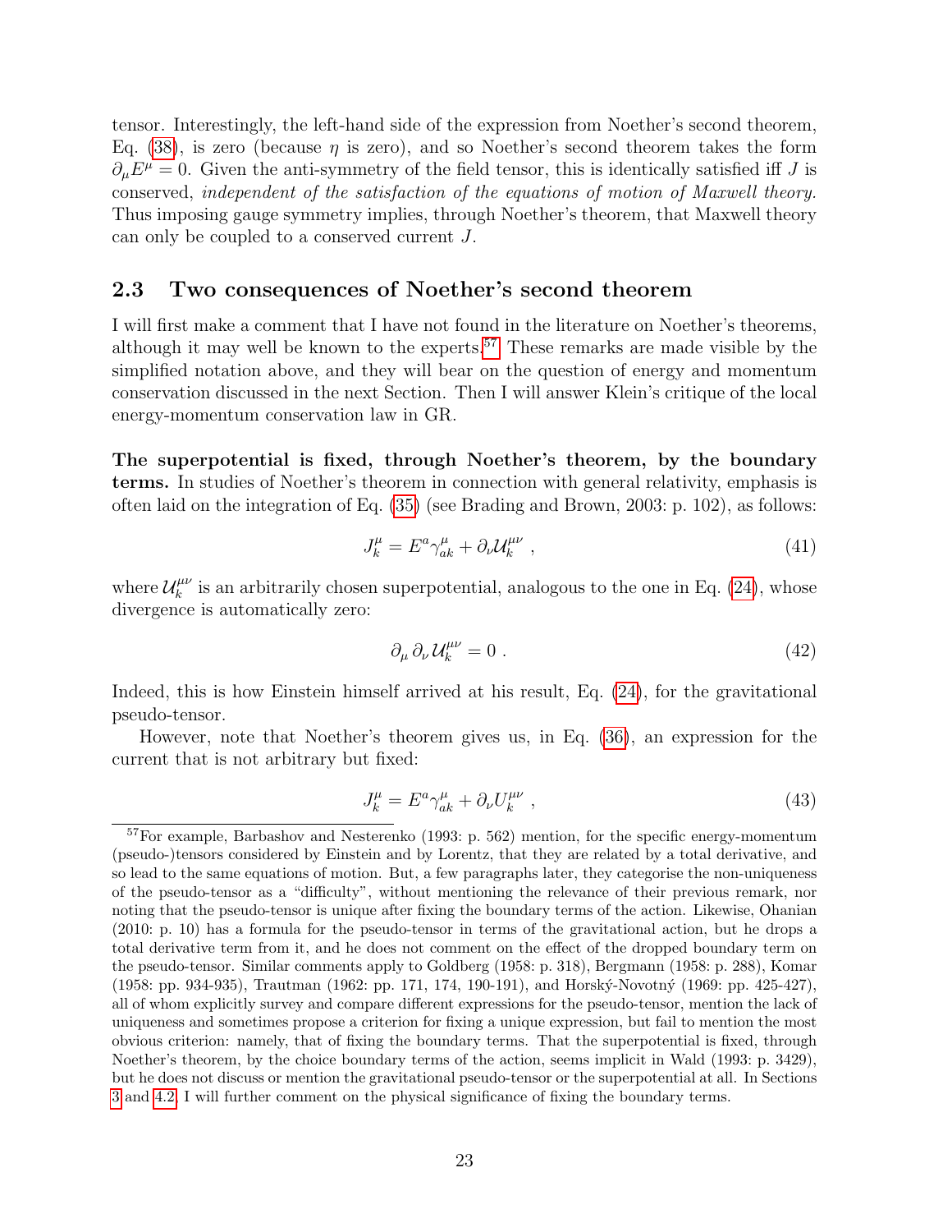tensor. Interestingly, the left-hand side of the expression from Noether's second theorem, Eq. (38), is zero (because $\eta$ is zero), and so Noether's second theorem takes the form $\partial_\mu E^\mu = 0$. Given the anti-symmetry of the field tensor, this is identically satisfied iff $J$ is conserved, *independent of the satisfaction of the equations of motion of Maxwell theory.* Thus imposing gauge symmetry implies, through Noether's theorem, that Maxwell theory can only be coupled to a conserved current $J$.

## 2.3 Two consequences of Noether's second theorem

I will first make a comment that I have not found in the literature on Noether's theorems, although it may well be known to the experts.[57] These remarks are made visible by the simplified notation above, and they will bear on the question of energy and momentum conservation discussed in the next Section. Then I will answer Klein's critique of the local energy-momentum conservation law in GR.

**The superpotential is fixed, through Noether's theorem, by the boundary terms.** In studies of Noether's theorem in connection with general relativity, emphasis is often laid on the integration of Eq. (35) (see Brading and Brown, 2003: p. 102), as follows:

$$J^\mu_k = E^a \gamma^\mu_{ak} + \partial_\nu \mathcal{U}^{\mu\nu}_k \ , \tag{41}$$

where $\mathcal{U}^{\mu\nu}_k$ is an arbitrarily chosen superpotential, analogous to the one in Eq. (24), whose divergence is automatically zero:

$$\partial_\mu \, \partial_\nu \, \mathcal{U}^{\mu\nu}_k = 0 \ . \tag{42}$$

Indeed, this is how Einstein himself arrived at his result, Eq. (24), for the gravitational pseudo-tensor.

However, note that Noether's theorem gives us, in Eq. (36), an expression for the current that is not arbitrary but fixed:

$$J^\mu_k = E^a \gamma^\mu_{ak} + \partial_\nu U^{\mu\nu}_k \ , \tag{43}$$

[57] For example, Barbashov and Nesterenko (1993: p. 562) mention, for the specific energy-momentum (pseudo-)tensors considered by Einstein and by Lorentz, that they are related by a total derivative, and so lead to the same equations of motion. But, a few paragraphs later, they categorise the non-uniqueness of the pseudo-tensor as a "difficulty", without mentioning the relevance of their previous remark, nor noting that the pseudo-tensor is unique after fixing the boundary terms of the action. Likewise, Ohanian (2010: p. 10) has a formula for the pseudo-tensor in terms of the gravitational action, but he drops a total derivative term from it, and he does not comment on the effect of the dropped boundary term on the pseudo-tensor. Similar comments apply to Goldberg (1958: p. 318), Bergmann (1958: p. 288), Komar (1958: pp. 934-935), Trautman (1962: pp. 171, 174, 190-191), and Horský-Novotný (1969: pp. 425-427), all of whom explicitly survey and compare different expressions for the pseudo-tensor, mention the lack of uniqueness and sometimes propose a criterion for fixing a unique expression, but fail to mention the most obvious criterion: namely, that of fixing the boundary terms. That the superpotential is fixed, through Noether's theorem, by the choice boundary terms of the action, seems implicit in Wald (1993: p. 3429), but he does not discuss or mention the gravitational pseudo-tensor or the superpotential at all. In Sections 3 and 4.2, I will further comment on the physical significance of fixing the boundary terms.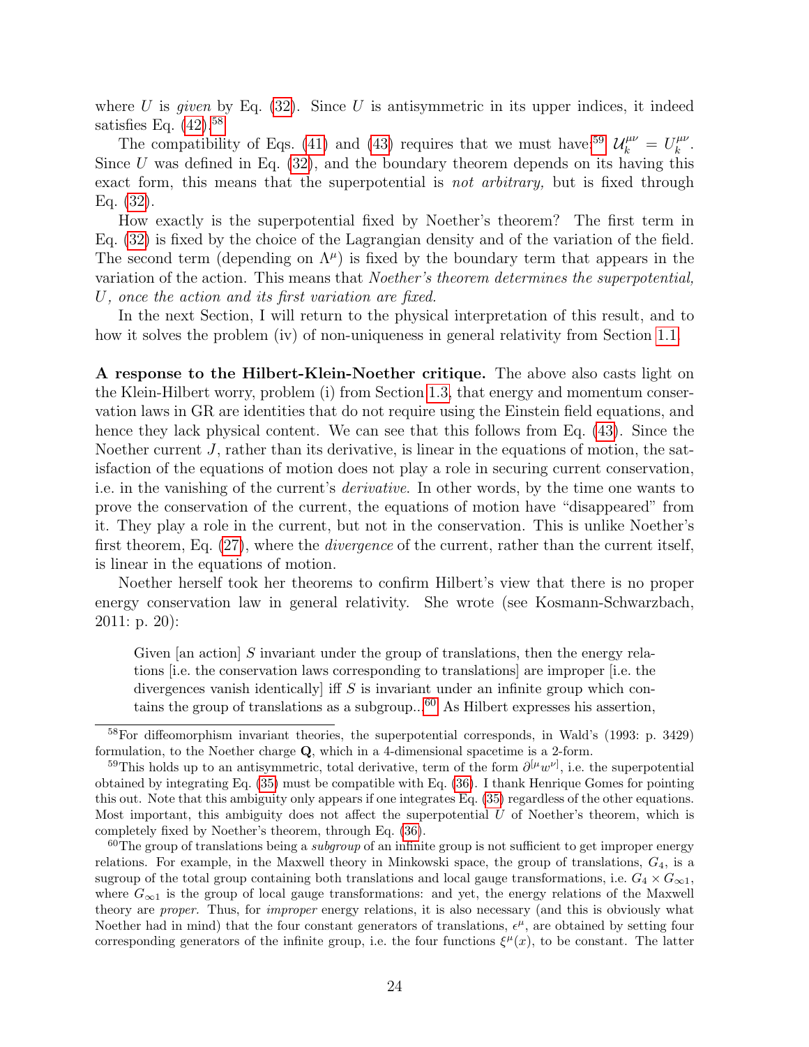where $U$ is *given* by Eq. (32). Since $U$ is antisymmetric in its upper indices, it indeed satisfies Eq. (42).[58]

The compatibility of Eqs. (41) and (43) requires that we must have:[59] $\mathcal{U}_k^{\mu\nu} = U_k^{\mu\nu}$. Since $U$ was defined in Eq. (32), and the boundary theorem depends on its having this exact form, this means that the superpotential is *not arbitrary,* but is fixed through Eq. (32).

How exactly is the superpotential fixed by Noether's theorem? The first term in Eq. (32) is fixed by the choice of the Lagrangian density and of the variation of the field. The second term (depending on $\Lambda^\mu$) is fixed by the boundary term that appears in the variation of the action. This means that *Noether's theorem determines the superpotential, $U$, once the action and its first variation are fixed.*

In the next Section, I will return to the physical interpretation of this result, and to how it solves the problem (iv) of non-uniqueness in general relativity from Section 1.1.

**A response to the Hilbert-Klein-Noether critique.** The above also casts light on the Klein-Hilbert worry, problem (i) from Section 1.3, that energy and momentum conservation laws in GR are identities that do not require using the Einstein field equations, and hence they lack physical content. We can see that this follows from Eq. (43). Since the Noether current $J$, rather than its derivative, is linear in the equations of motion, the satisfaction of the equations of motion does not play a role in securing current conservation, i.e. in the vanishing of the current's *derivative.* In other words, by the time one wants to prove the conservation of the current, the equations of motion have "disappeared" from it. They play a role in the current, but not in the conservation. This is unlike Noether's first theorem, Eq. (27), where the *divergence* of the current, rather than the current itself, is linear in the equations of motion.

Noether herself took her theorems to confirm Hilbert's view that there is no proper energy conservation law in general relativity. She wrote (see Kosmann-Schwarzbach, 2011: p. 20):

> Given [an action] $S$ invariant under the group of translations, then the energy relations [i.e. the conservation laws corresponding to translations] are improper [i.e. the divergences vanish identically] iff $S$ is invariant under an infinite group which contains the group of translations as a subgroup...[60] As Hilbert expresses his assertion,

---

[58] For diffeomorphism invariant theories, the superpotential corresponds, in Wald's (1993: p. 3429) formulation, to the Noether charge $\mathbf{Q}$, which in a 4-dimensional spacetime is a 2-form.

[59] This holds up to an antisymmetric, total derivative, term of the form $\partial^{[\mu}w^{\nu]}$, i.e. the superpotential obtained by integrating Eq. (35) must be compatible with Eq. (36). I thank Henrique Gomes for pointing this out. Note that this ambiguity only appears if one integrates Eq. (35) regardless of the other equations. Most important, this ambiguity does not affect the superpotential $U$ of Noether's theorem, which is completely fixed by Noether's theorem, through Eq. (36).

[60] The group of translations being a *subgroup* of an infinite group is not sufficient to get improper energy relations. For example, in the Maxwell theory in Minkowski space, the group of translations, $G_4$, is a sugroup of the total group containing both translations and local gauge transformations, i.e. $G_4 \times G_{\infty 1}$, where $G_{\infty 1}$ is the group of local gauge transformations: and yet, the energy relations of the Maxwell theory are *proper*. Thus, for *improper* energy relations, it is also necessary (and this is obviously what Noether had in mind) that the four constant generators of translations, $\epsilon^\mu$, are obtained by setting four corresponding generators of the infinite group, i.e. the four functions $\xi^\mu(x)$, to be constant. The latter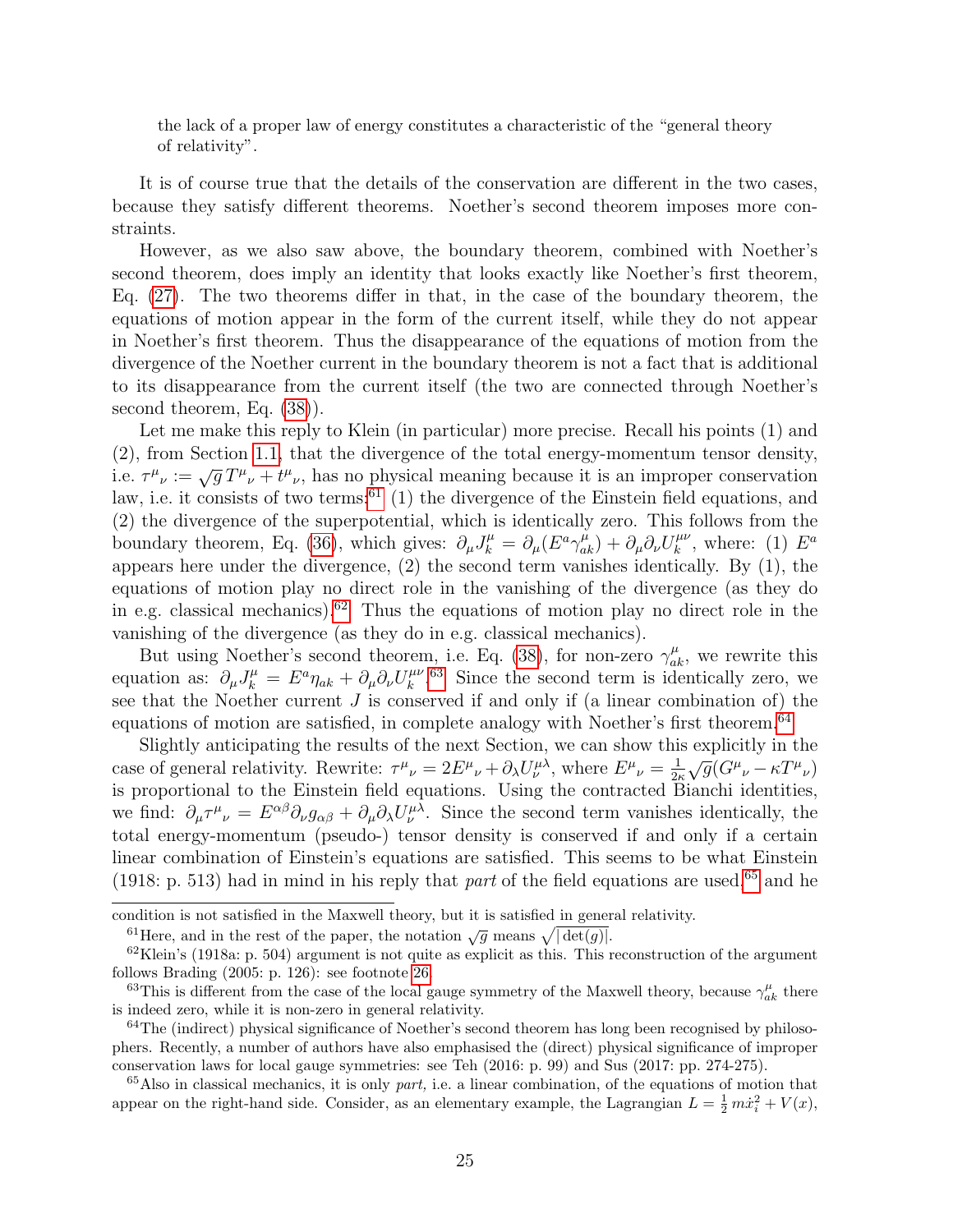> the lack of a proper law of energy constitutes a characteristic of the "general theory of relativity".

It is of course true that the details of the conservation are different in the two cases, because they satisfy different theorems. Noether's second theorem imposes more constraints.

However, as we also saw above, the boundary theorem, combined with Noether's second theorem, does imply an identity that looks exactly like Noether's first theorem, Eq. (27). The two theorems differ in that, in the case of the boundary theorem, the equations of motion appear in the form of the current itself, while they do not appear in Noether's first theorem. Thus the disappearance of the equations of motion from the divergence of the Noether current in the boundary theorem is not a fact that is additional to its disappearance from the current itself (the two are connected through Noether's second theorem, Eq. (38)).

Let me make this reply to Klein (in particular) more precise. Recall his points (1) and (2), from Section 1.1, that the divergence of the total energy-momentum tensor density, i.e. $\tau^\mu{}_\nu := \sqrt{g}\, T^\mu{}_\nu + t^\mu{}_\nu$, has no physical meaning because it is an improper conservation law, i.e. it consists of two terms:[61] (1) the divergence of the Einstein field equations, and (2) the divergence of the superpotential, which is identically zero. This follows from the boundary theorem, Eq. (36), which gives: $\partial_\mu J^\mu_k = \partial_\mu(E^a \gamma^\mu_{ak}) + \partial_\mu \partial_\nu U^{\mu\nu}_k$, where: (1) $E^a$ appears here under the divergence, (2) the second term vanishes identically. By (1), the equations of motion play no direct role in the vanishing of the divergence (as they do in e.g. classical mechanics).[62] Thus the equations of motion play no direct role in the vanishing of the divergence (as they do in e.g. classical mechanics).

But using Noether's second theorem, i.e. Eq. (38), for non-zero $\gamma^\mu_{ak}$, we rewrite this equation as: $\partial_\mu J^\mu_k = E^a \eta_{ak} + \partial_\mu \partial_\nu U^{\mu\nu}_k$.[63] Since the second term is identically zero, we see that the Noether current $J$ is conserved if and only if (a linear combination of) the equations of motion are satisfied, in complete analogy with Noether's first theorem.[64]

Slightly anticipating the results of the next Section, we can show this explicitly in the case of general relativity. Rewrite: $\tau^\mu{}_\nu = 2E^\mu{}_\nu + \partial_\lambda U^{\mu\lambda}_\nu$, where $E^\mu{}_\nu = \frac{1}{2\kappa}\sqrt{g}(G^\mu{}_\nu - \kappa T^\mu{}_\nu)$ is proportional to the Einstein field equations. Using the contracted Bianchi identities, we find: $\partial_\mu \tau^\mu{}_\nu = E^{\alpha\beta} \partial_\nu g_{\alpha\beta} + \partial_\mu \partial_\lambda U^{\mu\lambda}_\nu$. Since the second term vanishes identically, the total energy-momentum (pseudo-) tensor density is conserved if and only if a certain linear combination of Einstein's equations are satisfied. This seems to be what Einstein (1918: p. 513) had in mind in his reply that *part* of the field equations are used,[65] and he

---

condition is not satisfied in the Maxwell theory, but it is satisfied in general relativity.

[61] Here, and in the rest of the paper, the notation $\sqrt{g}$ means $\sqrt{|\det(g)|}$.

[62] Klein's (1918a: p. 504) argument is not quite as explicit as this. This reconstruction of the argument follows Brading (2005: p. 126): see footnote 26.

[63] This is different from the case of the local gauge symmetry of the Maxwell theory, because $\gamma^\mu_{ak}$ there is indeed zero, while it is non-zero in general relativity.

[64] The (indirect) physical significance of Noether's second theorem has long been recognised by philosophers. Recently, a number of authors have also emphasised the (direct) physical significance of improper conservation laws for local gauge symmetries: see Teh (2016: p. 99) and Sus (2017: pp. 274-275).

[65] Also in classical mechanics, it is only *part*, i.e. a linear combination, of the equations of motion that appear on the right-hand side. Consider, as an elementary example, the Lagrangian $L = \frac{1}{2}\, m\dot{x}_i^2 + V(x)$,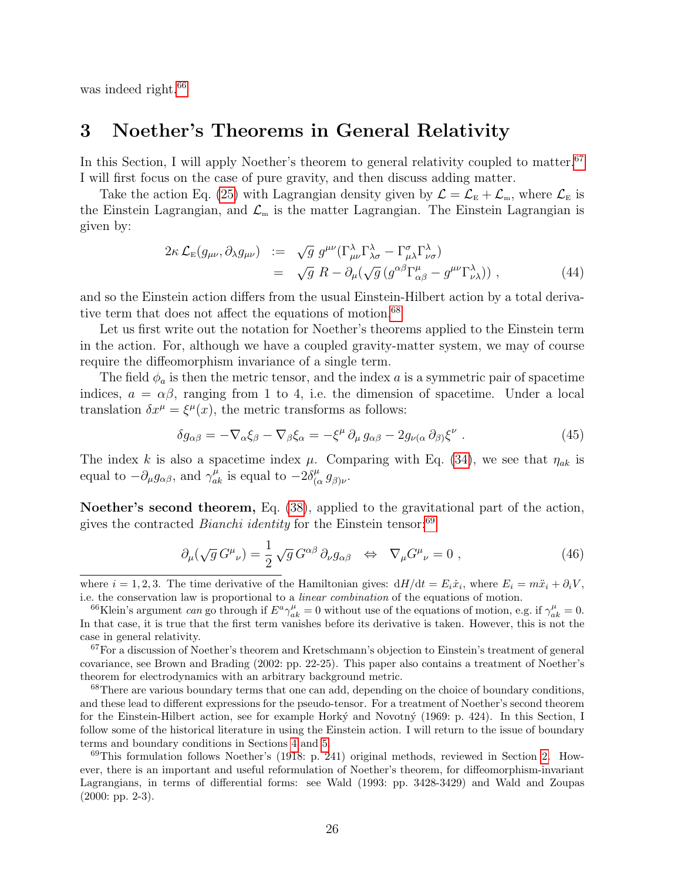was indeed right.[66]

## 3 Noether's Theorems in General Relativity

In this Section, I will apply Noether's theorem to general relativity coupled to matter.[67] I will first focus on the case of pure gravity, and then discuss adding matter.

Take the action Eq. (25) with Lagrangian density given by $\mathcal{L} = \mathcal{L}_{\rm E} + \mathcal{L}_{\rm m}$, where $\mathcal{L}_{\rm E}$ is the Einstein Lagrangian, and $\mathcal{L}_{\rm m}$ is the matter Lagrangian. The Einstein Lagrangian is given by:

$$
\begin{aligned}
2\kappa\, \mathcal{L}_{\rm E}(g_{\mu\nu}, \partial_\lambda g_{\mu\nu}) \;&:=\; \sqrt{g}\; g^{\mu\nu}(\Gamma^\lambda_{\mu\nu}\Gamma^\lambda_{\lambda\sigma} - \Gamma^\sigma_{\mu\lambda}\Gamma^\lambda_{\nu\sigma}) \\
&=\; \sqrt{g}\; R - \partial_\mu(\sqrt{g}\,(g^{\alpha\beta}\Gamma^\mu_{\alpha\beta} - g^{\mu\nu}\Gamma^\lambda_{\nu\lambda}))\;, \qquad (44)
\end{aligned}
$$

and so the Einstein action differs from the usual Einstein-Hilbert action by a total derivative term that does not affect the equations of motion.[68]

Let us first write out the notation for Noether's theorems applied to the Einstein term in the action. For, although we have a coupled gravity-matter system, we may of course require the diffeomorphism invariance of a single term.

The field $\phi_a$ is then the metric tensor, and the index $a$ is a symmetric pair of spacetime indices, $a = \alpha\beta$, ranging from 1 to 4, i.e. the dimension of spacetime. Under a local translation $\delta x^\mu = \xi^\mu(x)$, the metric transforms as follows:

$$
\delta g_{\alpha\beta} = -\nabla_\alpha \xi_\beta - \nabla_\beta \xi_\alpha = -\xi^\mu\, \partial_\mu\, g_{\alpha\beta} - 2 g_{\nu(\alpha}\, \partial_{\beta)} \xi^\nu\;. \qquad (45)
$$

The index $k$ is also a spacetime index $\mu$. Comparing with Eq. (34), we see that $\eta_{ak}$ is equal to $-\partial_\mu g_{\alpha\beta}$, and $\gamma^\mu_{ak}$ is equal to $-2\delta^\mu_{(\alpha}\, g_{\beta)\nu}$.

**Noether's second theorem,** Eq. (38), applied to the gravitational part of the action, gives the contracted *Bianchi identity* for the Einstein tensor:[69]

$$
\partial_\mu(\sqrt{g}\, G^\mu{}_\nu) = \frac{1}{2}\, \sqrt{g}\, G^{\alpha\beta}\, \partial_\nu g_{\alpha\beta} \quad\Leftrightarrow\quad \nabla_\mu G^\mu{}_\nu = 0\;, \qquad (46)
$$

---

where $i = 1, 2, 3$. The time derivative of the Hamiltonian gives: $\mathrm{d}H/\mathrm{d}t = E_i \dot{x}_i$, where $E_i = m\ddot{x}_i + \partial_i V$, i.e. the conservation law is proportional to a *linear combination* of the equations of motion.

[66] Klein's argument *can* go through if $E^a \gamma^\mu_{ak} = 0$ without use of the equations of motion, e.g. if $\gamma^\mu_{ak} = 0$. In that case, it is true that the first term vanishes before its derivative is taken. However, this is not the case in general relativity.

[67] For a discussion of Noether's theorem and Kretschmann's objection to Einstein's treatment of general covariance, see Brown and Brading (2002: pp. 22-25). This paper also contains a treatment of Noether's theorem for electrodynamics with an arbitrary background metric.

[68] There are various boundary terms that one can add, depending on the choice of boundary conditions, and these lead to different expressions for the pseudo-tensor. For a treatment of Noether's second theorem for the Einstein-Hilbert action, see for example Horký and Novotný (1969: p. 424). In this Section, I follow some of the historical literature in using the Einstein action. I will return to the issue of boundary terms and boundary conditions in Sections 4 and 5.

[69] This formulation follows Noether's (1918: p. 241) original methods, reviewed in Section 2. However, there is an important and useful reformulation of Noether's theorem, for diffeomorphism-invariant Lagrangians, in terms of differential forms: see Wald (1993: pp. 3428-3429) and Wald and Zoupas (2000: pp. 2-3).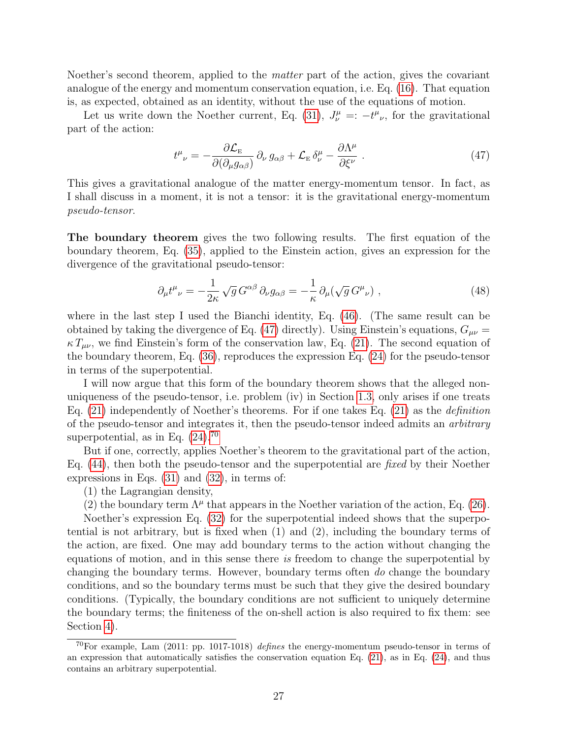Noether's second theorem, applied to the *matter* part of the action, gives the covariant analogue of the energy and momentum conservation equation, i.e. Eq. (16). That equation is, as expected, obtained as an identity, without the use of the equations of motion.

Let us write down the Noether current, Eq. (31), $J^\mu_\nu =: -t^\mu{}_\nu$, for the gravitational part of the action:

$$t^\mu{}_\nu = -\frac{\partial \mathcal{L}_{\rm E}}{\partial(\partial_\mu g_{\alpha\beta})}\,\partial_\nu\, g_{\alpha\beta} + \mathcal{L}_{\rm E}\,\delta^\mu_\nu - \frac{\partial \Lambda^\mu}{\partial \xi^\nu}\ . \tag{47}$$

This gives a gravitational analogue of the matter energy-momentum tensor. In fact, as I shall discuss in a moment, it is not a tensor: it is the gravitational energy-momentum *pseudo-tensor*.

**The boundary theorem** gives the two following results. The first equation of the boundary theorem, Eq. (35), applied to the Einstein action, gives an expression for the divergence of the gravitational pseudo-tensor:

$$\partial_\mu t^\mu{}_\nu = -\frac{1}{2\kappa}\,\sqrt{g}\,G^{\alpha\beta}\,\partial_\nu g_{\alpha\beta} = -\frac{1}{\kappa}\,\partial_\mu(\sqrt{g}\,G^\mu{}_\nu)\ , \tag{48}$$

where in the last step I used the Bianchi identity, Eq. (46). (The same result can be obtained by taking the divergence of Eq. (47) directly). Using Einstein's equations, $G_{\mu\nu} = \kappa\, T_{\mu\nu}$, we find Einstein's form of the conservation law, Eq. (21). The second equation of the boundary theorem, Eq. (36), reproduces the expression Eq. (24) for the pseudo-tensor in terms of the superpotential.

I will now argue that this form of the boundary theorem shows that the alleged non-uniqueness of the pseudo-tensor, i.e. problem (iv) in Section 1.3, only arises if one treats Eq. (21) independently of Noether's theorems. For if one takes Eq. (21) as the *definition* of the pseudo-tensor and integrates it, then the pseudo-tensor indeed admits an *arbitrary* superpotential, as in Eq. (24).[70]

But if one, correctly, applies Noether's theorem to the gravitational part of the action, Eq. (44), then both the pseudo-tensor and the superpotential are *fixed* by their Noether expressions in Eqs. (31) and (32), in terms of:

(1) the Lagrangian density,

(2) the boundary term $\Lambda^\mu$ that appears in the Noether variation of the action, Eq. (26).

Noether's expression Eq. (32) for the superpotential indeed shows that the superpotential is not arbitrary, but is fixed when (1) and (2), including the boundary terms of the action, are fixed. One may add boundary terms to the action without changing the equations of motion, and in this sense there *is* freedom to change the superpotential by changing the boundary terms. However, boundary terms often *do* change the boundary conditions, and so the boundary terms must be such that they give the desired boundary conditions. (Typically, the boundary conditions are not sufficient to uniquely determine the boundary terms; the finiteness of the on-shell action is also required to fix them: see Section 4).

[70] For example, Lam (2011: pp. 1017-1018) *defines* the energy-momentum pseudo-tensor in terms of an expression that automatically satisfies the conservation equation Eq. (21), as in Eq. (24), and thus contains an arbitrary superpotential.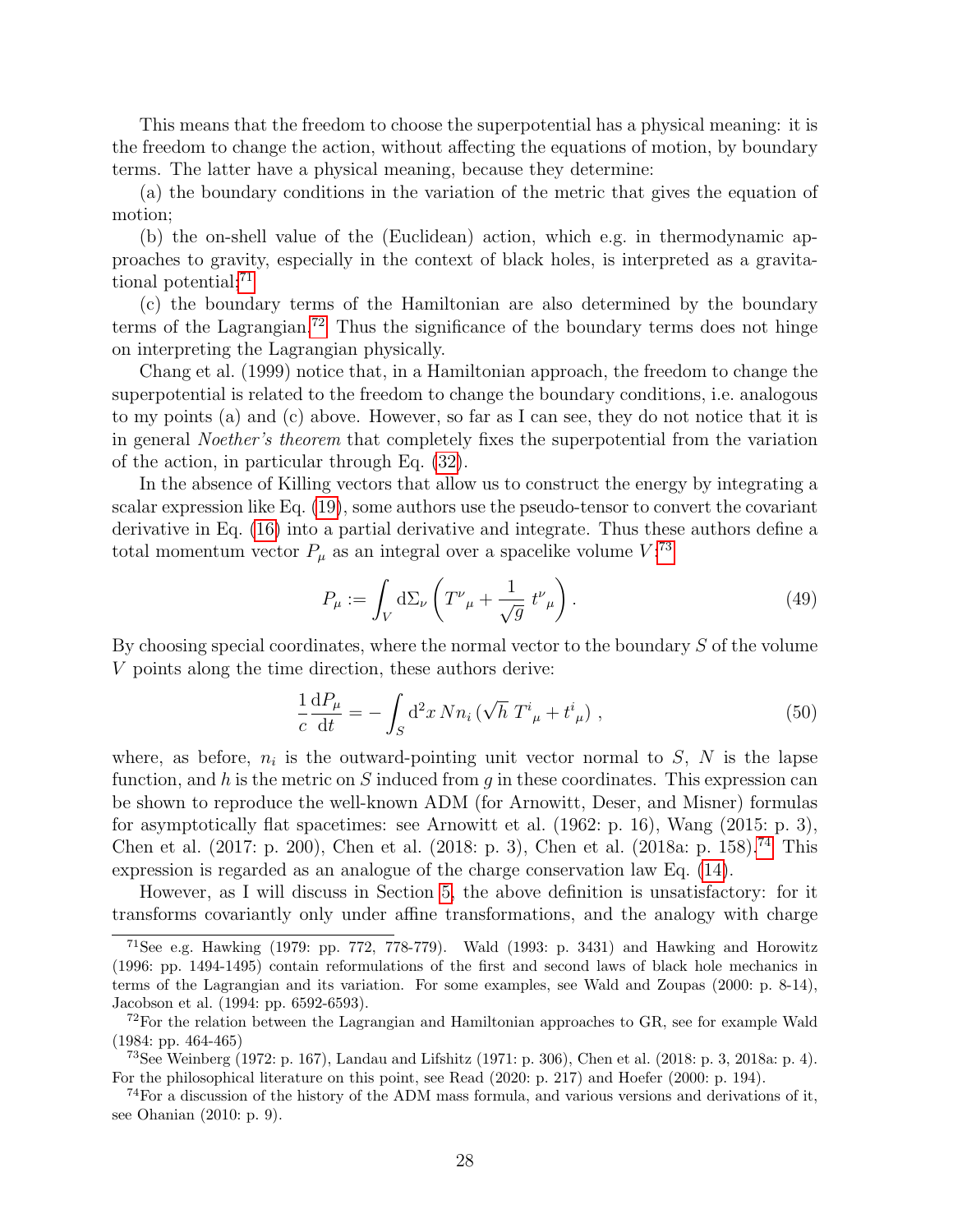This means that the freedom to choose the superpotential has a physical meaning: it is the freedom to change the action, without affecting the equations of motion, by boundary terms. The latter have a physical meaning, because they determine:

(a) the boundary conditions in the variation of the metric that gives the equation of motion;

(b) the on-shell value of the (Euclidean) action, which e.g. in thermodynamic approaches to gravity, especially in the context of black holes, is interpreted as a gravitational potential;[71]

(c) the boundary terms of the Hamiltonian are also determined by the boundary terms of the Lagrangian.[72] Thus the significance of the boundary terms does not hinge on interpreting the Lagrangian physically.

Chang et al. (1999) notice that, in a Hamiltonian approach, the freedom to change the superpotential is related to the freedom to change the boundary conditions, i.e. analogous to my points (a) and (c) above. However, so far as I can see, they do not notice that it is in general *Noether's theorem* that completely fixes the superpotential from the variation of the action, in particular through Eq. (32).

In the absence of Killing vectors that allow us to construct the energy by integrating a scalar expression like Eq. (19), some authors use the pseudo-tensor to convert the covariant derivative in Eq. (16) into a partial derivative and integrate. Thus these authors define a total momentum vector $P_\mu$ as an integral over a spacelike volume $V$:[73]

$$P_\mu := \int_V \mathrm{d}\Sigma_\nu \left( T^\nu{}_\mu + \frac{1}{\sqrt{g}}\, t^\nu{}_\mu \right). \tag{49}$$

By choosing special coordinates, where the normal vector to the boundary $S$ of the volume $V$ points along the time direction, these authors derive:

$$\frac{1}{c}\frac{\mathrm{d}P_\mu}{\mathrm{d}t} = -\int_S \mathrm{d}^2x\, N n_i \left(\sqrt{h}\; T^i{}_\mu + t^i{}_\mu\right), \tag{50}$$

where, as before, $n_i$ is the outward-pointing unit vector normal to $S$, $N$ is the lapse function, and $h$ is the metric on $S$ induced from $g$ in these coordinates. This expression can be shown to reproduce the well-known ADM (for Arnowitt, Deser, and Misner) formulas for asymptotically flat spacetimes: see Arnowitt et al. (1962: p. 16), Wang (2015: p. 3), Chen et al. (2017: p. 200), Chen et al. (2018: p. 3), Chen et al. (2018a: p. 158).[74] This expression is regarded as an analogue of the charge conservation law Eq. (14).

However, as I will discuss in Section 5, the above definition is unsatisfactory: for it transforms covariantly only under affine transformations, and the analogy with charge

---

[71] See e.g. Hawking (1979: pp. 772, 778-779). Wald (1993: p. 3431) and Hawking and Horowitz (1996: pp. 1494-1495) contain reformulations of the first and second laws of black hole mechanics in terms of the Lagrangian and its variation. For some examples, see Wald and Zoupas (2000: p. 8-14), Jacobson et al. (1994: pp. 6592-6593).

[72] For the relation between the Lagrangian and Hamiltonian approaches to GR, see for example Wald (1984: pp. 464-465)

[73] See Weinberg (1972: p. 167), Landau and Lifshitz (1971: p. 306), Chen et al. (2018: p. 3, 2018a: p. 4). For the philosophical literature on this point, see Read (2020: p. 217) and Hoefer (2000: p. 194).

[74] For a discussion of the history of the ADM mass formula, and various versions and derivations of it, see Ohanian (2010: p. 9).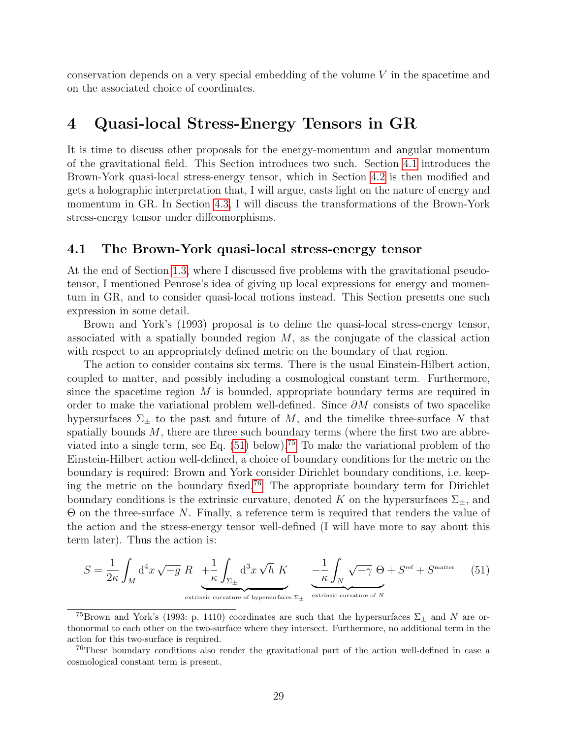conservation depends on a very special embedding of the volume $V$ in the spacetime and on the associated choice of coordinates.

# 4 Quasi-local Stress-Energy Tensors in GR

It is time to discuss other proposals for the energy-momentum and angular momentum of the gravitational field. This Section introduces two such. Section 4.1 introduces the Brown-York quasi-local stress-energy tensor, which in Section 4.2 is then modified and gets a holographic interpretation that, I will argue, casts light on the nature of energy and momentum in GR. In Section 4.3, I will discuss the transformations of the Brown-York stress-energy tensor under diffeomorphisms.

## 4.1 The Brown-York quasi-local stress-energy tensor

At the end of Section 1.3, where I discussed five problems with the gravitational pseudo-tensor, I mentioned Penrose's idea of giving up local expressions for energy and momentum in GR, and to consider quasi-local notions instead. This Section presents one such expression in some detail.

Brown and York's (1993) proposal is to define the quasi-local stress-energy tensor, associated with a spatially bounded region $M$, as the conjugate of the classical action with respect to an appropriately defined metric on the boundary of that region.

The action to consider contains six terms. There is the usual Einstein-Hilbert action, coupled to matter, and possibly including a cosmological constant term. Furthermore, since the spacetime region $M$ is bounded, appropriate boundary terms are required in order to make the variational problem well-defined. Since $\partial M$ consists of two spacelike hypersurfaces $\Sigma_\pm$ to the past and future of $M$, and the timelike three-surface $N$ that spatially bounds $M$, there are three such boundary terms (where the first two are abbreviated into a single term, see Eq. (51) below).[75] To make the variational problem of the Einstein-Hilbert action well-defined, a choice of boundary conditions for the metric on the boundary is required: Brown and York consider Dirichlet boundary conditions, i.e. keeping the metric on the boundary fixed.[76] The appropriate boundary term for Dirichlet boundary conditions is the extrinsic curvature, denoted $K$ on the hypersurfaces $\Sigma_\pm$, and $\Theta$ on the three-surface $N$. Finally, a reference term is required that renders the value of the action and the stress-energy tensor well-defined (I will have more to say about this term later). Thus the action is:

$$S = \frac{1}{2\kappa}\int_M \mathrm{d}^4x\,\sqrt{-g}\;R\;\underbrace{+\frac{1}{\kappa}\int_{\Sigma_\pm}\mathrm{d}^3x\,\sqrt{h}\;K}_{\text{extrinsic curvature of hypersurfaces }\Sigma_\pm}\;\underbrace{-\frac{1}{\kappa}\int_N\sqrt{-\gamma}\;\Theta}_{\text{extrinsic curvature of }N} + S^{\text{ref}} + S^{\text{matter}} \tag{51}$$

---

[75] Brown and York's (1993: p. 1410) coordinates are such that the hypersurfaces $\Sigma_\pm$ and $N$ are orthonormal to each other on the two-surface where they intersect. Furthermore, no additional term in the action for this two-surface is required.

[76] These boundary conditions also render the gravitational part of the action well-defined in case a cosmological constant term is present.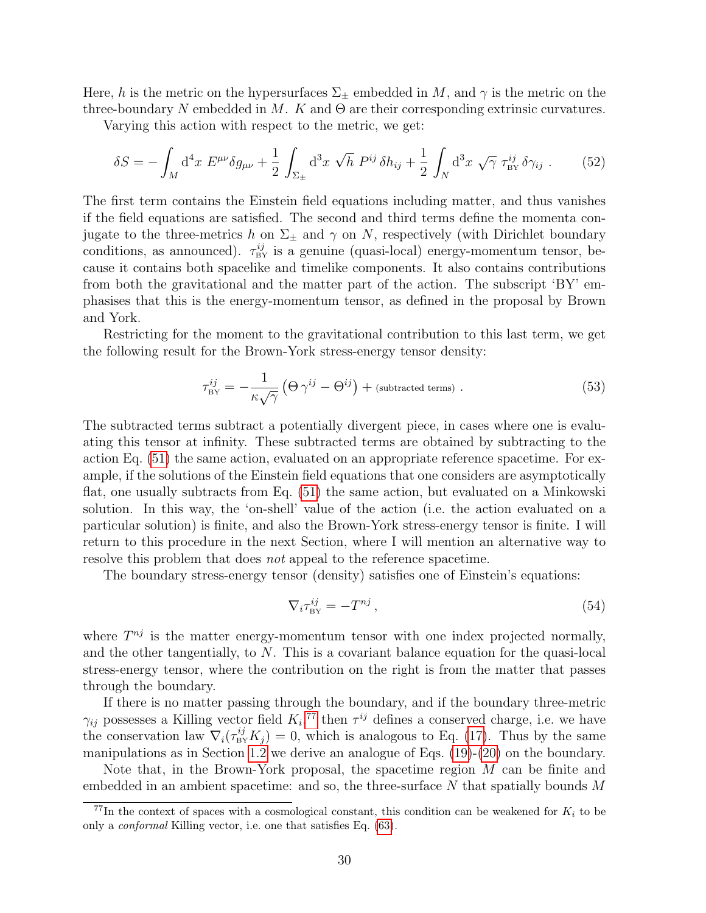Here, $h$ is the metric on the hypersurfaces $\Sigma_\pm$ embedded in $M$, and $\gamma$ is the metric on the three-boundary $N$ embedded in $M$. $K$ and $\Theta$ are their corresponding extrinsic curvatures.

Varying this action with respect to the metric, we get:

$$\delta S = -\int_M \mathrm{d}^4x \; E^{\mu\nu}\delta g_{\mu\nu} + \frac{1}{2}\int_{\Sigma_\pm} \mathrm{d}^3x \; \sqrt{h}\; P^{ij}\,\delta h_{ij} + \frac{1}{2}\int_N \mathrm{d}^3x \; \sqrt{\gamma}\; \tau^{ij}_{\text{BY}}\,\delta\gamma_{ij}\;. \tag{52}$$

The first term contains the Einstein field equations including matter, and thus vanishes if the field equations are satisfied. The second and third terms define the momenta conjugate to the three-metrics $h$ on $\Sigma_\pm$ and $\gamma$ on $N$, respectively (with Dirichlet boundary conditions, as announced). $\tau^{ij}_{\text{BY}}$ is a genuine (quasi-local) energy-momentum tensor, because it contains both spacelike and timelike components. It also contains contributions from both the gravitational and the matter part of the action. The subscript 'BY' emphasises that this is the energy-momentum tensor, as defined in the proposal by Brown and York.

Restricting for the moment to the gravitational contribution to this last term, we get the following result for the Brown-York stress-energy tensor density:

$$\tau^{ij}_{\text{BY}} = -\frac{1}{\kappa\sqrt{\gamma}}\left(\Theta\,\gamma^{ij} - \Theta^{ij}\right) + \text{(subtracted terms)}\;. \tag{53}$$

The subtracted terms subtract a potentially divergent piece, in cases where one is evaluating this tensor at infinity. These subtracted terms are obtained by subtracting to the action Eq. (51) the same action, evaluated on an appropriate reference spacetime. For example, if the solutions of the Einstein field equations that one considers are asymptotically flat, one usually subtracts from Eq. (51) the same action, but evaluated on a Minkowski solution. In this way, the 'on-shell' value of the action (i.e. the action evaluated on a particular solution) is finite, and also the Brown-York stress-energy tensor is finite. I will return to this procedure in the next Section, where I will mention an alternative way to resolve this problem that does *not* appeal to the reference spacetime.

The boundary stress-energy tensor (density) satisfies one of Einstein's equations:

$$\nabla_i \tau^{ij}_{\text{BY}} = -T^{nj}\,, \tag{54}$$

where $T^{nj}$ is the matter energy-momentum tensor with one index projected normally, and the other tangentially, to $N$. This is a covariant balance equation for the quasi-local stress-energy tensor, where the contribution on the right is from the matter that passes through the boundary.

If there is no matter passing through the boundary, and if the boundary three-metric $\gamma_{ij}$ possesses a Killing vector field $K_i$,[77] then $\tau^{ij}$ defines a conserved charge, i.e. we have the conservation law $\nabla_i(\tau^{ij}_{\text{BY}}K_j) = 0$, which is analogous to Eq. (17). Thus by the same manipulations as in Section 1.2 we derive an analogue of Eqs. (19)-(20) on the boundary.

Note that, in the Brown-York proposal, the spacetime region $M$ can be finite and embedded in an ambient spacetime: and so, the three-surface $N$ that spatially bounds $M$

[77] In the context of spaces with a cosmological constant, this condition can be weakened for $K_i$ to be only a *conformal* Killing vector, i.e. one that satisfies Eq. (63).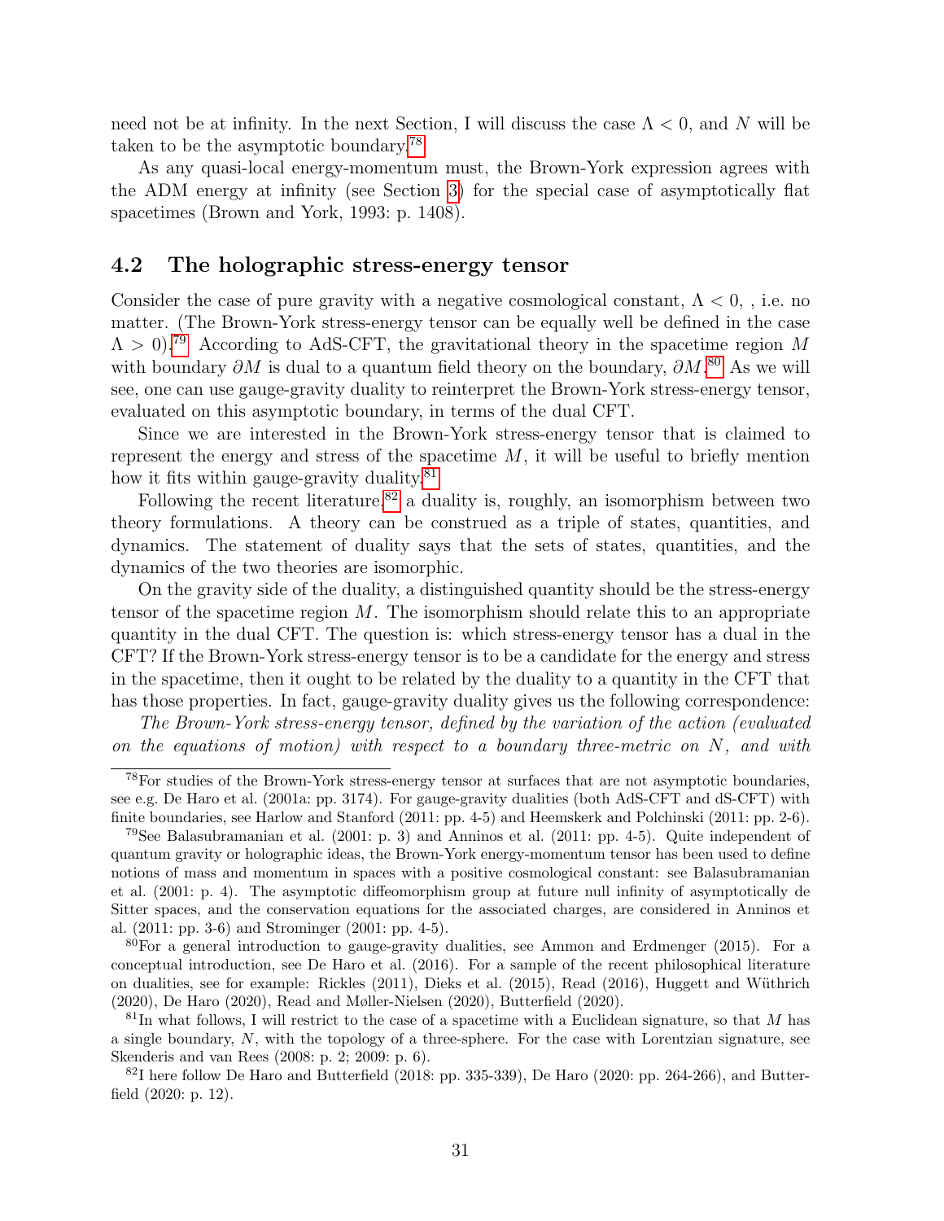need not be at infinity. In the next Section, I will discuss the case $\Lambda < 0$, and $N$ will be taken to be the asymptotic boundary.[78]

As any quasi-local energy-momentum must, the Brown-York expression agrees with the ADM energy at infinity (see Section 3) for the special case of asymptotically flat spacetimes (Brown and York, 1993: p. 1408).

## 4.2 The holographic stress-energy tensor

Consider the case of pure gravity with a negative cosmological constant, $\Lambda < 0$, , i.e. no matter. (The Brown-York stress-energy tensor can be equally well be defined in the case $\Lambda > 0$).[79] According to AdS-CFT, the gravitational theory in the spacetime region $M$ with boundary $\partial M$ is dual to a quantum field theory on the boundary, $\partial M$.[80] As we will see, one can use gauge-gravity duality to reinterpret the Brown-York stress-energy tensor, evaluated on this asymptotic boundary, in terms of the dual CFT.

Since we are interested in the Brown-York stress-energy tensor that is claimed to represent the energy and stress of the spacetime $M$, it will be useful to briefly mention how it fits within gauge-gravity duality.[81]

Following the recent literature,[82] a duality is, roughly, an isomorphism between two theory formulations. A theory can be construed as a triple of states, quantities, and dynamics. The statement of duality says that the sets of states, quantities, and the dynamics of the two theories are isomorphic.

On the gravity side of the duality, a distinguished quantity should be the stress-energy tensor of the spacetime region $M$. The isomorphism should relate this to an appropriate quantity in the dual CFT. The question is: which stress-energy tensor has a dual in the CFT? If the Brown-York stress-energy tensor is to be a candidate for the energy and stress in the spacetime, then it ought to be related by the duality to a quantity in the CFT that has those properties. In fact, gauge-gravity duality gives us the following correspondence:

*The Brown-York stress-energy tensor, defined by the variation of the action (evaluated on the equations of motion) with respect to a boundary three-metric on $N$, and with*

---

[78] For studies of the Brown-York stress-energy tensor at surfaces that are not asymptotic boundaries, see e.g. De Haro et al. (2001a: pp. 3174). For gauge-gravity dualities (both AdS-CFT and dS-CFT) with finite boundaries, see Harlow and Stanford (2011: pp. 4-5) and Heemskerk and Polchinski (2011: pp. 2-6).

[79] See Balasubramanian et al. (2001: p. 3) and Anninos et al. (2011: pp. 4-5). Quite independent of quantum gravity or holographic ideas, the Brown-York energy-momentum tensor has been used to define notions of mass and momentum in spaces with a positive cosmological constant: see Balasubramanian et al. (2001: p. 4). The asymptotic diffeomorphism group at future null infinity of asymptotically de Sitter spaces, and the conservation equations for the associated charges, are considered in Anninos et al. (2011: pp. 3-6) and Strominger (2001: pp. 4-5).

[80] For a general introduction to gauge-gravity dualities, see Ammon and Erdmenger (2015). For a conceptual introduction, see De Haro et al. (2016). For a sample of the recent philosophical literature on dualities, see for example: Rickles (2011), Dieks et al. (2015), Read (2016), Huggett and Wüthrich (2020), De Haro (2020), Read and Møller-Nielsen (2020), Butterfield (2020).

[81] In what follows, I will restrict to the case of a spacetime with a Euclidean signature, so that $M$ has a single boundary, $N$, with the topology of a three-sphere. For the case with Lorentzian signature, see Skenderis and van Rees (2008: p. 2; 2009: p. 6).

[82] I here follow De Haro and Butterfield (2018: pp. 335-339), De Haro (2020: pp. 264-266), and Butterfield (2020: p. 12).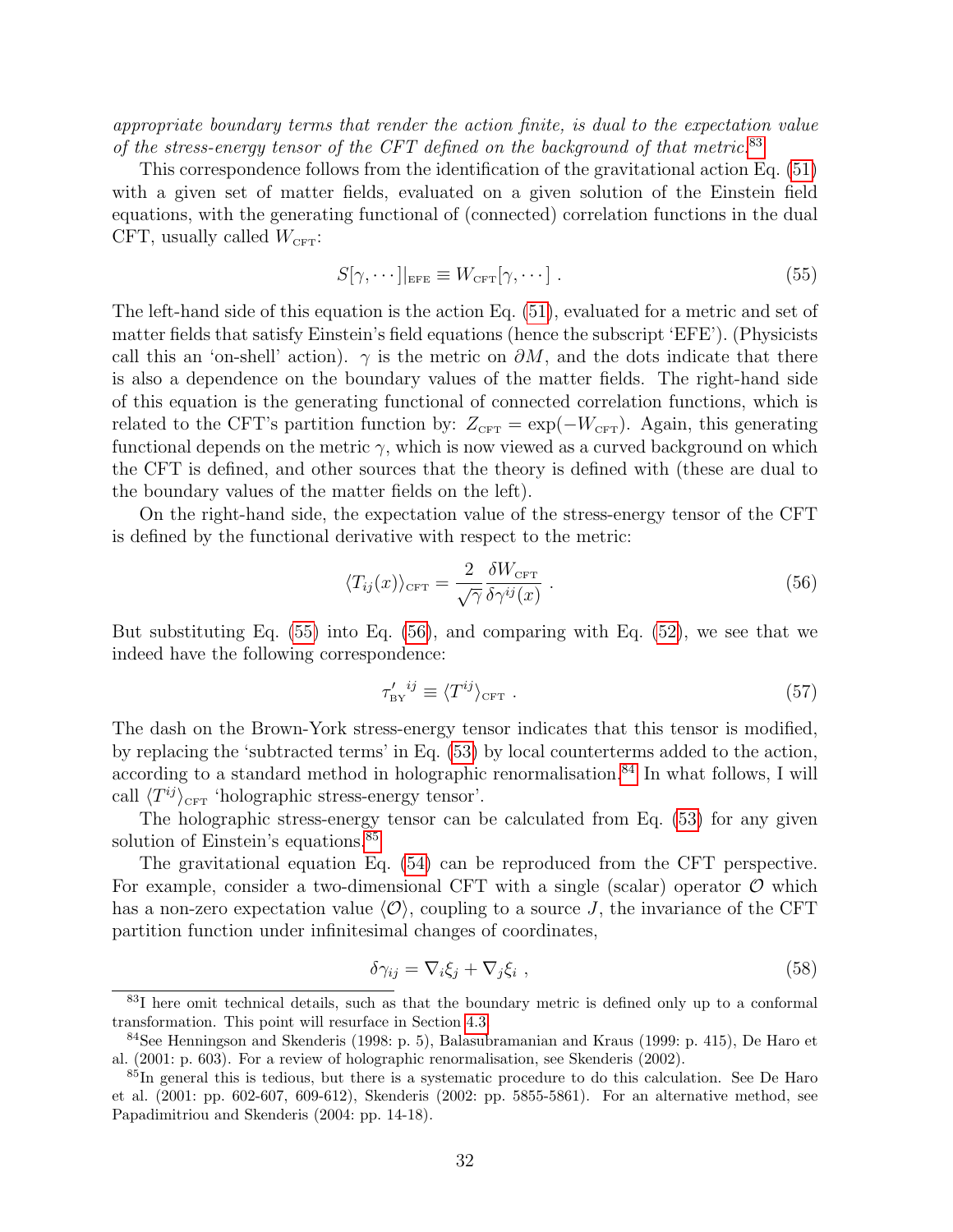*appropriate boundary terms that render the action finite, is dual to the expectation value of the stress-energy tensor of the CFT defined on the background of that metric.*[83]

This correspondence follows from the identification of the gravitational action Eq. (51) with a given set of matter fields, evaluated on a given solution of the Einstein field equations, with the generating functional of (connected) correlation functions in the dual CFT, usually called $W_{\text{CFT}}$:

$$S[\gamma, \cdots]|_{\text{EFE}} \equiv W_{\text{CFT}}[\gamma, \cdots] \,. \tag{55}$$

The left-hand side of this equation is the action Eq. (51), evaluated for a metric and set of matter fields that satisfy Einstein's field equations (hence the subscript 'EFE'). (Physicists call this an 'on-shell' action). $\gamma$ is the metric on $\partial M$, and the dots indicate that there is also a dependence on the boundary values of the matter fields. The right-hand side of this equation is the generating functional of connected correlation functions, which is related to the CFT's partition function by: $Z_{\text{CFT}} = \exp(-W_{\text{CFT}})$. Again, this generating functional depends on the metric $\gamma$, which is now viewed as a curved background on which the CFT is defined, and other sources that the theory is defined with (these are dual to the boundary values of the matter fields on the left).

On the right-hand side, the expectation value of the stress-energy tensor of the CFT is defined by the functional derivative with respect to the metric:

$$\langle T_{ij}(x)\rangle_{\text{CFT}} = \frac{2}{\sqrt{\gamma}} \frac{\delta W_{\text{CFT}}}{\delta \gamma^{ij}(x)} \,. \tag{56}$$

But substituting Eq. (55) into Eq. (56), and comparing with Eq. (52), we see that we indeed have the following correspondence:

$$\tau'^{\,ij}_{\text{BY}} \equiv \langle T^{ij}\rangle_{\text{CFT}} \,. \tag{57}$$

The dash on the Brown-York stress-energy tensor indicates that this tensor is modified, by replacing the 'subtracted terms' in Eq. (53) by local counterterms added to the action, according to a standard method in holographic renormalisation.[84] In what follows, I will call $\langle T^{ij}\rangle_{\text{CFT}}$ 'holographic stress-energy tensor'.

The holographic stress-energy tensor can be calculated from Eq. (53) for any given solution of Einstein's equations.[85]

The gravitational equation Eq. (54) can be reproduced from the CFT perspective. For example, consider a two-dimensional CFT with a single (scalar) operator $\mathcal{O}$ which has a non-zero expectation value $\langle \mathcal{O}\rangle$, coupling to a source $J$, the invariance of the CFT partition function under infinitesimal changes of coordinates,

$$\delta\gamma_{ij} = \nabla_i \xi_j + \nabla_j \xi_i \,, \tag{58}$$

---

[83] I here omit technical details, such as that the boundary metric is defined only up to a conformal transformation. This point will resurface in Section 4.3.

[84] See Henningson and Skenderis (1998: p. 5), Balasubramanian and Kraus (1999: p. 415), De Haro et al. (2001: p. 603). For a review of holographic renormalisation, see Skenderis (2002).

[85] In general this is tedious, but there is a systematic procedure to do this calculation. See De Haro et al. (2001: pp. 602-607, 609-612), Skenderis (2002: pp. 5855-5861). For an alternative method, see Papadimitriou and Skenderis (2004: pp. 14-18).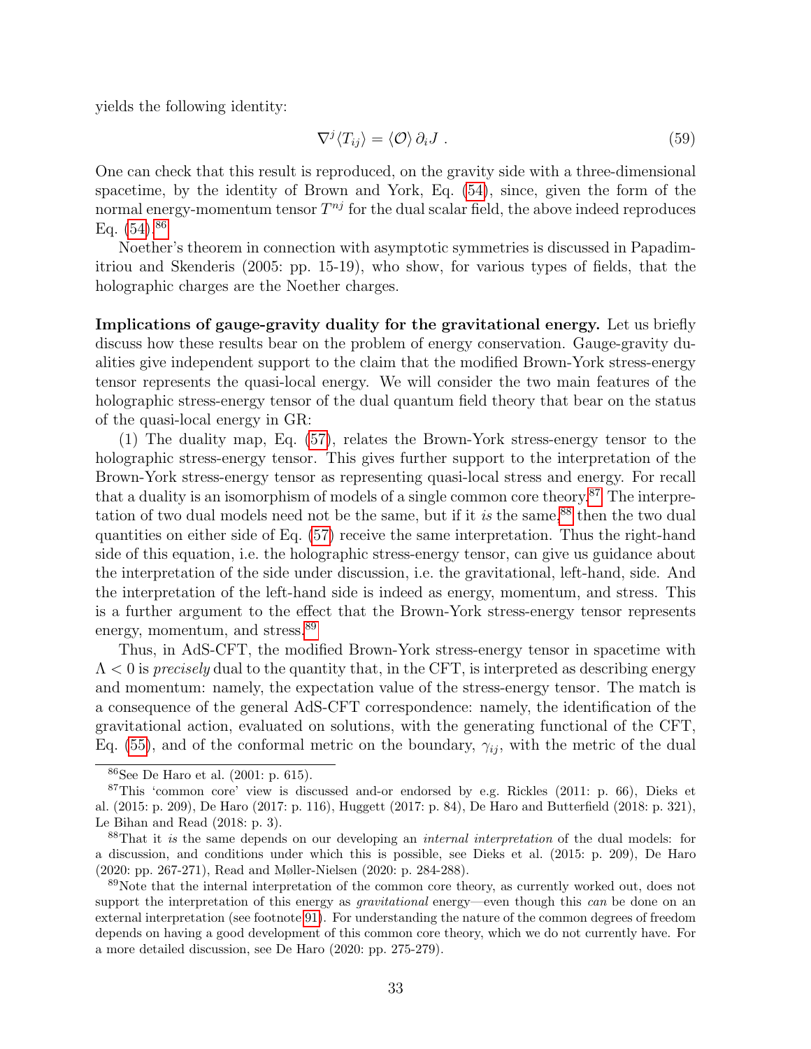yields the following identity:

$$\nabla^j \langle T_{ij} \rangle = \langle \mathcal{O} \rangle \, \partial_i J \; . \tag{59}$$

One can check that this result is reproduced, on the gravity side with a three-dimensional spacetime, by the identity of Brown and York, Eq. (54), since, given the form of the normal energy-momentum tensor $T^{nj}$ for the dual scalar field, the above indeed reproduces Eq. (54).[86]

Noether's theorem in connection with asymptotic symmetries is discussed in Papadimitriou and Skenderis (2005: pp. 15-19), who show, for various types of fields, that the holographic charges are the Noether charges.

**Implications of gauge-gravity duality for the gravitational energy.** Let us briefly discuss how these results bear on the problem of energy conservation. Gauge-gravity dualities give independent support to the claim that the modified Brown-York stress-energy tensor represents the quasi-local energy. We will consider the two main features of the holographic stress-energy tensor of the dual quantum field theory that bear on the status of the quasi-local energy in GR:

(1) The duality map, Eq. (57), relates the Brown-York stress-energy tensor to the holographic stress-energy tensor. This gives further support to the interpretation of the Brown-York stress-energy tensor as representing quasi-local stress and energy. For recall that a duality is an isomorphism of models of a single common core theory.[87] The interpretation of two dual models need not be the same, but if it *is* the same,[88] then the two dual quantities on either side of Eq. (57) receive the same interpretation. Thus the right-hand side of this equation, i.e. the holographic stress-energy tensor, can give us guidance about the interpretation of the side under discussion, i.e. the gravitational, left-hand, side. And the interpretation of the left-hand side is indeed as energy, momentum, and stress. This is a further argument to the effect that the Brown-York stress-energy tensor represents energy, momentum, and stress.[89]

Thus, in AdS-CFT, the modified Brown-York stress-energy tensor in spacetime with $\Lambda < 0$ is *precisely* dual to the quantity that, in the CFT, is interpreted as describing energy and momentum: namely, the expectation value of the stress-energy tensor. The match is a consequence of the general AdS-CFT correspondence: namely, the identification of the gravitational action, evaluated on solutions, with the generating functional of the CFT, Eq. (55), and of the conformal metric on the boundary, $\gamma_{ij}$, with the metric of the dual

[86] See De Haro et al. (2001: p. 615).

[87] This 'common core' view is discussed and-or endorsed by e.g. Rickles (2011: p. 66), Dieks et al. (2015: p. 209), De Haro (2017: p. 116), Huggett (2017: p. 84), De Haro and Butterfield (2018: p. 321), Le Bihan and Read (2018: p. 3).

[88] That it *is* the same depends on our developing an *internal interpretation* of the dual models: for a discussion, and conditions under which this is possible, see Dieks et al. (2015: p. 209), De Haro (2020: pp. 267-271), Read and Møller-Nielsen (2020: p. 284-288).

[89] Note that the internal interpretation of the common core theory, as currently worked out, does not support the interpretation of this energy as *gravitational* energy—even though this *can* be done on an external interpretation (see footnote 91). For understanding the nature of the common degrees of freedom depends on having a good development of this common core theory, which we do not currently have. For a more detailed discussion, see De Haro (2020: pp. 275-279).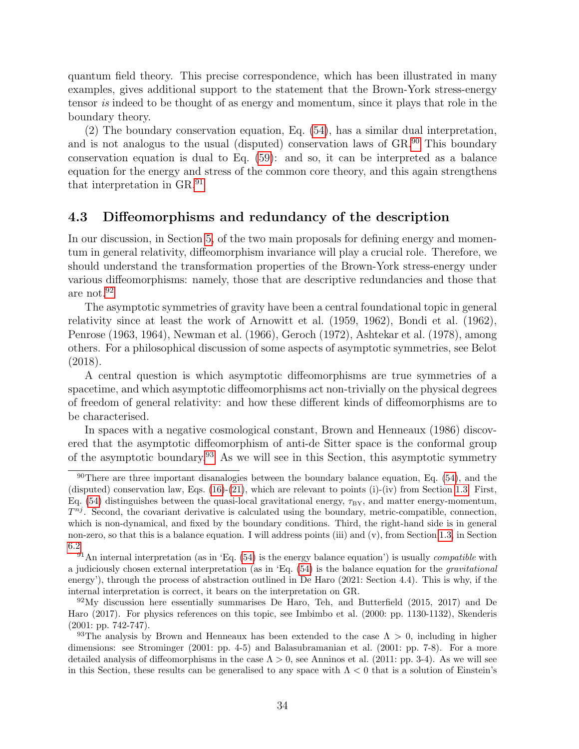quantum field theory. This precise correspondence, which has been illustrated in many examples, gives additional support to the statement that the Brown-York stress-energy tensor *is* indeed to be thought of as energy and momentum, since it plays that role in the boundary theory.

(2) The boundary conservation equation, Eq. (54), has a similar dual interpretation, and is not analogus to the usual (disputed) conservation laws of GR.[90] This boundary conservation equation is dual to Eq. (59): and so, it can be interpreted as a balance equation for the energy and stress of the common core theory, and this again strengthens that interpretation in GR.[91]

### 4.3 Diffeomorphisms and redundancy of the description

In our discussion, in Section 5, of the two main proposals for defining energy and momentum in general relativity, diffeomorphism invariance will play a crucial role. Therefore, we should understand the transformation properties of the Brown-York stress-energy under various diffeomorphisms: namely, those that are descriptive redundancies and those that are not.[92]

The asymptotic symmetries of gravity have been a central foundational topic in general relativity since at least the work of Arnowitt et al. (1959, 1962), Bondi et al. (1962), Penrose (1963, 1964), Newman et al. (1966), Geroch (1972), Ashtekar et al. (1978), among others. For a philosophical discussion of some aspects of asymptotic symmetries, see Belot (2018).

A central question is which asymptotic diffeomorphisms are true symmetries of a spacetime, and which asymptotic diffeomorphisms act non-trivially on the physical degrees of freedom of general relativity: and how these different kinds of diffeomorphisms are to be characterised.

In spaces with a negative cosmological constant, Brown and Henneaux (1986) discovered that the asymptotic diffeomorphism of anti-de Sitter space is the conformal group of the asymptotic boundary.[93] As we will see in this Section, this asymptotic symmetry

---

[90] There are three important disanalogies between the boundary balance equation, Eq. (54), and the (disputed) conservation law, Eqs. (16)-(21), which are relevant to points (i)-(iv) from Section 1.3. First, Eq. (54) distinguishes between the quasi-local gravitational energy, $\tau_{\text{BY}}$, and matter energy-momentum, $T^{nj}$. Second, the covariant derivative is calculated using the boundary, metric-compatible, connection, which is non-dynamical, and fixed by the boundary conditions. Third, the right-hand side is in general non-zero, so that this is a balance equation. I will address points (iii) and (v), from Section 1.3, in Section 6.2.

[91] An internal interpretation (as in 'Eq. (54) is the energy balance equation') is usually *compatible* with a judiciously chosen external interpretation (as in 'Eq. (54) is the balance equation for the *gravitational* energy'), through the process of abstraction outlined in De Haro (2021: Section 4.4). This is why, if the internal interpretation is correct, it bears on the interpretation on GR.

[92] My discussion here essentially summarises De Haro, Teh, and Butterfield (2015, 2017) and De Haro (2017). For physics references on this topic, see Imbimbo et al. (2000: pp. 1130-1132), Skenderis (2001: pp. 742-747).

[93] The analysis by Brown and Henneaux has been extended to the case $\Lambda > 0$, including in higher dimensions: see Strominger (2001: pp. 4-5) and Balasubramanian et al. (2001: pp. 7-8). For a more detailed analysis of diffeomorphisms in the case $\Lambda > 0$, see Anninos et al. (2011: pp. 3-4). As we will see in this Section, these results can be generalised to any space with $\Lambda < 0$ that is a solution of Einstein's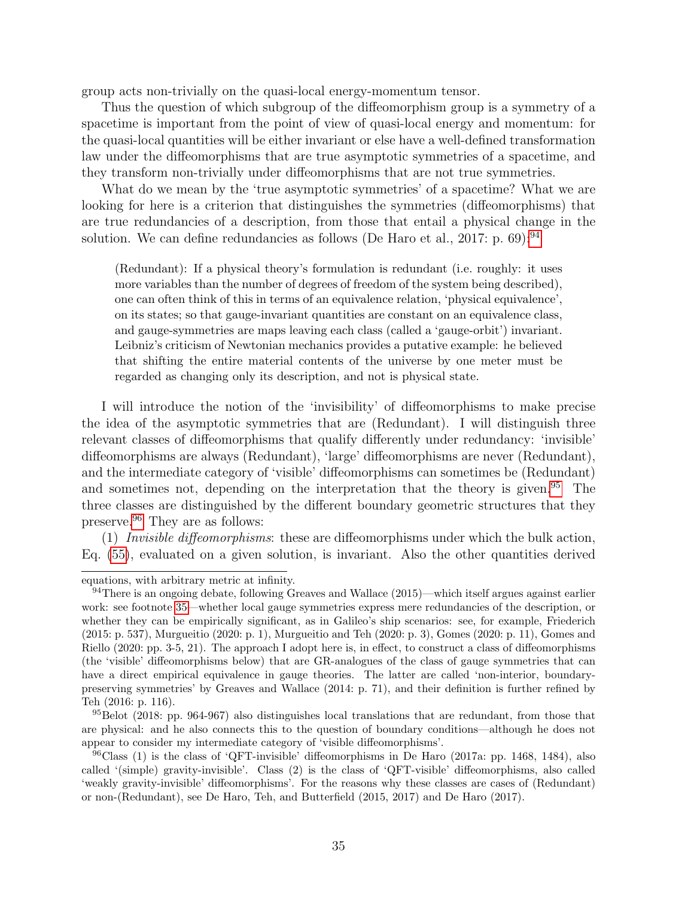group acts non-trivially on the quasi-local energy-momentum tensor.

Thus the question of which subgroup of the diffeomorphism group is a symmetry of a spacetime is important from the point of view of quasi-local energy and momentum: for the quasi-local quantities will be either invariant or else have a well-defined transformation law under the diffeomorphisms that are true asymptotic symmetries of a spacetime, and they transform non-trivially under diffeomorphisms that are not true symmetries.

What do we mean by the 'true asymptotic symmetries' of a spacetime? What we are looking for here is a criterion that distinguishes the symmetries (diffeomorphisms) that are true redundancies of a description, from those that entail a physical change in the solution. We can define redundancies as follows (De Haro et al., 2017: p. 69):[94]

> (Redundant): If a physical theory's formulation is redundant (i.e. roughly: it uses more variables than the number of degrees of freedom of the system being described), one can often think of this in terms of an equivalence relation, 'physical equivalence', on its states; so that gauge-invariant quantities are constant on an equivalence class, and gauge-symmetries are maps leaving each class (called a 'gauge-orbit') invariant. Leibniz's criticism of Newtonian mechanics provides a putative example: he believed that shifting the entire material contents of the universe by one meter must be regarded as changing only its description, and not is physical state.

I will introduce the notion of the 'invisibility' of diffeomorphisms to make precise the idea of the asymptotic symmetries that are (Redundant). I will distinguish three relevant classes of diffeomorphisms that qualify differently under redundancy: 'invisible' diffeomorphisms are always (Redundant), 'large' diffeomorphisms are never (Redundant), and the intermediate category of 'visible' diffeomorphisms can sometimes be (Redundant) and sometimes not, depending on the interpretation that the theory is given.[95] The three classes are distinguished by the different boundary geometric structures that they preserve.[96] They are as follows:

(1) *Invisible diffeomorphisms*: these are diffeomorphisms under which the bulk action, Eq. (55), evaluated on a given solution, is invariant. Also the other quantities derived

---

equations, with arbitrary metric at infinity.

[94] There is an ongoing debate, following Greaves and Wallace (2015)—which itself argues against earlier work: see footnote 35—whether local gauge symmetries express mere redundancies of the description, or whether they can be empirically significant, as in Galileo's ship scenarios: see, for example, Friederich (2015: p. 537), Murgueitio (2020: p. 1), Murgueitio and Teh (2020: p. 3), Gomes (2020: p. 11), Gomes and Riello (2020: pp. 3-5, 21). The approach I adopt here is, in effect, to construct a class of diffeomorphisms (the 'visible' diffeomorphisms below) that are GR-analogues of the class of gauge symmetries that can have a direct empirical equivalence in gauge theories. The latter are called 'non-interior, boundary-preserving symmetries' by Greaves and Wallace (2014: p. 71), and their definition is further refined by Teh (2016: p. 116).

[95] Belot (2018: pp. 964-967) also distinguishes local translations that are redundant, from those that are physical: and he also connects this to the question of boundary conditions—although he does not appear to consider my intermediate category of 'visible diffeomorphisms'.

[96] Class (1) is the class of 'QFT-invisible' diffeomorphisms in De Haro (2017a: pp. 1468, 1484), also called '(simple) gravity-invisible'. Class (2) is the class of 'QFT-visible' diffeomorphisms, also called 'weakly gravity-invisible' diffeomorphisms'. For the reasons why these classes are cases of (Redundant) or non-(Redundant), see De Haro, Teh, and Butterfield (2015, 2017) and De Haro (2017).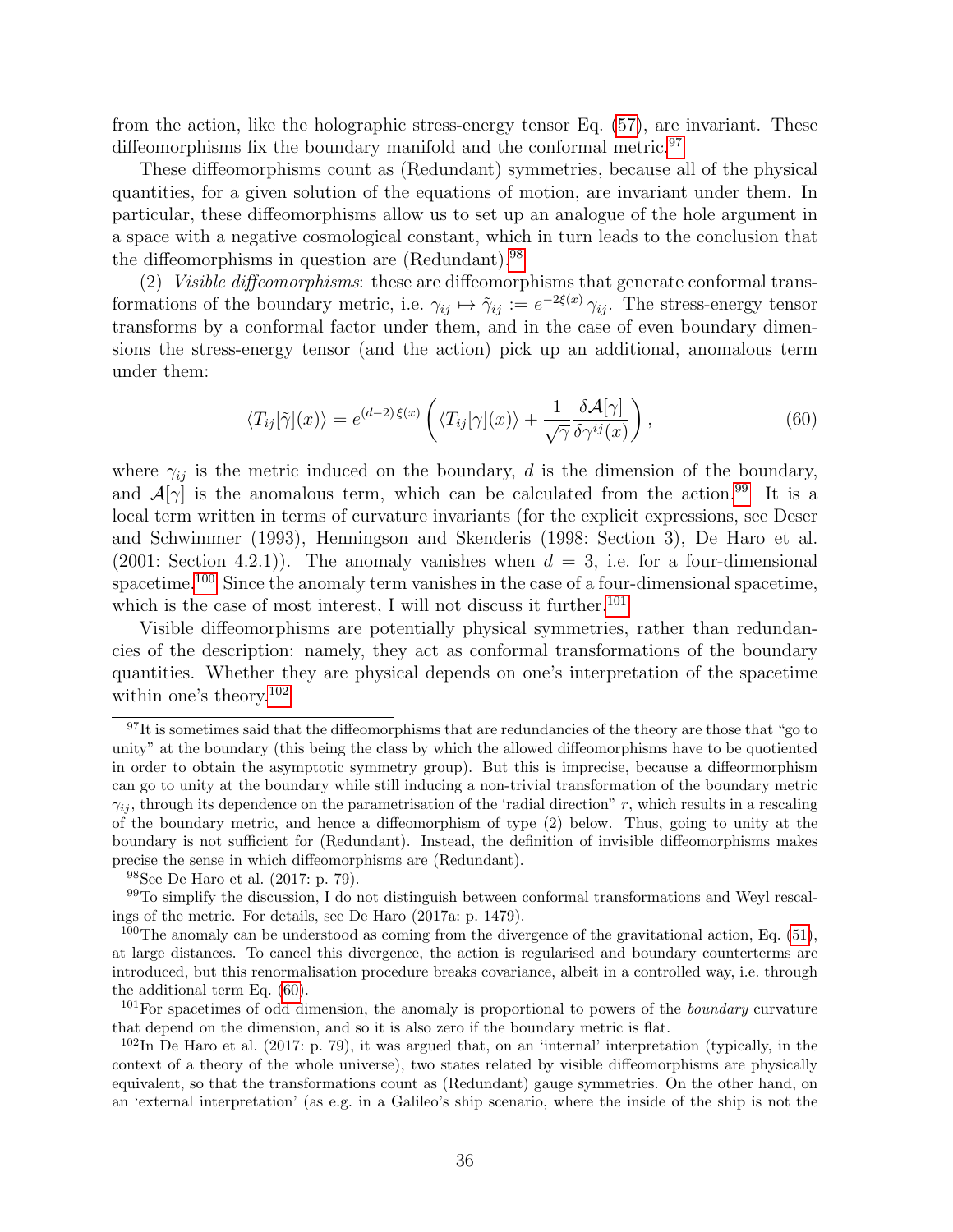from the action, like the holographic stress-energy tensor Eq. (57), are invariant. These diffeomorphisms fix the boundary manifold and the conformal metric.[97]

These diffeomorphisms count as (Redundant) symmetries, because all of the physical quantities, for a given solution of the equations of motion, are invariant under them. In particular, these diffeomorphisms allow us to set up an analogue of the hole argument in a space with a negative cosmological constant, which in turn leads to the conclusion that the diffeomorphisms in question are (Redundant).[98]

(2) *Visible diffeomorphisms*: these are diffeomorphisms that generate conformal transformations of the boundary metric, i.e. $\gamma_{ij} \mapsto \tilde{\gamma}_{ij} := e^{-2\xi(x)}\,\gamma_{ij}$. The stress-energy tensor transforms by a conformal factor under them, and in the case of even boundary dimensions the stress-energy tensor (and the action) pick up an additional, anomalous term under them:

$$\langle T_{ij}[\tilde{\gamma}](x)\rangle = e^{(d-2)\,\xi(x)}\left(\langle T_{ij}[\gamma](x)\rangle + \frac{1}{\sqrt{\gamma}}\frac{\delta\mathcal{A}[\gamma]}{\delta\gamma^{ij}(x)}\right), \tag{60}$$

where $\gamma_{ij}$ is the metric induced on the boundary, $d$ is the dimension of the boundary, and $\mathcal{A}[\gamma]$ is the anomalous term, which can be calculated from the action.[99] It is a local term written in terms of curvature invariants (for the explicit expressions, see Deser and Schwimmer (1993), Henningson and Skenderis (1998: Section 3), De Haro et al. (2001: Section 4.2.1)). The anomaly vanishes when $d = 3$, i.e. for a four-dimensional spacetime.[100] Since the anomaly term vanishes in the case of a four-dimensional spacetime, which is the case of most interest, I will not discuss it further.[101]

Visible diffeomorphisms are potentially physical symmetries, rather than redundancies of the description: namely, they act as conformal transformations of the boundary quantities. Whether they are physical depends on one's interpretation of the spacetime within one's theory.[102]

---

[97] It is sometimes said that the diffeomorphisms that are redundancies of the theory are those that "go to unity" at the boundary (this being the class by which the allowed diffeomorphisms have to be quotiented in order to obtain the asymptotic symmetry group). But this is imprecise, because a diffeormorphism can go to unity at the boundary while still inducing a non-trivial transformation of the boundary metric $\gamma_{ij}$, through its dependence on the parametrisation of the 'radial direction" $r$, which results in a rescaling of the boundary metric, and hence a diffeomorphism of type (2) below. Thus, going to unity at the boundary is not sufficient for (Redundant). Instead, the definition of invisible diffeomorphisms makes precise the sense in which diffeomorphisms are (Redundant).

[98] See De Haro et al. (2017: p. 79).

[99] To simplify the discussion, I do not distinguish between conformal transformations and Weyl rescalings of the metric. For details, see De Haro (2017a: p. 1479).

[100] The anomaly can be understood as coming from the divergence of the gravitational action, Eq. (51), at large distances. To cancel this divergence, the action is regularised and boundary counterterms are introduced, but this renormalisation procedure breaks covariance, albeit in a controlled way, i.e. through the additional term Eq. (60).

[101] For spacetimes of odd dimension, the anomaly is proportional to powers of the *boundary* curvature that depend on the dimension, and so it is also zero if the boundary metric is flat.

[102] In De Haro et al. (2017: p. 79), it was argued that, on an 'internal' interpretation (typically, in the context of a theory of the whole universe), two states related by visible diffeomorphisms are physically equivalent, so that the transformations count as (Redundant) gauge symmetries. On the other hand, on an 'external interpretation' (as e.g. in a Galileo's ship scenario, where the inside of the ship is not the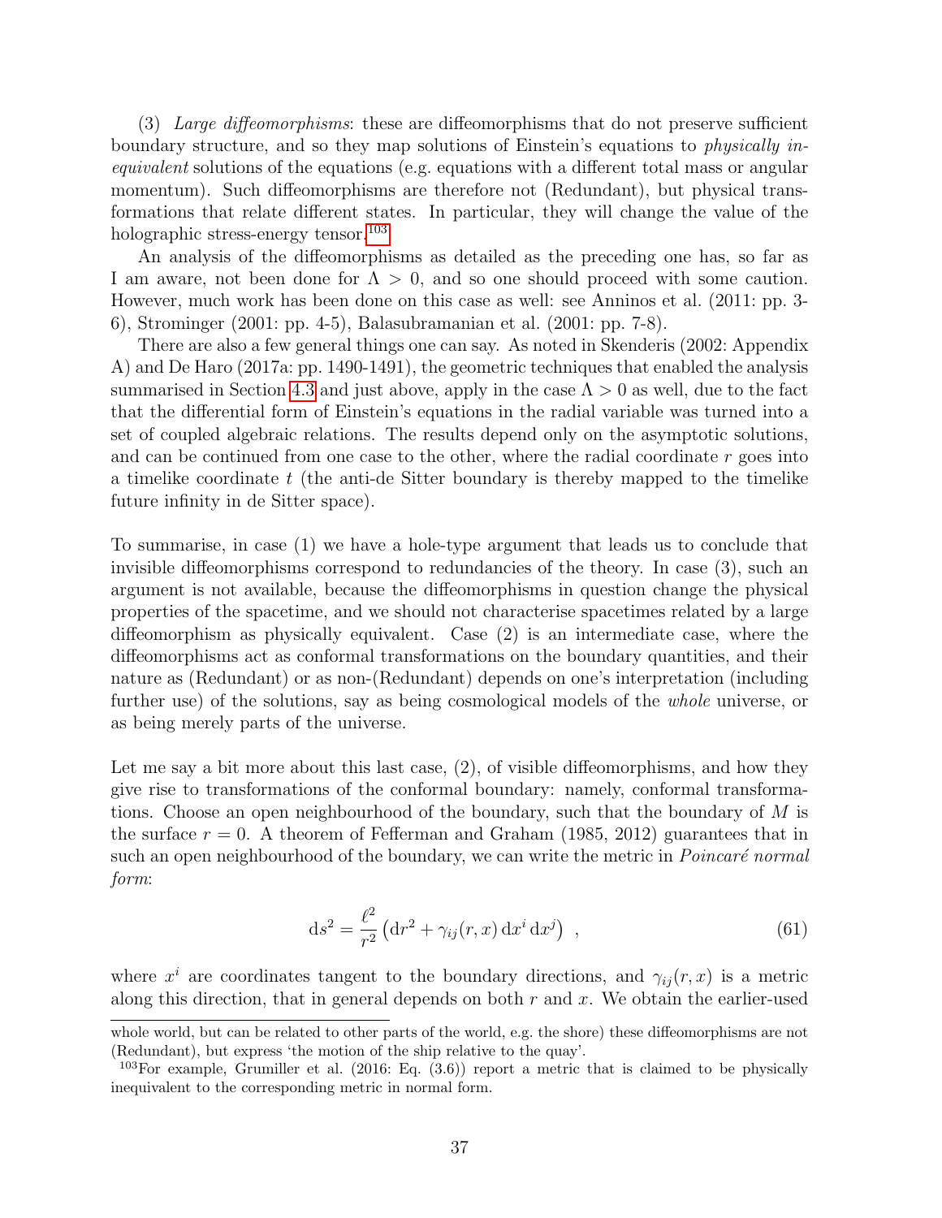(3) *Large diffeomorphisms*: these are diffeomorphisms that do not preserve sufficient boundary structure, and so they map solutions of Einstein's equations to *physically inequivalent* solutions of the equations (e.g. equations with a different total mass or angular momentum). Such diffeomorphisms are therefore not (Redundant), but physical transformations that relate different states. In particular, they will change the value of the holographic stress-energy tensor.[103]

An analysis of the diffeomorphisms as detailed as the preceding one has, so far as I am aware, not been done for $\Lambda > 0$, and so one should proceed with some caution. However, much work has been done on this case as well: see Anninos et al. (2011: pp. 3-6), Strominger (2001: pp. 4-5), Balasubramanian et al. (2001: pp. 7-8).

There are also a few general things one can say. As noted in Skenderis (2002: Appendix A) and De Haro (2017a: pp. 1490-1491), the geometric techniques that enabled the analysis summarised in Section 4.3 and just above, apply in the case $\Lambda > 0$ as well, due to the fact that the differential form of Einstein's equations in the radial variable was turned into a set of coupled algebraic relations. The results depend only on the asymptotic solutions, and can be continued from one case to the other, where the radial coordinate $r$ goes into a timelike coordinate $t$ (the anti-de Sitter boundary is thereby mapped to the timelike future infinity in de Sitter space).

To summarise, in case (1) we have a hole-type argument that leads us to conclude that invisible diffeomorphisms correspond to redundancies of the theory. In case (3), such an argument is not available, because the diffeomorphisms in question change the physical properties of the spacetime, and we should not characterise spacetimes related by a large diffeomorphism as physically equivalent. Case (2) is an intermediate case, where the diffeomorphisms act as conformal transformations on the boundary quantities, and their nature as (Redundant) or as non-(Redundant) depends on one's interpretation (including further use) of the solutions, say as being cosmological models of the *whole* universe, or as being merely parts of the universe.

Let me say a bit more about this last case, (2), of visible diffeomorphisms, and how they give rise to transformations of the conformal boundary: namely, conformal transformations. Choose an open neighbourhood of the boundary, such that the boundary of $M$ is the surface $r = 0$. A theorem of Fefferman and Graham (1985, 2012) guarantees that in such an open neighbourhood of the boundary, we can write the metric in *Poincaré normal form*:

$$\mathrm{d}s^2 = \frac{\ell^2}{r^2}\left(\mathrm{d}r^2 + \gamma_{ij}(r,x)\,\mathrm{d}x^i\,\mathrm{d}x^j\right)\ , \tag{61}$$

where $x^i$ are coordinates tangent to the boundary directions, and $\gamma_{ij}(r,x)$ is a metric along this direction, that in general depends on both $r$ and $x$. We obtain the earlier-used

---

whole world, but can be related to other parts of the world, e.g. the shore) these diffeomorphisms are not (Redundant), but express 'the motion of the ship relative to the quay'.

[103] For example, Grumiller et al. (2016: Eq. (3.6)) report a metric that is claimed to be physically inequivalent to the corresponding metric in normal form.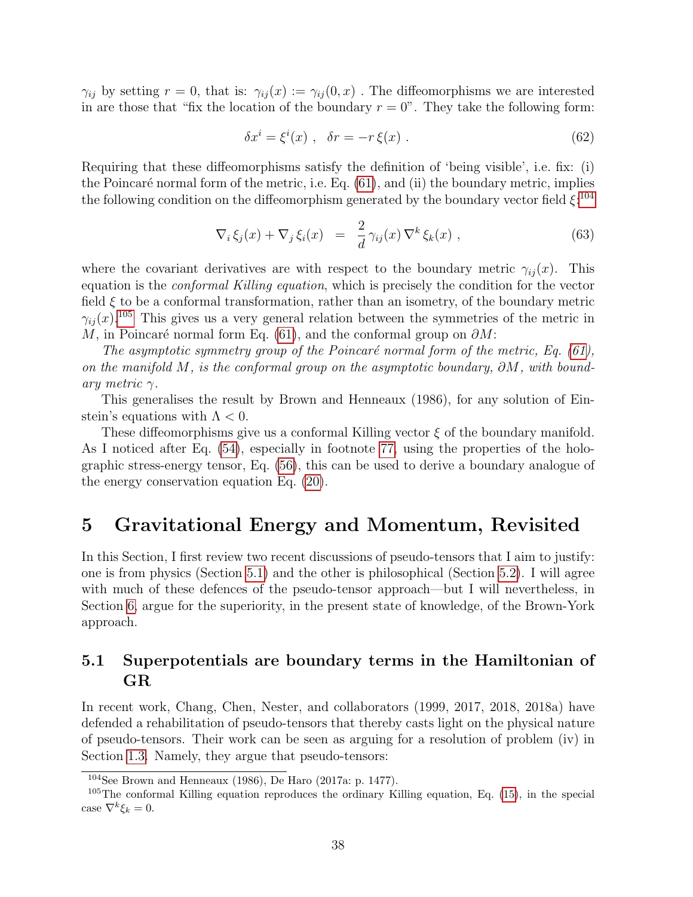$\gamma_{ij}$ by setting $r = 0$, that is: $\gamma_{ij}(x) := \gamma_{ij}(0, x)$ . The diffeomorphisms we are interested in are those that "fix the location of the boundary $r = 0$". They take the following form:

$$\delta x^i = \xi^i(x) \ , \quad \delta r = -r\, \xi(x) \ . \tag{62}$$

Requiring that these diffeomorphisms satisfy the definition of 'being visible', i.e. fix: (i) the Poincaré normal form of the metric, i.e. Eq. (61), and (ii) the boundary metric, implies the following condition on the diffeomorphism generated by the boundary vector field $\xi$:[104]

$$\nabla_i\, \xi_j(x) + \nabla_j\, \xi_i(x) \;\; = \;\; \frac{2}{d}\, \gamma_{ij}(x)\, \nabla^k\, \xi_k(x) \ , \tag{63}$$

where the covariant derivatives are with respect to the boundary metric $\gamma_{ij}(x)$. This equation is the *conformal Killing equation*, which is precisely the condition for the vector field $\xi$ to be a conformal transformation, rather than an isometry, of the boundary metric $\gamma_{ij}(x)$.[105] This gives us a very general relation between the symmetries of the metric in $M$, in Poincaré normal form Eq. (61), and the conformal group on $\partial M$:

*The asymptotic symmetry group of the Poincaré normal form of the metric, Eq. (61), on the manifold $M$, is the conformal group on the asymptotic boundary, $\partial M$, with boundary metric $\gamma$.*

This generalises the result by Brown and Henneaux (1986), for any solution of Einstein's equations with $\Lambda < 0$.

These diffeomorphisms give us a conformal Killing vector $\xi$ of the boundary manifold. As I noticed after Eq. (54), especially in footnote 77, using the properties of the holographic stress-energy tensor, Eq. (56), this can be used to derive a boundary analogue of the energy conservation equation Eq. (20).

# 5 Gravitational Energy and Momentum, Revisited

In this Section, I first review two recent discussions of pseudo-tensors that I aim to justify: one is from physics (Section 5.1) and the other is philosophical (Section 5.2). I will agree with much of these defences of the pseudo-tensor approach—but I will nevertheless, in Section 6, argue for the superiority, in the present state of knowledge, of the Brown-York approach.

## 5.1 Superpotentials are boundary terms in the Hamiltonian of GR

In recent work, Chang, Chen, Nester, and collaborators (1999, 2017, 2018, 2018a) have defended a rehabilitation of pseudo-tensors that thereby casts light on the physical nature of pseudo-tensors. Their work can be seen as arguing for a resolution of problem (iv) in Section 1.3. Namely, they argue that pseudo-tensors:

---

[104] See Brown and Henneaux (1986), De Haro (2017a: p. 1477).

[105] The conformal Killing equation reproduces the ordinary Killing equation, Eq. (15), in the special case $\nabla^k \xi_k = 0$.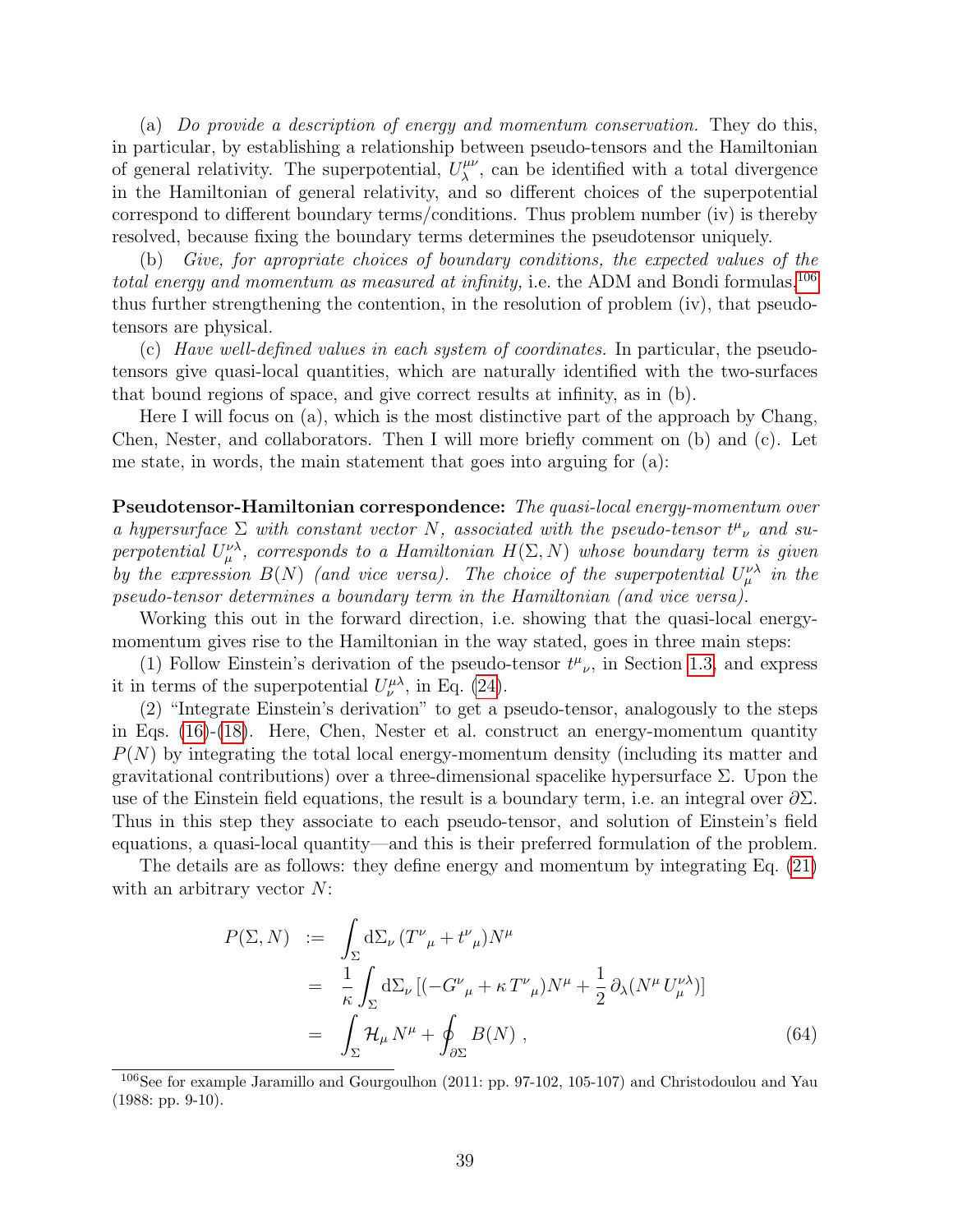(a) *Do provide a description of energy and momentum conservation.* They do this, in particular, by establishing a relationship between pseudo-tensors and the Hamiltonian of general relativity. The superpotential, $U^{\mu\nu}_{\lambda}$, can be identified with a total divergence in the Hamiltonian of general relativity, and so different choices of the superpotential correspond to different boundary terms/conditions. Thus problem number (iv) is thereby resolved, because fixing the boundary terms determines the pseudotensor uniquely.

(b) *Give, for apropriate choices of boundary conditions, the expected values of the total energy and momentum as measured at infinity,* i.e. the ADM and Bondi formulas,[106] thus further strengthening the contention, in the resolution of problem (iv), that pseudotensors are physical.

(c) *Have well-defined values in each system of coordinates.* In particular, the pseudotensors give quasi-local quantities, which are naturally identified with the two-surfaces that bound regions of space, and give correct results at infinity, as in (b).

Here I will focus on (a), which is the most distinctive part of the approach by Chang, Chen, Nester, and collaborators. Then I will more briefly comment on (b) and (c). Let me state, in words, the main statement that goes into arguing for (a):

**Pseudotensor-Hamiltonian correspondence:** *The quasi-local energy-momentum over a hypersurface $\Sigma$ with constant vector $N$, associated with the pseudo-tensor $t^{\mu}{}_{\nu}$ and superpotential $U^{\nu\lambda}_{\mu}$, corresponds to a Hamiltonian $H(\Sigma, N)$ whose boundary term is given by the expression $B(N)$ (and vice versa). The choice of the superpotential $U^{\nu\lambda}_{\mu}$ in the pseudo-tensor determines a boundary term in the Hamiltonian (and vice versa).*

Working this out in the forward direction, i.e. showing that the quasi-local energy-momentum gives rise to the Hamiltonian in the way stated, goes in three main steps:

(1) Follow Einstein's derivation of the pseudo-tensor $t^{\mu}{}_{\nu}$, in Section 1.3, and express it in terms of the superpotential $U^{\mu\lambda}_{\nu}$, in Eq. (24).

(2) "Integrate Einstein's derivation" to get a pseudo-tensor, analogously to the steps in Eqs. (16)-(18). Here, Chen, Nester et al. construct an energy-momentum quantity $P(N)$ by integrating the total local energy-momentum density (including its matter and gravitational contributions) over a three-dimensional spacelike hypersurface $\Sigma$. Upon the use of the Einstein field equations, the result is a boundary term, i.e. an integral over $\partial\Sigma$. Thus in this step they associate to each pseudo-tensor, and solution of Einstein's field equations, a quasi-local quantity—and this is their preferred formulation of the problem.

The details are as follows: they define energy and momentum by integrating Eq. (21) with an arbitrary vector $N$:

$$
\begin{aligned}
P(\Sigma, N) &:= \int_{\Sigma} \mathrm{d}\Sigma_{\nu}\, (T^{\nu}{}_{\mu} + t^{\nu}{}_{\mu}) N^{\mu} \\
&= \frac{1}{\kappa} \int_{\Sigma} \mathrm{d}\Sigma_{\nu}\, [(-G^{\nu}{}_{\mu} + \kappa\, T^{\nu}{}_{\mu}) N^{\mu} + \frac{1}{2}\, \partial_{\lambda}(N^{\mu}\, U^{\nu\lambda}_{\mu})] \\
&= \int_{\Sigma} \mathcal{H}_{\mu}\, N^{\mu} + \oint_{\partial\Sigma} B(N)\,,
\end{aligned}
\tag{64}
$$

[106] See for example Jaramillo and Gourgoulhon (2011: pp. 97-102, 105-107) and Christodoulou and Yau (1988: pp. 9-10).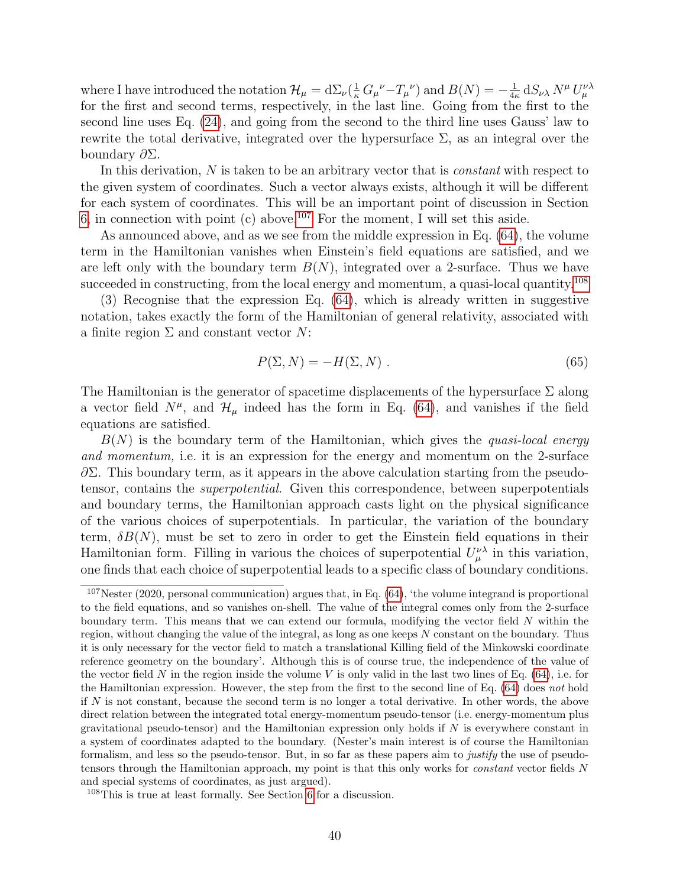where I have introduced the notation $\mathcal{H}_\mu = \mathrm{d}\Sigma_\nu(\frac{1}{\kappa}\, G_\mu{}^\nu - T_\mu{}^\nu)$ and $B(N) = -\frac{1}{4\kappa}\, \mathrm{d}S_{\nu\lambda}\, N^\mu\, U_\mu^{\nu\lambda}$ for the first and second terms, respectively, in the last line. Going from the first to the second line uses Eq. (24), and going from the second to the third line uses Gauss' law to rewrite the total derivative, integrated over the hypersurface $\Sigma$, as an integral over the boundary $\partial\Sigma$.

In this derivation, $N$ is taken to be an arbitrary vector that is *constant* with respect to the given system of coordinates. Such a vector always exists, although it will be different for each system of coordinates. This will be an important point of discussion in Section 6, in connection with point (c) above.[107] For the moment, I will set this aside.

As announced above, and as we see from the middle expression in Eq. (64), the volume term in the Hamiltonian vanishes when Einstein's field equations are satisfied, and we are left only with the boundary term $B(N)$, integrated over a 2-surface. Thus we have succeeded in constructing, from the local energy and momentum, a quasi-local quantity.[108]

(3) Recognise that the expression Eq. (64), which is already written in suggestive notation, takes exactly the form of the Hamiltonian of general relativity, associated with a finite region $\Sigma$ and constant vector $N$:

$$P(\Sigma, N) = -H(\Sigma, N)\ . \tag{65}$$

The Hamiltonian is the generator of spacetime displacements of the hypersurface $\Sigma$ along a vector field $N^\mu$, and $\mathcal{H}_\mu$ indeed has the form in Eq. (64), and vanishes if the field equations are satisfied.

$B(N)$ is the boundary term of the Hamiltonian, which gives the *quasi-local energy and momentum,* i.e. it is an expression for the energy and momentum on the 2-surface $\partial\Sigma$. This boundary term, as it appears in the above calculation starting from the pseudo-tensor, contains the *superpotential.* Given this correspondence, between superpotentials and boundary terms, the Hamiltonian approach casts light on the physical significance of the various choices of superpotentials. In particular, the variation of the boundary term, $\delta B(N)$, must be set to zero in order to get the Einstein field equations in their Hamiltonian form. Filling in various the choices of superpotential $U_\mu^{\nu\lambda}$ in this variation, one finds that each choice of superpotential leads to a specific class of boundary conditions.

---

[107] Nester (2020, personal communication) argues that, in Eq. (64), 'the volume integrand is proportional to the field equations, and so vanishes on-shell. The value of the integral comes only from the 2-surface boundary term. This means that we can extend our formula, modifying the vector field $N$ within the region, without changing the value of the integral, as long as one keeps $N$ constant on the boundary. Thus it is only necessary for the vector field to match a translational Killing field of the Minkowski coordinate reference geometry on the boundary'. Although this is of course true, the independence of the value of the vector field $N$ in the region inside the volume $V$ is only valid in the last two lines of Eq. (64), i.e. for the Hamiltonian expression. However, the step from the first to the second line of Eq. (64) does *not* hold if $N$ is not constant, because the second term is no longer a total derivative. In other words, the above direct relation between the integrated total energy-momentum pseudo-tensor (i.e. energy-momentum plus gravitational pseudo-tensor) and the Hamiltonian expression only holds if $N$ is everywhere constant in a system of coordinates adapted to the boundary. (Nester's main interest is of course the Hamiltonian formalism, and less so the pseudo-tensor. But, in so far as these papers aim to *justify* the use of pseudo-tensors through the Hamiltonian approach, my point is that this only works for *constant* vector fields $N$ and special systems of coordinates, as just argued).

[108] This is true at least formally. See Section 6 for a discussion.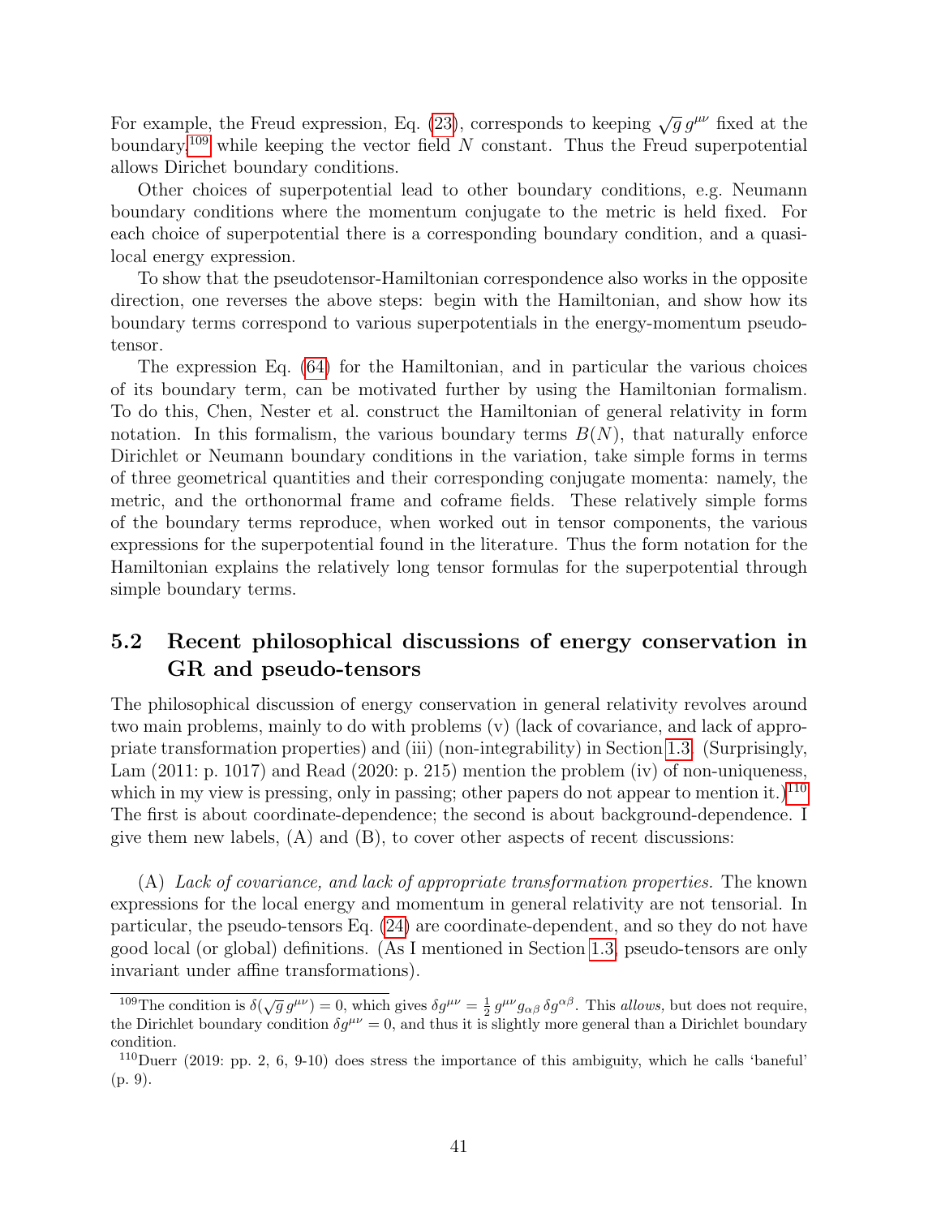For example, the Freud expression, Eq. (23), corresponds to keeping $\sqrt{g}\, g^{\mu\nu}$ fixed at the boundary,[109] while keeping the vector field $N$ constant. Thus the Freud superpotential allows Dirichet boundary conditions.

Other choices of superpotential lead to other boundary conditions, e.g. Neumann boundary conditions where the momentum conjugate to the metric is held fixed. For each choice of superpotential there is a corresponding boundary condition, and a quasi-local energy expression.

To show that the pseudotensor-Hamiltonian correspondence also works in the opposite direction, one reverses the above steps: begin with the Hamiltonian, and show how its boundary terms correspond to various superpotentials in the energy-momentum pseudo-tensor.

The expression Eq. (64) for the Hamiltonian, and in particular the various choices of its boundary term, can be motivated further by using the Hamiltonian formalism. To do this, Chen, Nester et al. construct the Hamiltonian of general relativity in form notation. In this formalism, the various boundary terms $B(N)$, that naturally enforce Dirichlet or Neumann boundary conditions in the variation, take simple forms in terms of three geometrical quantities and their corresponding conjugate momenta: namely, the metric, and the orthonormal frame and coframe fields. These relatively simple forms of the boundary terms reproduce, when worked out in tensor components, the various expressions for the superpotential found in the literature. Thus the form notation for the Hamiltonian explains the relatively long tensor formulas for the superpotential through simple boundary terms.

## 5.2 Recent philosophical discussions of energy conservation in GR and pseudo-tensors

The philosophical discussion of energy conservation in general relativity revolves around two main problems, mainly to do with problems (v) (lack of covariance, and lack of appropriate transformation properties) and (iii) (non-integrability) in Section 1.3. (Surprisingly, Lam (2011: p. 1017) and Read (2020: p. 215) mention the problem (iv) of non-uniqueness, which in my view is pressing, only in passing; other papers do not appear to mention it.)[110] The first is about coordinate-dependence; the second is about background-dependence. I give them new labels, (A) and (B), to cover other aspects of recent discussions:

(A) *Lack of covariance, and lack of appropriate transformation properties.* The known expressions for the local energy and momentum in general relativity are not tensorial. In particular, the pseudo-tensors Eq. (24) are coordinate-dependent, and so they do not have good local (or global) definitions. (As I mentioned in Section 1.3, pseudo-tensors are only invariant under affine transformations).

---

[109] The condition is $\delta(\sqrt{g}\, g^{\mu\nu}) = 0$, which gives $\delta g^{\mu\nu} = \frac{1}{2}\, g^{\mu\nu} g_{\alpha\beta}\, \delta g^{\alpha\beta}$. This *allows,* but does not require, the Dirichlet boundary condition $\delta g^{\mu\nu} = 0$, and thus it is slightly more general than a Dirichlet boundary condition.

[110] Duerr (2019: pp. 2, 6, 9-10) does stress the importance of this ambiguity, which he calls 'baneful' (p. 9).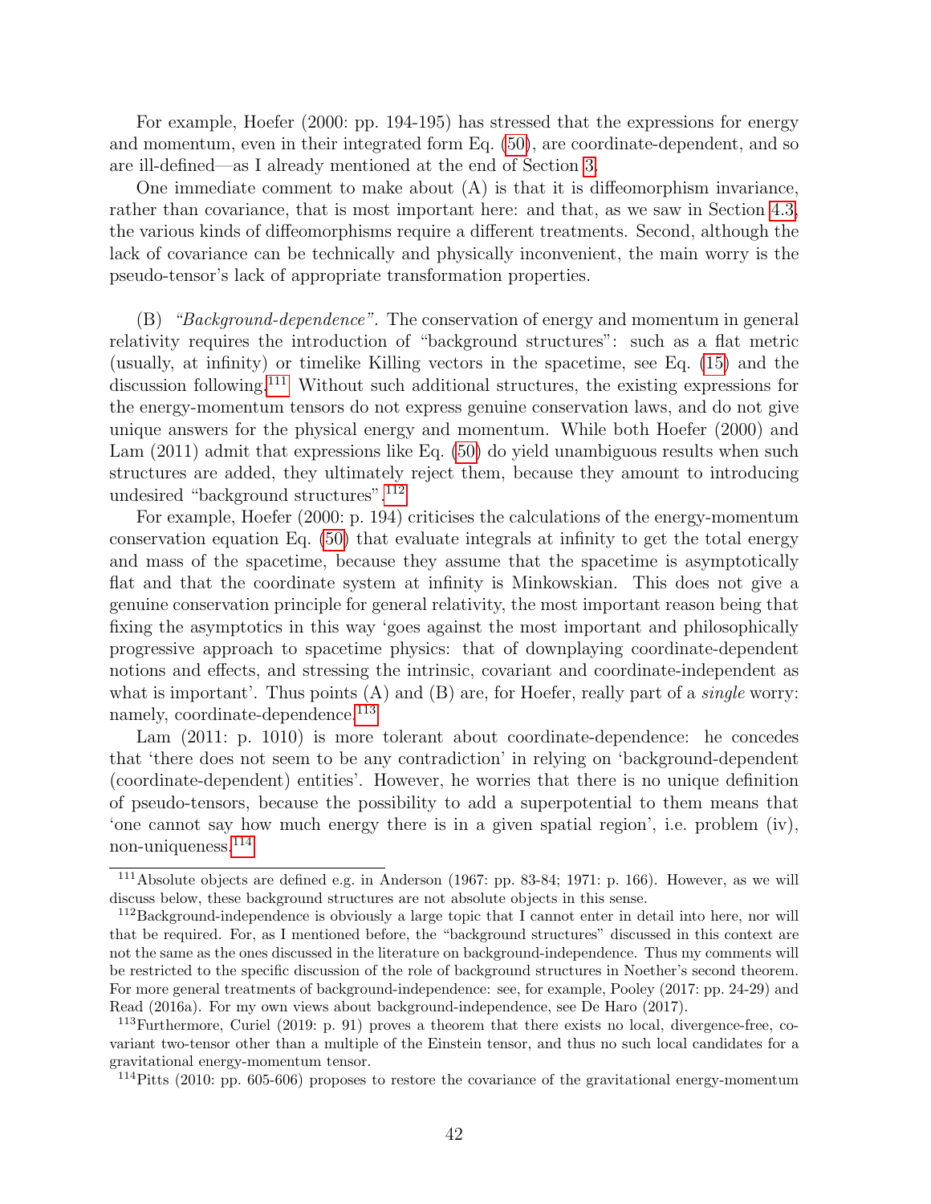For example, Hoefer (2000: pp. 194-195) has stressed that the expressions for energy and momentum, even in their integrated form Eq. (50), are coordinate-dependent, and so are ill-defined—as I already mentioned at the end of Section 3.

One immediate comment to make about (A) is that it is diffeomorphism invariance, rather than covariance, that is most important here: and that, as we saw in Section 4.3, the various kinds of diffeomorphisms require a different treatments. Second, although the lack of covariance can be technically and physically inconvenient, the main worry is the pseudo-tensor's lack of appropriate transformation properties.

(B) *"Background-dependence"*. The conservation of energy and momentum in general relativity requires the introduction of "background structures": such as a flat metric (usually, at infinity) or timelike Killing vectors in the spacetime, see Eq. (15) and the discussion following.[111] Without such additional structures, the existing expressions for the energy-momentum tensors do not express genuine conservation laws, and do not give unique answers for the physical energy and momentum. While both Hoefer (2000) and Lam (2011) admit that expressions like Eq. (50) do yield unambiguous results when such structures are added, they ultimately reject them, because they amount to introducing undesired "background structures".[112]

For example, Hoefer (2000: p. 194) criticises the calculations of the energy-momentum conservation equation Eq. (50) that evaluate integrals at infinity to get the total energy and mass of the spacetime, because they assume that the spacetime is asymptotically flat and that the coordinate system at infinity is Minkowskian. This does not give a genuine conservation principle for general relativity, the most important reason being that fixing the asymptotics in this way 'goes against the most important and philosophically progressive approach to spacetime physics: that of downplaying coordinate-dependent notions and effects, and stressing the intrinsic, covariant and coordinate-independent as what is important'. Thus points (A) and (B) are, for Hoefer, really part of a *single* worry: namely, coordinate-dependence.[113]

Lam (2011: p. 1010) is more tolerant about coordinate-dependence: he concedes that 'there does not seem to be any contradiction' in relying on 'background-dependent (coordinate-dependent) entities'. However, he worries that there is no unique definition of pseudo-tensors, because the possibility to add a superpotential to them means that 'one cannot say how much energy there is in a given spatial region', i.e. problem (iv), non-uniqueness.[114]

---

[111] Absolute objects are defined e.g. in Anderson (1967: pp. 83-84; 1971: p. 166). However, as we will discuss below, these background structures are not absolute objects in this sense.

[112] Background-independence is obviously a large topic that I cannot enter in detail into here, nor will that be required. For, as I mentioned before, the "background structures" discussed in this context are not the same as the ones discussed in the literature on background-independence. Thus my comments will be restricted to the specific discussion of the role of background structures in Noether's second theorem. For more general treatments of background-independence: see, for example, Pooley (2017: pp. 24-29) and Read (2016a). For my own views about background-independence, see De Haro (2017).

[113] Furthermore, Curiel (2019: p. 91) proves a theorem that there exists no local, divergence-free, covariant two-tensor other than a multiple of the Einstein tensor, and thus no such local candidates for a gravitational energy-momentum tensor.

[114] Pitts (2010: pp. 605-606) proposes to restore the covariance of the gravitational energy-momentum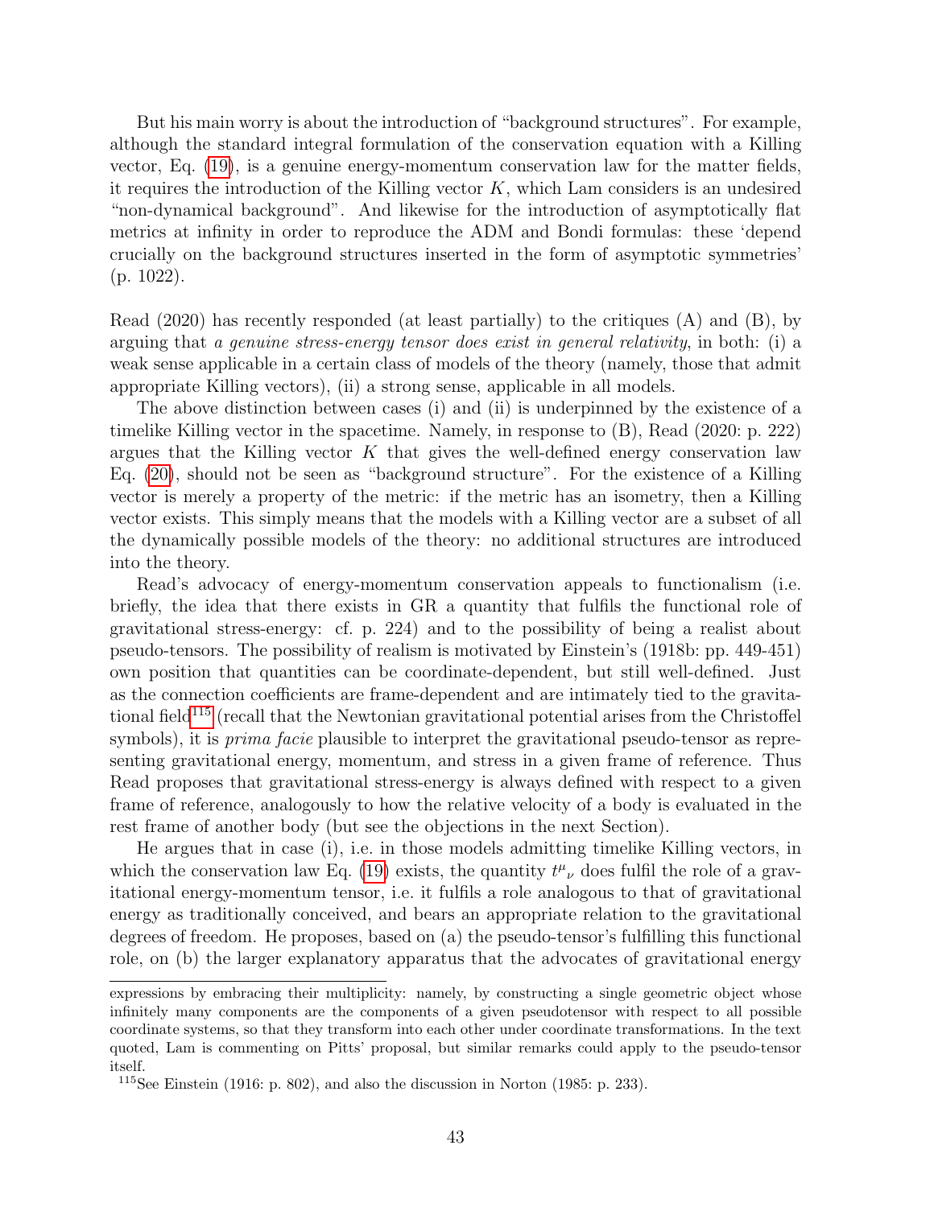But his main worry is about the introduction of "background structures". For example, although the standard integral formulation of the conservation equation with a Killing vector, Eq. (19), is a genuine energy-momentum conservation law for the matter fields, it requires the introduction of the Killing vector $K$, which Lam considers is an undesired "non-dynamical background". And likewise for the introduction of asymptotically flat metrics at infinity in order to reproduce the ADM and Bondi formulas: these 'depend crucially on the background structures inserted in the form of asymptotic symmetries' (p. 1022).

Read (2020) has recently responded (at least partially) to the critiques (A) and (B), by arguing that *a genuine stress-energy tensor does exist in general relativity*, in both: (i) a weak sense applicable in a certain class of models of the theory (namely, those that admit appropriate Killing vectors), (ii) a strong sense, applicable in all models.

The above distinction between cases (i) and (ii) is underpinned by the existence of a timelike Killing vector in the spacetime. Namely, in response to (B), Read (2020: p. 222) argues that the Killing vector $K$ that gives the well-defined energy conservation law Eq. (20), should not be seen as "background structure". For the existence of a Killing vector is merely a property of the metric: if the metric has an isometry, then a Killing vector exists. This simply means that the models with a Killing vector are a subset of all the dynamically possible models of the theory: no additional structures are introduced into the theory.

Read's advocacy of energy-momentum conservation appeals to functionalism (i.e. briefly, the idea that there exists in GR a quantity that fulfils the functional role of gravitational stress-energy: cf. p. 224) and to the possibility of being a realist about pseudo-tensors. The possibility of realism is motivated by Einstein's (1918b: pp. 449-451) own position that quantities can be coordinate-dependent, but still well-defined. Just as the connection coefficients are frame-dependent and are intimately tied to the gravitational field[115] (recall that the Newtonian gravitational potential arises from the Christoffel symbols), it is *prima facie* plausible to interpret the gravitational pseudo-tensor as representing gravitational energy, momentum, and stress in a given frame of reference. Thus Read proposes that gravitational stress-energy is always defined with respect to a given frame of reference, analogously to how the relative velocity of a body is evaluated in the rest frame of another body (but see the objections in the next Section).

He argues that in case (i), i.e. in those models admitting timelike Killing vectors, in which the conservation law Eq. (19) exists, the quantity $t^{\mu}{}_{\nu}$ does fulfil the role of a gravitational energy-momentum tensor, i.e. it fulfils a role analogous to that of gravitational energy as traditionally conceived, and bears an appropriate relation to the gravitational degrees of freedom. He proposes, based on (a) the pseudo-tensor's fulfilling this functional role, on (b) the larger explanatory apparatus that the advocates of gravitational energy

---

expressions by embracing their multiplicity: namely, by constructing a single geometric object whose infinitely many components are the components of a given pseudotensor with respect to all possible coordinate systems, so that they transform into each other under coordinate transformations. In the text quoted, Lam is commenting on Pitts' proposal, but similar remarks could apply to the pseudo-tensor itself.

[115] See Einstein (1916: p. 802), and also the discussion in Norton (1985: p. 233).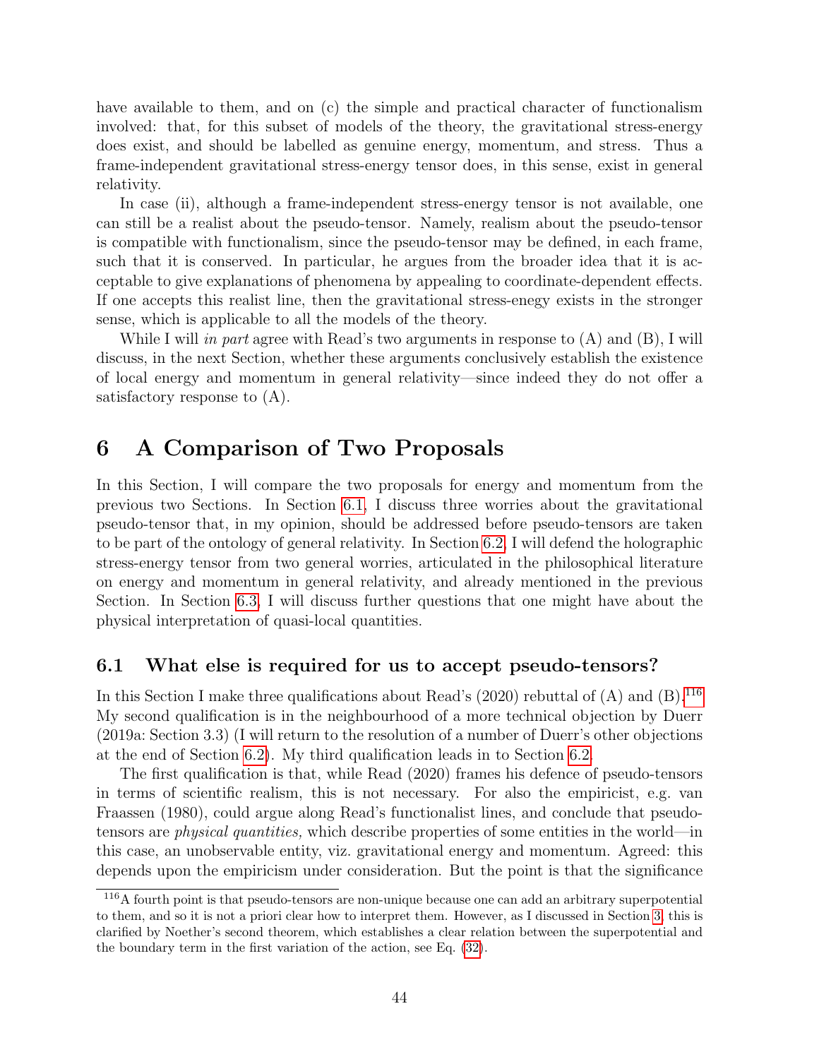have available to them, and on (c) the simple and practical character of functionalism involved: that, for this subset of models of the theory, the gravitational stress-energy does exist, and should be labelled as genuine energy, momentum, and stress. Thus a frame-independent gravitational stress-energy tensor does, in this sense, exist in general relativity.

In case (ii), although a frame-independent stress-energy tensor is not available, one can still be a realist about the pseudo-tensor. Namely, realism about the pseudo-tensor is compatible with functionalism, since the pseudo-tensor may be defined, in each frame, such that it is conserved. In particular, he argues from the broader idea that it is acceptable to give explanations of phenomena by appealing to coordinate-dependent effects. If one accepts this realist line, then the gravitational stress-enegy exists in the stronger sense, which is applicable to all the models of the theory.

While I will *in part* agree with Read's two arguments in response to (A) and (B), I will discuss, in the next Section, whether these arguments conclusively establish the existence of local energy and momentum in general relativity—since indeed they do not offer a satisfactory response to (A).

# 6 A Comparison of Two Proposals

In this Section, I will compare the two proposals for energy and momentum from the previous two Sections. In Section 6.1, I discuss three worries about the gravitational pseudo-tensor that, in my opinion, should be addressed before pseudo-tensors are taken to be part of the ontology of general relativity. In Section 6.2, I will defend the holographic stress-energy tensor from two general worries, articulated in the philosophical literature on energy and momentum in general relativity, and already mentioned in the previous Section. In Section 6.3, I will discuss further questions that one might have about the physical interpretation of quasi-local quantities.

## 6.1 What else is required for us to accept pseudo-tensors?

In this Section I make three qualifications about Read's (2020) rebuttal of (A) and (B).[116] My second qualification is in the neighbourhood of a more technical objection by Duerr (2019a: Section 3.3) (I will return to the resolution of a number of Duerr's other objections at the end of Section 6.2). My third qualification leads in to Section 6.2.

The first qualification is that, while Read (2020) frames his defence of pseudo-tensors in terms of scientific realism, this is not necessary. For also the empiricist, e.g. van Fraassen (1980), could argue along Read's functionalist lines, and conclude that pseudo-tensors are *physical quantities,* which describe properties of some entities in the world—in this case, an unobservable entity, viz. gravitational energy and momentum. Agreed: this depends upon the empiricism under consideration. But the point is that the significance

[116] A fourth point is that pseudo-tensors are non-unique because one can add an arbitrary superpotential to them, and so it is not a priori clear how to interpret them. However, as I discussed in Section 3, this is clarified by Noether's second theorem, which establishes a clear relation between the superpotential and the boundary term in the first variation of the action, see Eq. (32).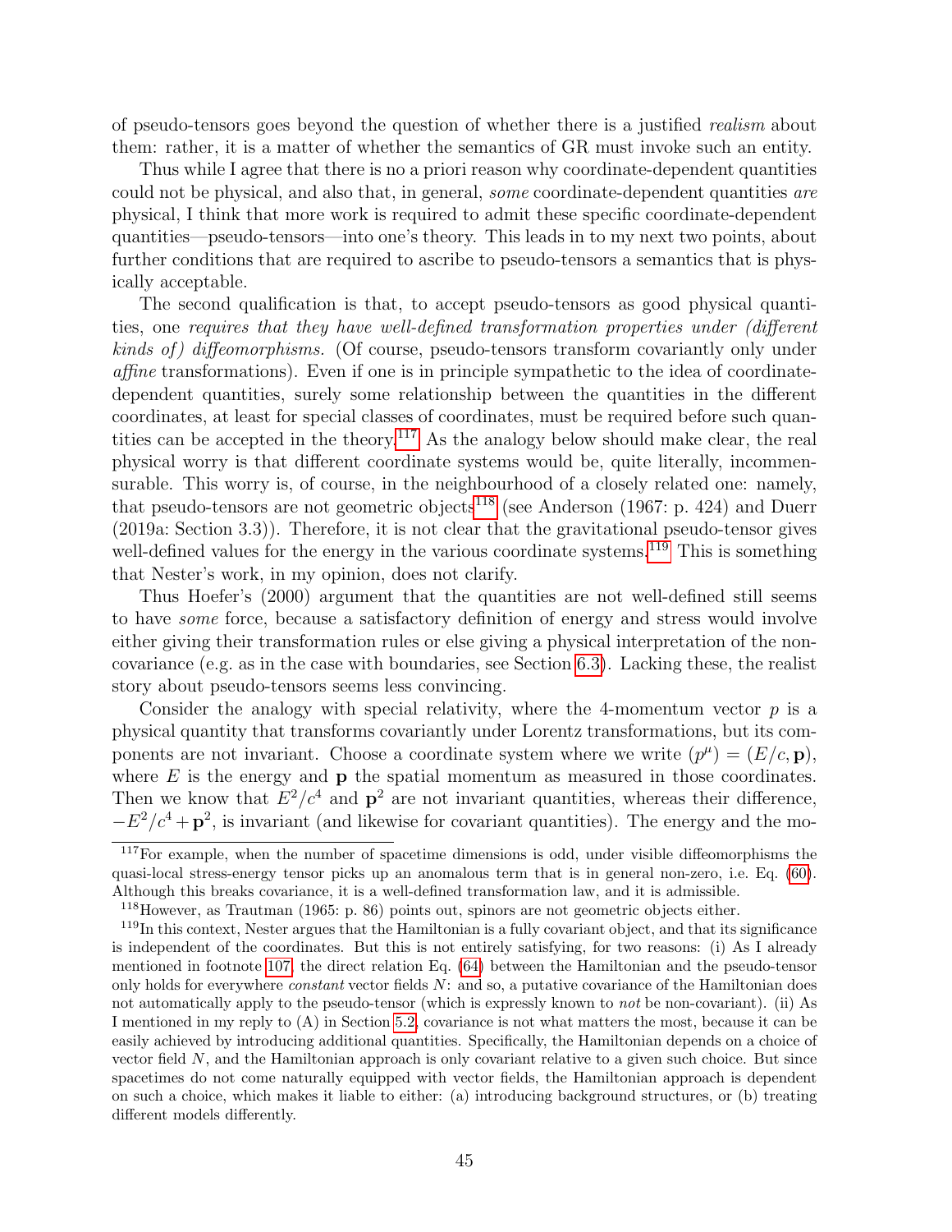of pseudo-tensors goes beyond the question of whether there is a justified *realism* about them: rather, it is a matter of whether the semantics of GR must invoke such an entity.

Thus while I agree that there is no a priori reason why coordinate-dependent quantities could not be physical, and also that, in general, *some* coordinate-dependent quantities *are* physical, I think that more work is required to admit these specific coordinate-dependent quantities—pseudo-tensors—into one's theory. This leads in to my next two points, about further conditions that are required to ascribe to pseudo-tensors a semantics that is physically acceptable.

The second qualification is that, to accept pseudo-tensors as good physical quantities, one *requires that they have well-defined transformation properties under (different kinds of) diffeomorphisms.* (Of course, pseudo-tensors transform covariantly only under *affine* transformations). Even if one is in principle sympathetic to the idea of coordinate-dependent quantities, surely some relationship between the quantities in the different coordinates, at least for special classes of coordinates, must be required before such quantities can be accepted in the theory.[117] As the analogy below should make clear, the real physical worry is that different coordinate systems would be, quite literally, incommensurable. This worry is, of course, in the neighbourhood of a closely related one: namely, that pseudo-tensors are not geometric objects[118] (see Anderson (1967: p. 424) and Duerr (2019a: Section 3.3)). Therefore, it is not clear that the gravitational pseudo-tensor gives well-defined values for the energy in the various coordinate systems.[119] This is something that Nester's work, in my opinion, does not clarify.

Thus Hoefer's (2000) argument that the quantities are not well-defined still seems to have *some* force, because a satisfactory definition of energy and stress would involve either giving their transformation rules or else giving a physical interpretation of the non-covariance (e.g. as in the case with boundaries, see Section 6.3). Lacking these, the realist story about pseudo-tensors seems less convincing.

Consider the analogy with special relativity, where the 4-momentum vector $p$ is a physical quantity that transforms covariantly under Lorentz transformations, but its components are not invariant. Choose a coordinate system where we write $(p^\mu) = (E/c, \mathbf{p})$, where $E$ is the energy and $\mathbf{p}$ the spatial momentum as measured in those coordinates. Then we know that $E^2/c^4$ and $\mathbf{p}^2$ are not invariant quantities, whereas their difference, $-E^2/c^4 + \mathbf{p}^2$, is invariant (and likewise for covariant quantities). The energy and the mo-

---

[117] For example, when the number of spacetime dimensions is odd, under visible diffeomorphisms the quasi-local stress-energy tensor picks up an anomalous term that is in general non-zero, i.e. Eq. (60). Although this breaks covariance, it is a well-defined transformation law, and it is admissible.

[118] However, as Trautman (1965: p. 86) points out, spinors are not geometric objects either.

[119] In this context, Nester argues that the Hamiltonian is a fully covariant object, and that its significance is independent of the coordinates. But this is not entirely satisfying, for two reasons: (i) As I already mentioned in footnote 107, the direct relation Eq. (64) between the Hamiltonian and the pseudo-tensor only holds for everywhere *constant* vector fields $N$: and so, a putative covariance of the Hamiltonian does not automatically apply to the pseudo-tensor (which is expressly known to *not* be non-covariant). (ii) As I mentioned in my reply to (A) in Section 5.2, covariance is not what matters the most, because it can be easily achieved by introducing additional quantities. Specifically, the Hamiltonian depends on a choice of vector field $N$, and the Hamiltonian approach is only covariant relative to a given such choice. But since spacetimes do not come naturally equipped with vector fields, the Hamiltonian approach is dependent on such a choice, which makes it liable to either: (a) introducing background structures, or (b) treating different models differently.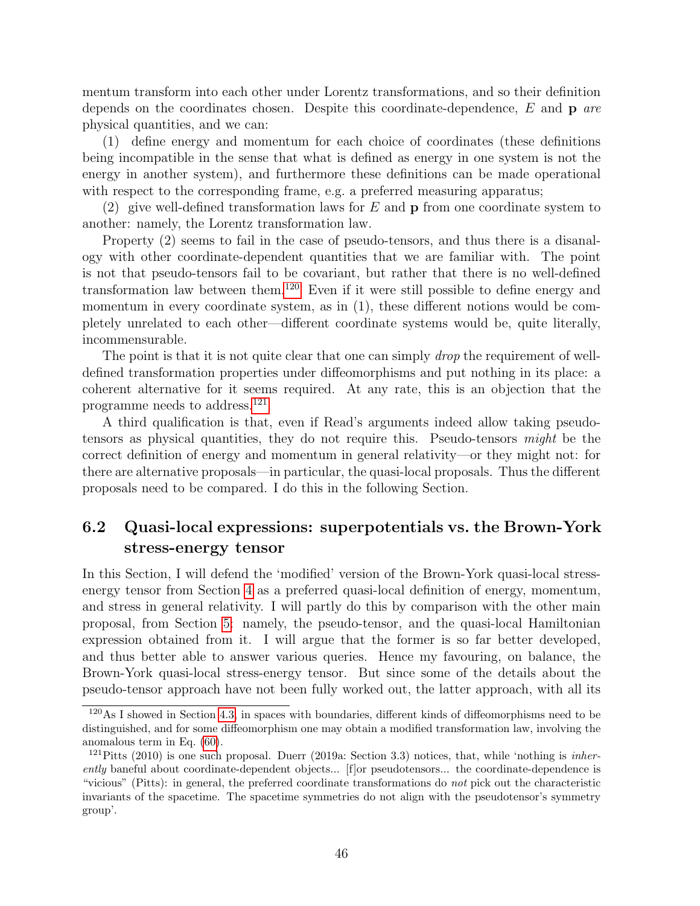mentum transform into each other under Lorentz transformations, and so their definition depends on the coordinates chosen. Despite this coordinate-dependence, $E$ and $\mathbf{p}$ *are* physical quantities, and we can:

(1) define energy and momentum for each choice of coordinates (these definitions being incompatible in the sense that what is defined as energy in one system is not the energy in another system), and furthermore these definitions can be made operational with respect to the corresponding frame, e.g. a preferred measuring apparatus;

(2) give well-defined transformation laws for $E$ and $\mathbf{p}$ from one coordinate system to another: namely, the Lorentz transformation law.

Property (2) seems to fail in the case of pseudo-tensors, and thus there is a disanalogy with other coordinate-dependent quantities that we are familiar with. The point is not that pseudo-tensors fail to be covariant, but rather that there is no well-defined transformation law between them.[120] Even if it were still possible to define energy and momentum in every coordinate system, as in (1), these different notions would be completely unrelated to each other—different coordinate systems would be, quite literally, incommensurable.

The point is that it is not quite clear that one can simply *drop* the requirement of well-defined transformation properties under diffeomorphisms and put nothing in its place: a coherent alternative for it seems required. At any rate, this is an objection that the programme needs to address.[121]

A third qualification is that, even if Read's arguments indeed allow taking pseudo-tensors as physical quantities, they do not require this. Pseudo-tensors *might* be the correct definition of energy and momentum in general relativity—or they might not: for there are alternative proposals—in particular, the quasi-local proposals. Thus the different proposals need to be compared. I do this in the following Section.

## 6.2 Quasi-local expressions: superpotentials vs. the Brown-York stress-energy tensor

In this Section, I will defend the 'modified' version of the Brown-York quasi-local stress-energy tensor from Section 4 as a preferred quasi-local definition of energy, momentum, and stress in general relativity. I will partly do this by comparison with the other main proposal, from Section 5: namely, the pseudo-tensor, and the quasi-local Hamiltonian expression obtained from it. I will argue that the former is so far better developed, and thus better able to answer various queries. Hence my favouring, on balance, the Brown-York quasi-local stress-energy tensor. But since some of the details about the pseudo-tensor approach have not been fully worked out, the latter approach, with all its

[120] As I showed in Section 4.3, in spaces with boundaries, different kinds of diffeomorphisms need to be distinguished, and for some diffeomorphism one may obtain a modified transformation law, involving the anomalous term in Eq. (60).

[121] Pitts (2010) is one such proposal. Duerr (2019a: Section 3.3) notices, that, while 'nothing is *inherently* baneful about coordinate-dependent objects... [f]or pseudotensors... the coordinate-dependence is "vicious" (Pitts): in general, the preferred coordinate transformations do *not* pick out the characteristic invariants of the spacetime. The spacetime symmetries do not align with the pseudotensor's symmetry group'.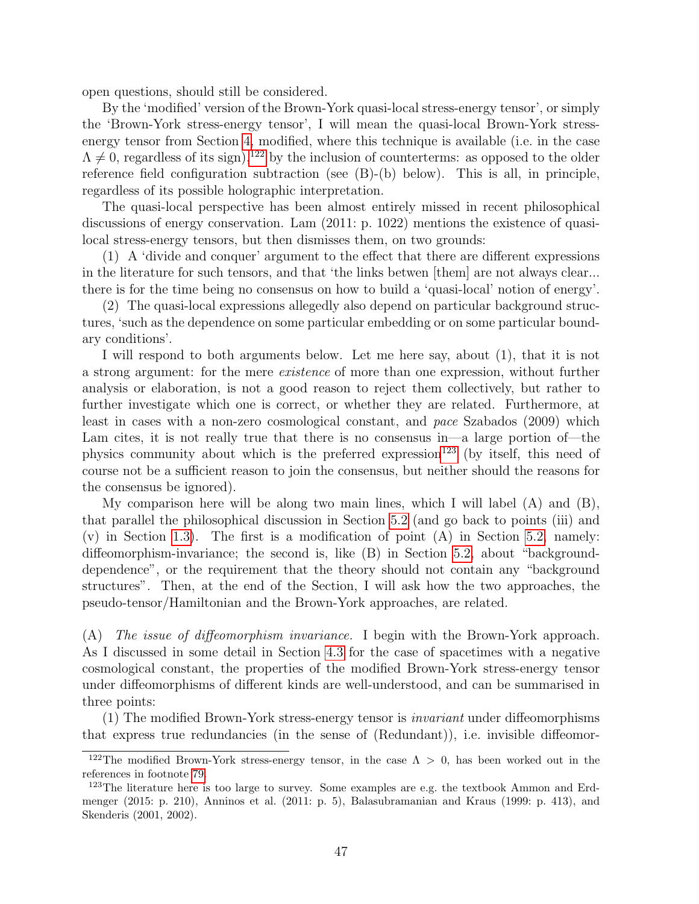open questions, should still be considered.

By the 'modified' version of the Brown-York quasi-local stress-energy tensor', or simply the 'Brown-York stress-energy tensor', I will mean the quasi-local Brown-York stress-energy tensor from Section 4, modified, where this technique is available (i.e. in the case $\Lambda \neq 0$, regardless of its sign),[122] by the inclusion of counterterms: as opposed to the older reference field configuration subtraction (see (B)-(b) below). This is all, in principle, regardless of its possible holographic interpretation.

The quasi-local perspective has been almost entirely missed in recent philosophical discussions of energy conservation. Lam (2011: p. 1022) mentions the existence of quasi-local stress-energy tensors, but then dismisses them, on two grounds:

(1) A 'divide and conquer' argument to the effect that there are different expressions in the literature for such tensors, and that 'the links betwen [them] are not always clear... there is for the time being no consensus on how to build a 'quasi-local' notion of energy'.

(2) The quasi-local expressions allegedly also depend on particular background structures, 'such as the dependence on some particular embedding or on some particular boundary conditions'.

I will respond to both arguments below. Let me here say, about (1), that it is not a strong argument: for the mere *existence* of more than one expression, without further analysis or elaboration, is not a good reason to reject them collectively, but rather to further investigate which one is correct, or whether they are related. Furthermore, at least in cases with a non-zero cosmological constant, and *pace* Szabados (2009) which Lam cites, it is not really true that there is no consensus in—a large portion of—the physics community about which is the preferred expression[123] (by itself, this need of course not be a sufficient reason to join the consensus, but neither should the reasons for the consensus be ignored).

My comparison here will be along two main lines, which I will label (A) and (B), that parallel the philosophical discussion in Section 5.2 (and go back to points (iii) and (v) in Section 1.3). The first is a modification of point (A) in Section 5.2, namely: diffeomorphism-invariance; the second is, like (B) in Section 5.2, about "background-dependence", or the requirement that the theory should not contain any "background structures". Then, at the end of the Section, I will ask how the two approaches, the pseudo-tensor/Hamiltonian and the Brown-York approaches, are related.

(A) *The issue of diffeomorphism invariance.* I begin with the Brown-York approach. As I discussed in some detail in Section 4.3 for the case of spacetimes with a negative cosmological constant, the properties of the modified Brown-York stress-energy tensor under diffeomorphisms of different kinds are well-understood, and can be summarised in three points:

(1) The modified Brown-York stress-energy tensor is *invariant* under diffeomorphisms that express true redundancies (in the sense of (Redundant)), i.e. invisible diffeomor-

---

[122] The modified Brown-York stress-energy tensor, in the case $\Lambda > 0$, has been worked out in the references in footnote 79.

[123] The literature here is too large to survey. Some examples are e.g. the textbook Ammon and Erdmenger (2015: p. 210), Anninos et al. (2011: p. 5), Balasubramanian and Kraus (1999: p. 413), and Skenderis (2001, 2002).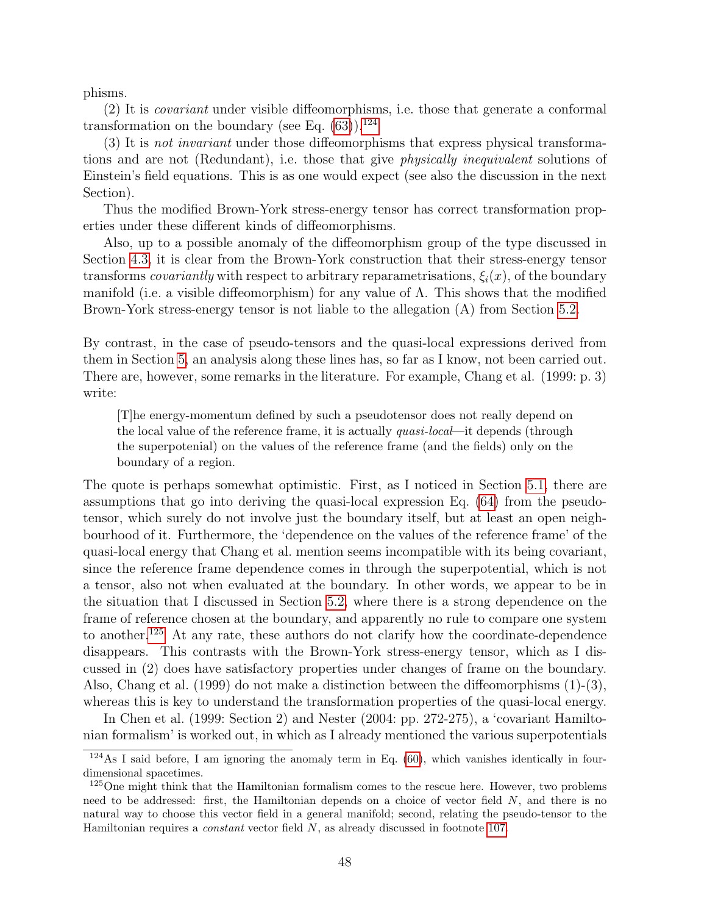phisms.

(2) It is *covariant* under visible diffeomorphisms, i.e. those that generate a conformal transformation on the boundary (see Eq. (63)).[124]

(3) It is *not invariant* under those diffeomorphisms that express physical transformations and are not (Redundant), i.e. those that give *physically inequivalent* solutions of Einstein's field equations. This is as one would expect (see also the discussion in the next Section).

Thus the modified Brown-York stress-energy tensor has correct transformation properties under these different kinds of diffeomorphisms.

Also, up to a possible anomaly of the diffeomorphism group of the type discussed in Section 4.3, it is clear from the Brown-York construction that their stress-energy tensor transforms *covariantly* with respect to arbitrary reparametrisations, $\xi_i(x)$, of the boundary manifold (i.e. a visible diffeomorphism) for any value of $\Lambda$. This shows that the modified Brown-York stress-energy tensor is not liable to the allegation (A) from Section 5.2.

By contrast, in the case of pseudo-tensors and the quasi-local expressions derived from them in Section 5, an analysis along these lines has, so far as I know, not been carried out. There are, however, some remarks in the literature. For example, Chang et al. (1999: p. 3) write:

> [T]he energy-momentum defined by such a pseudotensor does not really depend on the local value of the reference frame, it is actually *quasi-local*—it depends (through the superpotenial) on the values of the reference frame (and the fields) only on the boundary of a region.

The quote is perhaps somewhat optimistic. First, as I noticed in Section 5.1, there are assumptions that go into deriving the quasi-local expression Eq. (64) from the pseudo-tensor, which surely do not involve just the boundary itself, but at least an open neighbourhood of it. Furthermore, the 'dependence on the values of the reference frame' of the quasi-local energy that Chang et al. mention seems incompatible with its being covariant, since the reference frame dependence comes in through the superpotential, which is not a tensor, also not when evaluated at the boundary. In other words, we appear to be in the situation that I discussed in Section 5.2, where there is a strong dependence on the frame of reference chosen at the boundary, and apparently no rule to compare one system to another.[125] At any rate, these authors do not clarify how the coordinate-dependence disappears. This contrasts with the Brown-York stress-energy tensor, which as I discussed in (2) does have satisfactory properties under changes of frame on the boundary. Also, Chang et al. (1999) do not make a distinction between the diffeomorphisms (1)-(3), whereas this is key to understand the transformation properties of the quasi-local energy.

In Chen et al. (1999: Section 2) and Nester (2004: pp. 272-275), a 'covariant Hamiltonian formalism' is worked out, in which as I already mentioned the various superpotentials

---

[124] As I said before, I am ignoring the anomaly term in Eq. (60), which vanishes identically in four-dimensional spacetimes.

[125] One might think that the Hamiltonian formalism comes to the rescue here. However, two problems need to be addressed: first, the Hamiltonian depends on a choice of vector field $N$, and there is no natural way to choose this vector field in a general manifold; second, relating the pseudo-tensor to the Hamiltonian requires a *constant* vector field $N$, as already discussed in footnote 107.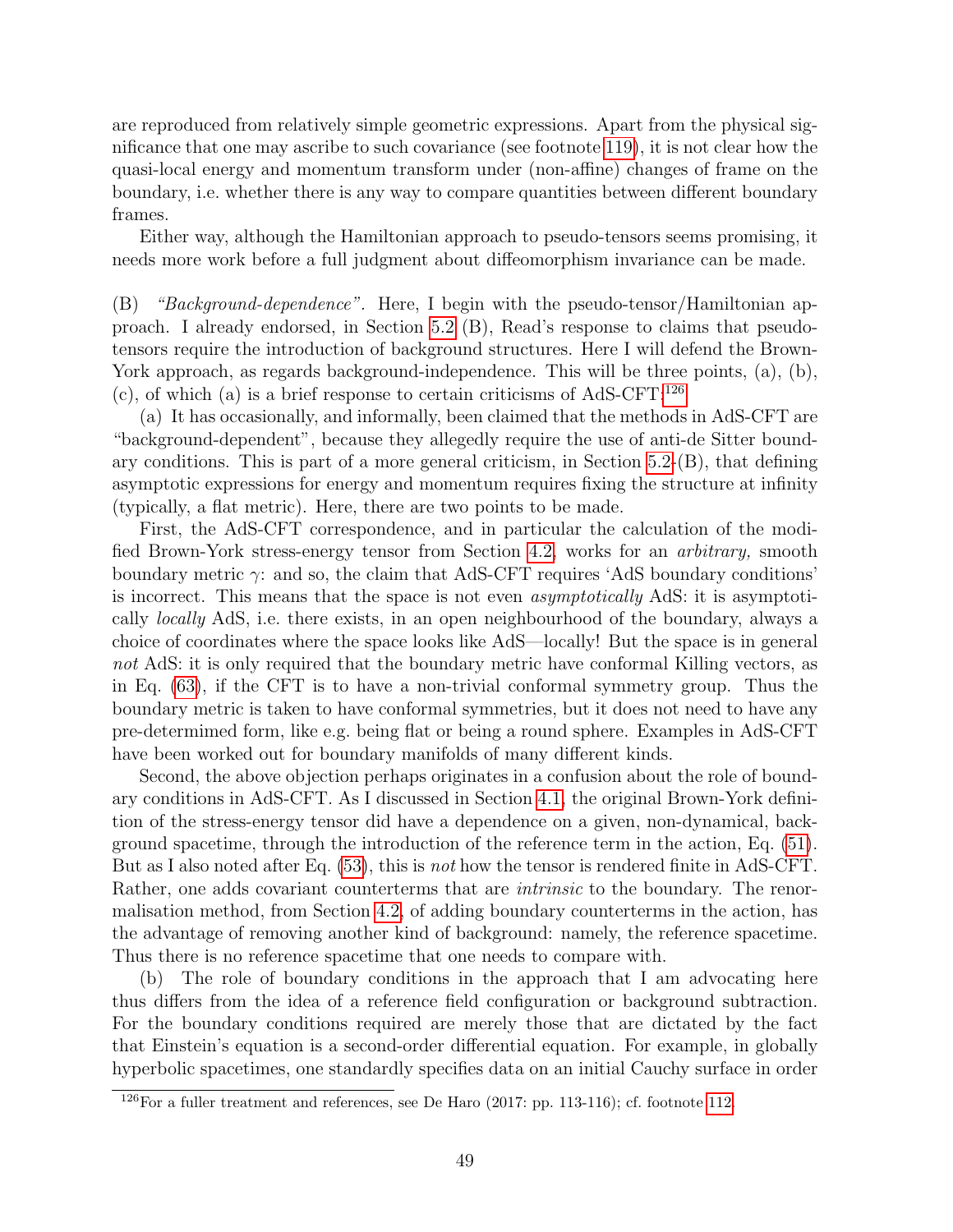are reproduced from relatively simple geometric expressions. Apart from the physical significance that one may ascribe to such covariance (see footnote 119), it is not clear how the quasi-local energy and momentum transform under (non-affine) changes of frame on the boundary, i.e. whether there is any way to compare quantities between different boundary frames.

Either way, although the Hamiltonian approach to pseudo-tensors seems promising, it needs more work before a full judgment about diffeomorphism invariance can be made.

(B) *"Background-dependence".* Here, I begin with the pseudo-tensor/Hamiltonian approach. I already endorsed, in Section 5.2 (B), Read's response to claims that pseudo-tensors require the introduction of background structures. Here I will defend the Brown-York approach, as regards background-independence. This will be three points, (a), (b), (c), of which (a) is a brief response to certain criticisms of AdS-CFT.[126]

(a) It has occasionally, and informally, been claimed that the methods in AdS-CFT are "background-dependent", because they allegedly require the use of anti-de Sitter boundary conditions. This is part of a more general criticism, in Section 5.2-(B), that defining asymptotic expressions for energy and momentum requires fixing the structure at infinity (typically, a flat metric). Here, there are two points to be made.

First, the AdS-CFT correspondence, and in particular the calculation of the modified Brown-York stress-energy tensor from Section 4.2, works for an *arbitrary,* smooth boundary metric $\gamma$: and so, the claim that AdS-CFT requires 'AdS boundary conditions' is incorrect. This means that the space is not even *asymptotically* AdS: it is asymptotically *locally* AdS, i.e. there exists, in an open neighbourhood of the boundary, always a choice of coordinates where the space looks like AdS—locally! But the space is in general *not* AdS: it is only required that the boundary metric have conformal Killing vectors, as in Eq. (63), if the CFT is to have a non-trivial conformal symmetry group. Thus the boundary metric is taken to have conformal symmetries, but it does not need to have any pre-determimed form, like e.g. being flat or being a round sphere. Examples in AdS-CFT have been worked out for boundary manifolds of many different kinds.

Second, the above objection perhaps originates in a confusion about the role of boundary conditions in AdS-CFT. As I discussed in Section 4.1, the original Brown-York definition of the stress-energy tensor did have a dependence on a given, non-dynamical, background spacetime, through the introduction of the reference term in the action, Eq. (51). But as I also noted after Eq. (53), this is *not* how the tensor is rendered finite in AdS-CFT. Rather, one adds covariant counterterms that are *intrinsic* to the boundary. The renormalisation method, from Section 4.2, of adding boundary counterterms in the action, has the advantage of removing another kind of background: namely, the reference spacetime. Thus there is no reference spacetime that one needs to compare with.

(b) The role of boundary conditions in the approach that I am advocating here thus differs from the idea of a reference field configuration or background subtraction. For the boundary conditions required are merely those that are dictated by the fact that Einstein's equation is a second-order differential equation. For example, in globally hyperbolic spacetimes, one standardly specifies data on an initial Cauchy surface in order

[126] For a fuller treatment and references, see De Haro (2017: pp. 113-116); cf. footnote 112.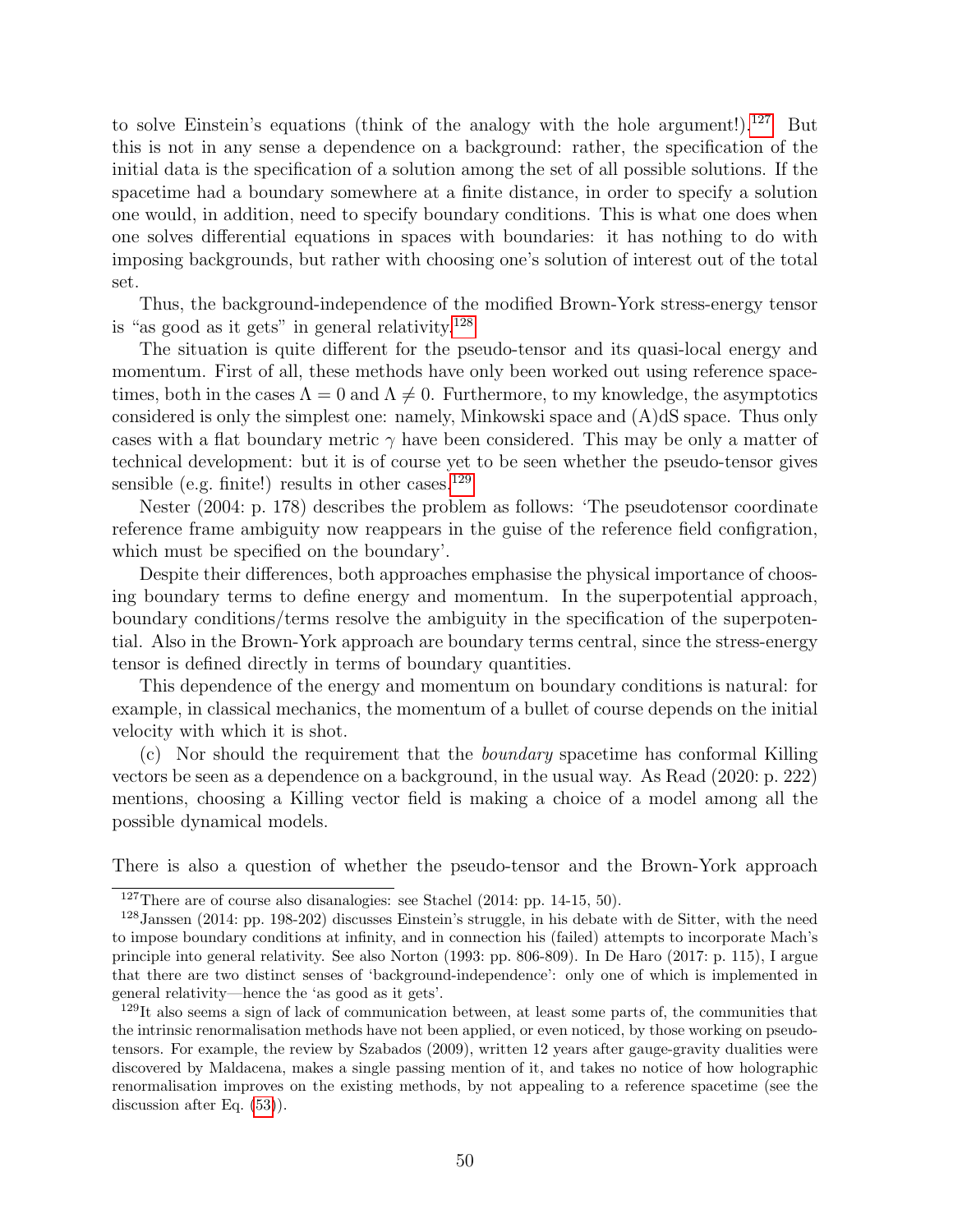to solve Einstein's equations (think of the analogy with the hole argument!).[127] But this is not in any sense a dependence on a background: rather, the specification of the initial data is the specification of a solution among the set of all possible solutions. If the spacetime had a boundary somewhere at a finite distance, in order to specify a solution one would, in addition, need to specify boundary conditions. This is what one does when one solves differential equations in spaces with boundaries: it has nothing to do with imposing backgrounds, but rather with choosing one's solution of interest out of the total set.

Thus, the background-independence of the modified Brown-York stress-energy tensor is "as good as it gets" in general relativity.[128]

The situation is quite different for the pseudo-tensor and its quasi-local energy and momentum. First of all, these methods have only been worked out using reference spacetimes, both in the cases $\Lambda = 0$ and $\Lambda \neq 0$. Furthermore, to my knowledge, the asymptotics considered is only the simplest one: namely, Minkowski space and (A)dS space. Thus only cases with a flat boundary metric $\gamma$ have been considered. This may be only a matter of technical development: but it is of course yet to be seen whether the pseudo-tensor gives sensible (e.g. finite!) results in other cases.[129]

Nester (2004: p. 178) describes the problem as follows: 'The pseudotensor coordinate reference frame ambiguity now reappears in the guise of the reference field configration, which must be specified on the boundary'.

Despite their differences, both approaches emphasise the physical importance of choosing boundary terms to define energy and momentum. In the superpotential approach, boundary conditions/terms resolve the ambiguity in the specification of the superpotential. Also in the Brown-York approach are boundary terms central, since the stress-energy tensor is defined directly in terms of boundary quantities.

This dependence of the energy and momentum on boundary conditions is natural: for example, in classical mechanics, the momentum of a bullet of course depends on the initial velocity with which it is shot.

(c) Nor should the requirement that the *boundary* spacetime has conformal Killing vectors be seen as a dependence on a background, in the usual way. As Read (2020: p. 222) mentions, choosing a Killing vector field is making a choice of a model among all the possible dynamical models.

There is also a question of whether the pseudo-tensor and the Brown-York approach

---

[127] There are of course also disanalogies: see Stachel (2014: pp. 14-15, 50).

[128] Janssen (2014: pp. 198-202) discusses Einstein's struggle, in his debate with de Sitter, with the need to impose boundary conditions at infinity, and in connection his (failed) attempts to incorporate Mach's principle into general relativity. See also Norton (1993: pp. 806-809). In De Haro (2017: p. 115), I argue that there are two distinct senses of 'background-independence': only one of which is implemented in general relativity—hence the 'as good as it gets'.

[129] It also seems a sign of lack of communication between, at least some parts of, the communities that the intrinsic renormalisation methods have not been applied, or even noticed, by those working on pseudo-tensors. For example, the review by Szabados (2009), written 12 years after gauge-gravity dualities were discovered by Maldacena, makes a single passing mention of it, and takes no notice of how holographic renormalisation improves on the existing methods, by not appealing to a reference spacetime (see the discussion after Eq. (53)).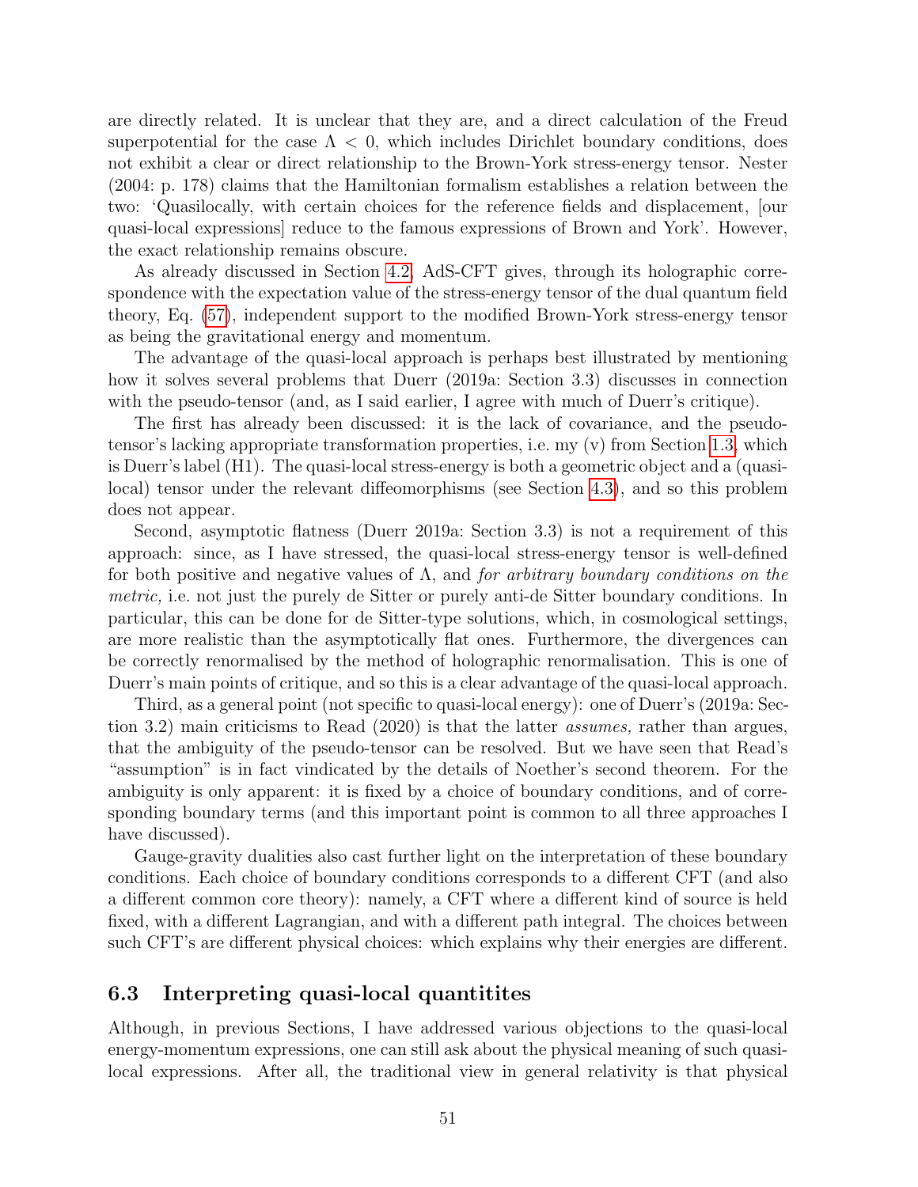are directly related. It is unclear that they are, and a direct calculation of the Freud superpotential for the case $\Lambda < 0$, which includes Dirichlet boundary conditions, does not exhibit a clear or direct relationship to the Brown-York stress-energy tensor. Nester (2004: p. 178) claims that the Hamiltonian formalism establishes a relation between the two: 'Quasilocally, with certain choices for the reference fields and displacement, [our quasi-local expressions] reduce to the famous expressions of Brown and York'. However, the exact relationship remains obscure.

As already discussed in Section 4.2, AdS-CFT gives, through its holographic correspondence with the expectation value of the stress-energy tensor of the dual quantum field theory, Eq. (57), independent support to the modified Brown-York stress-energy tensor as being the gravitational energy and momentum.

The advantage of the quasi-local approach is perhaps best illustrated by mentioning how it solves several problems that Duerr (2019a: Section 3.3) discusses in connection with the pseudo-tensor (and, as I said earlier, I agree with much of Duerr's critique).

The first has already been discussed: it is the lack of covariance, and the pseudo-tensor's lacking appropriate transformation properties, i.e. my (v) from Section 1.3, which is Duerr's label (H1). The quasi-local stress-energy is both a geometric object and a (quasi-local) tensor under the relevant diffeomorphisms (see Section 4.3), and so this problem does not appear.

Second, asymptotic flatness (Duerr 2019a: Section 3.3) is not a requirement of this approach: since, as I have stressed, the quasi-local stress-energy tensor is well-defined for both positive and negative values of $\Lambda$, and *for arbitrary boundary conditions on the metric,* i.e. not just the purely de Sitter or purely anti-de Sitter boundary conditions. In particular, this can be done for de Sitter-type solutions, which, in cosmological settings, are more realistic than the asymptotically flat ones. Furthermore, the divergences can be correctly renormalised by the method of holographic renormalisation. This is one of Duerr's main points of critique, and so this is a clear advantage of the quasi-local approach.

Third, as a general point (not specific to quasi-local energy): one of Duerr's (2019a: Section 3.2) main criticisms to Read (2020) is that the latter *assumes,* rather than argues, that the ambiguity of the pseudo-tensor can be resolved. But we have seen that Read's "assumption" is in fact vindicated by the details of Noether's second theorem. For the ambiguity is only apparent: it is fixed by a choice of boundary conditions, and of corresponding boundary terms (and this important point is common to all three approaches I have discussed).

Gauge-gravity dualities also cast further light on the interpretation of these boundary conditions. Each choice of boundary conditions corresponds to a different CFT (and also a different common core theory): namely, a CFT where a different kind of source is held fixed, with a different Lagrangian, and with a different path integral. The choices between such CFT's are different physical choices: which explains why their energies are different.

### 6.3 Interpreting quasi-local quantitites

Although, in previous Sections, I have addressed various objections to the quasi-local energy-momentum expressions, one can still ask about the physical meaning of such quasi-local expressions. After all, the traditional view in general relativity is that physical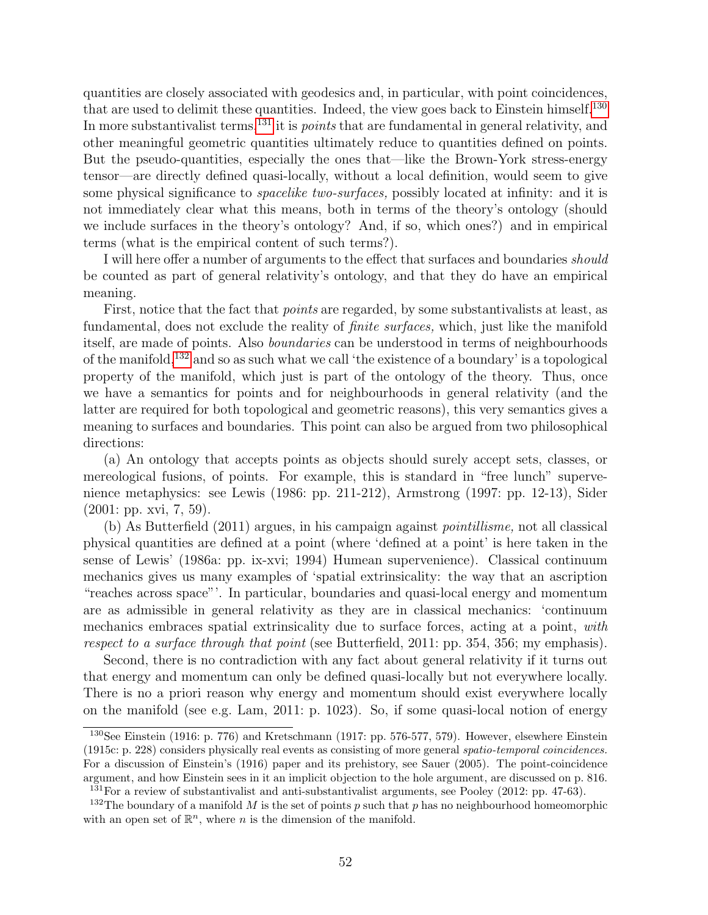quantities are closely associated with geodesics and, in particular, with point coincidences, that are used to delimit these quantities. Indeed, the view goes back to Einstein himself.[130] In more substantivalist terms,[131] it is *points* that are fundamental in general relativity, and other meaningful geometric quantities ultimately reduce to quantities defined on points. But the pseudo-quantities, especially the ones that—like the Brown-York stress-energy tensor—are directly defined quasi-locally, without a local definition, would seem to give some physical significance to *spacelike two-surfaces,* possibly located at infinity: and it is not immediately clear what this means, both in terms of the theory's ontology (should we include surfaces in the theory's ontology? And, if so, which ones?) and in empirical terms (what is the empirical content of such terms?).

I will here offer a number of arguments to the effect that surfaces and boundaries *should* be counted as part of general relativity's ontology, and that they do have an empirical meaning.

First, notice that the fact that *points* are regarded, by some substantivalists at least, as fundamental, does not exclude the reality of *finite surfaces,* which, just like the manifold itself, are made of points. Also *boundaries* can be understood in terms of neighbourhoods of the manifold,[132] and so as such what we call 'the existence of a boundary' is a topological property of the manifold, which just is part of the ontology of the theory. Thus, once we have a semantics for points and for neighbourhoods in general relativity (and the latter are required for both topological and geometric reasons), this very semantics gives a meaning to surfaces and boundaries. This point can also be argued from two philosophical directions:

(a) An ontology that accepts points as objects should surely accept sets, classes, or mereological fusions, of points. For example, this is standard in "free lunch" supervenience metaphysics: see Lewis (1986: pp. 211-212), Armstrong (1997: pp. 12-13), Sider (2001: pp. xvi, 7, 59).

(b) As Butterfield (2011) argues, in his campaign against *pointillisme,* not all classical physical quantities are defined at a point (where 'defined at a point' is here taken in the sense of Lewis' (1986a: pp. ix-xvi; 1994) Humean supervenience). Classical continuum mechanics gives us many examples of 'spatial extrinsicality: the way that an ascription "reaches across space"'. In particular, boundaries and quasi-local energy and momentum are as admissible in general relativity as they are in classical mechanics: 'continuum mechanics embraces spatial extrinsicality due to surface forces, acting at a point, *with respect to a surface through that point* (see Butterfield, 2011: pp. 354, 356; my emphasis).

Second, there is no contradiction with any fact about general relativity if it turns out that energy and momentum can only be defined quasi-locally but not everywhere locally. There is no a priori reason why energy and momentum should exist everywhere locally on the manifold (see e.g. Lam, 2011: p. 1023). So, if some quasi-local notion of energy

---

[130] See Einstein (1916: p. 776) and Kretschmann (1917: pp. 576-577, 579). However, elsewhere Einstein (1915c: p. 228) considers physically real events as consisting of more general *spatio-temporal coincidences.* For a discussion of Einstein's (1916) paper and its prehistory, see Sauer (2005). The point-coincidence argument, and how Einstein sees in it an implicit objection to the hole argument, are discussed on p. 816.

[131] For a review of substantivalist and anti-substantivalist arguments, see Pooley (2012: pp. 47-63).

[132] The boundary of a manifold $M$ is the set of points $p$ such that $p$ has no neighbourhood homeomorphic with an open set of $\mathbb{R}^n$, where $n$ is the dimension of the manifold.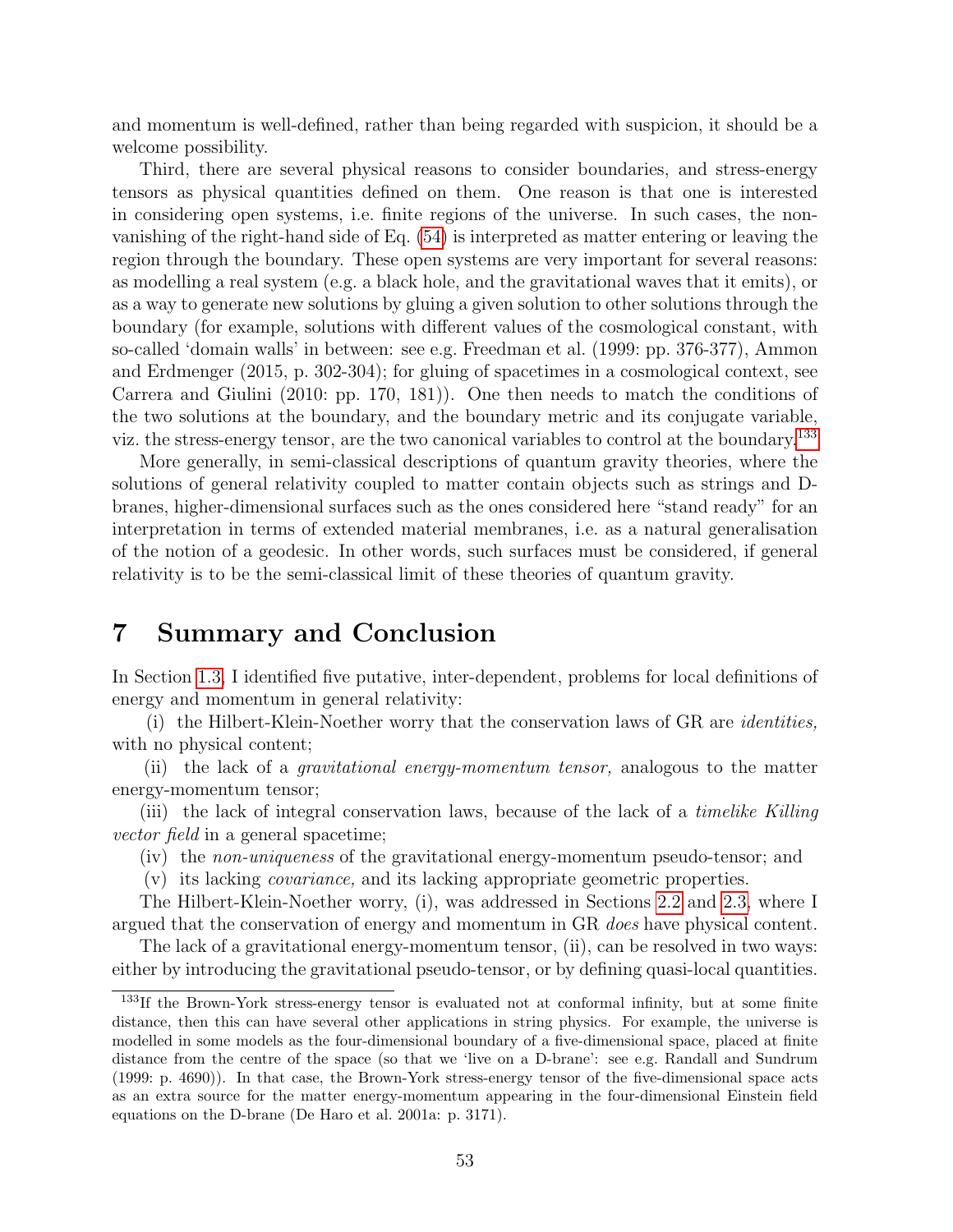and momentum is well-defined, rather than being regarded with suspicion, it should be a welcome possibility.

Third, there are several physical reasons to consider boundaries, and stress-energy tensors as physical quantities defined on them. One reason is that one is interested in considering open systems, i.e. finite regions of the universe. In such cases, the non-vanishing of the right-hand side of Eq. (54) is interpreted as matter entering or leaving the region through the boundary. These open systems are very important for several reasons: as modelling a real system (e.g. a black hole, and the gravitational waves that it emits), or as a way to generate new solutions by gluing a given solution to other solutions through the boundary (for example, solutions with different values of the cosmological constant, with so-called 'domain walls' in between: see e.g. Freedman et al. (1999: pp. 376-377), Ammon and Erdmenger (2015, p. 302-304); for gluing of spacetimes in a cosmological context, see Carrera and Giulini (2010: pp. 170, 181)). One then needs to match the conditions of the two solutions at the boundary, and the boundary metric and its conjugate variable, viz. the stress-energy tensor, are the two canonical variables to control at the boundary.[133]

More generally, in semi-classical descriptions of quantum gravity theories, where the solutions of general relativity coupled to matter contain objects such as strings and D-branes, higher-dimensional surfaces such as the ones considered here "stand ready" for an interpretation in terms of extended material membranes, i.e. as a natural generalisation of the notion of a geodesic. In other words, such surfaces must be considered, if general relativity is to be the semi-classical limit of these theories of quantum gravity.

# 7 Summary and Conclusion

In Section 1.3, I identified five putative, inter-dependent, problems for local definitions of energy and momentum in general relativity:

(i) the Hilbert-Klein-Noether worry that the conservation laws of GR are *identities,* with no physical content;

(ii) the lack of a *gravitational energy-momentum tensor,* analogous to the matter energy-momentum tensor;

(iii) the lack of integral conservation laws, because of the lack of a *timelike Killing vector field* in a general spacetime;

(iv) the *non-uniqueness* of the gravitational energy-momentum pseudo-tensor; and

(v) its lacking *covariance,* and its lacking appropriate geometric properties.

The Hilbert-Noether worry, (i), was addressed in Sections 2.2 and 2.3, where I argued that the conservation of energy and momentum in GR *does* have physical content.

The lack of a gravitational energy-momentum tensor, (ii), can be resolved in two ways: either by introducing the gravitational pseudo-tensor, or by defining quasi-local quantities.

[133] If the Brown-York stress-energy tensor is evaluated not at conformal infinity, but at some finite distance, then this can have several other applications in string physics. For example, the universe is modelled in some models as the four-dimensional boundary of a five-dimensional space, placed at finite distance from the centre of the space (so that we 'live on a D-brane': see e.g. Randall and Sundrum (1999: p. 4690)). In that case, the Brown-York stress-energy tensor of the five-dimensional space acts as an extra source for the matter energy-momentum appearing in the four-dimensional Einstein field equations on the D-brane (De Haro et al. 2001a: p. 3171).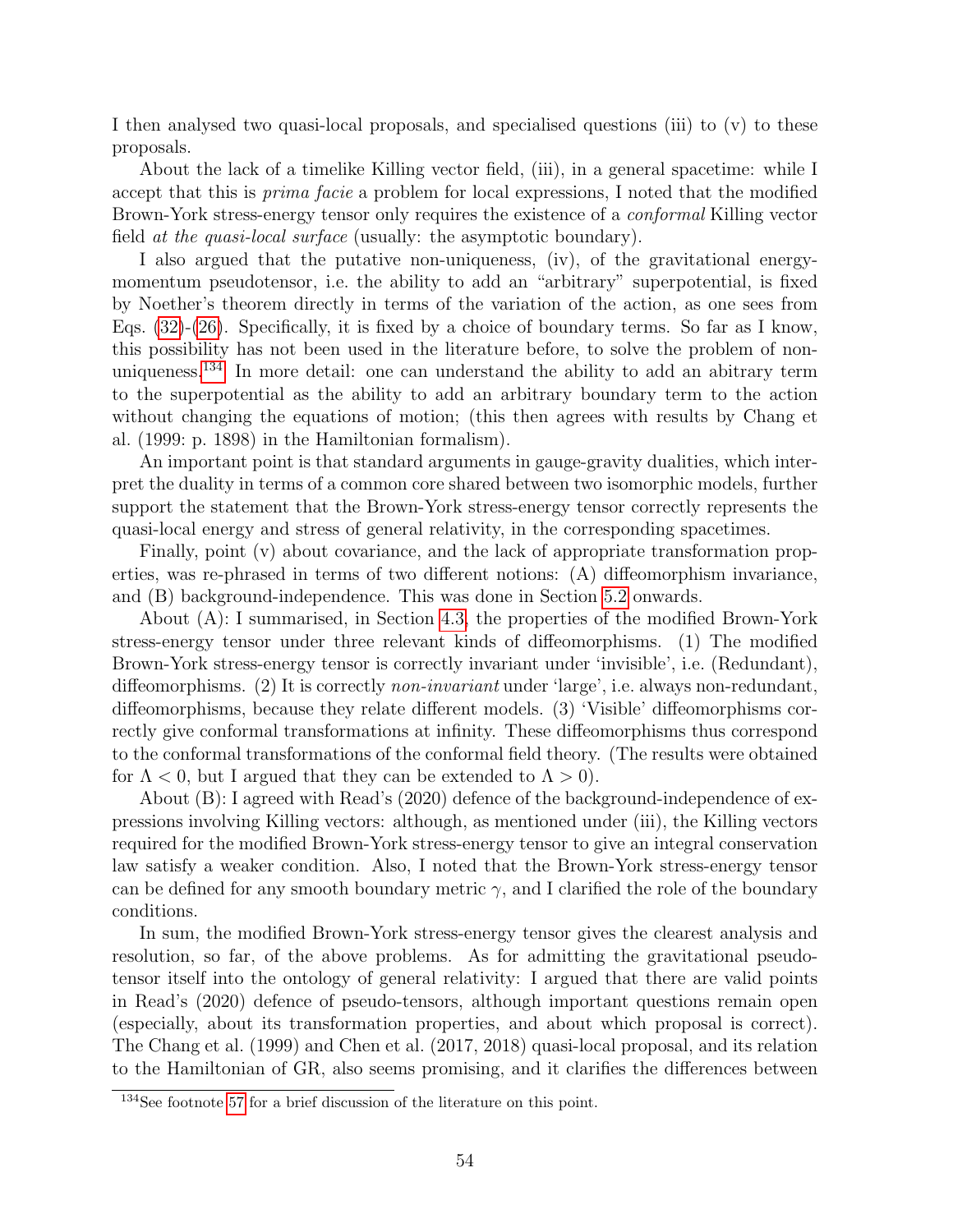I then analysed two quasi-local proposals, and specialised questions (iii) to (v) to these proposals.

About the lack of a timelike Killing vector field, (iii), in a general spacetime: while I accept that this is *prima facie* a problem for local expressions, I noted that the modified Brown-York stress-energy tensor only requires the existence of a *conformal* Killing vector field *at the quasi-local surface* (usually: the asymptotic boundary).

I also argued that the putative non-uniqueness, (iv), of the gravitational energy-momentum pseudotensor, i.e. the ability to add an "arbitrary" superpotential, is fixed by Noether's theorem directly in terms of the variation of the action, as one sees from Eqs. (32)-(26). Specifically, it is fixed by a choice of boundary terms. So far as I know, this possibility has not been used in the literature before, to solve the problem of non-uniqueness.[134] In more detail: one can understand the ability to add an abitrary term to the superpotential as the ability to add an arbitrary boundary term to the action without changing the equations of motion; (this then agrees with results by Chang et al. (1999: p. 1898) in the Hamiltonian formalism).

An important point is that standard arguments in gauge-gravity dualities, which interpret the duality in terms of a common core shared between two isomorphic models, further support the statement that the Brown-York stress-energy tensor correctly represents the quasi-local energy and stress of general relativity, in the corresponding spacetimes.

Finally, point (v) about covariance, and the lack of appropriate transformation properties, was re-phrased in terms of two different notions: (A) diffeomorphism invariance, and (B) background-independence. This was done in Section 5.2 onwards.

About (A): I summarised, in Section 4.3, the properties of the modified Brown-York stress-energy tensor under three relevant kinds of diffeomorphisms. (1) The modified Brown-York stress-energy tensor is correctly invariant under 'invisible', i.e. (Redundant), diffeomorphisms. (2) It is correctly *non-invariant* under 'large', i.e. always non-redundant, diffeomorphisms, because they relate different models. (3) 'Visible' diffeomorphisms correctly give conformal transformations at infinity. These diffeomorphisms thus correspond to the conformal transformations of the conformal field theory. (The results were obtained for $\Lambda < 0$, but I argued that they can be extended to $\Lambda > 0$).

About (B): I agreed with Read's (2020) defence of the background-independence of expressions involving Killing vectors: although, as mentioned under (iii), the Killing vectors required for the modified Brown-York stress-energy tensor to give an integral conservation law satisfy a weaker condition. Also, I noted that the Brown-York stress-energy tensor can be defined for any smooth boundary metric $\gamma$, and I clarified the role of the boundary conditions.

In sum, the modified Brown-York stress-energy tensor gives the clearest analysis and resolution, so far, of the above problems. As for admitting the gravitational pseudo-tensor itself into the ontology of general relativity: I argued that there are valid points in Read's (2020) defence of pseudo-tensors, although important questions remain open (especially, about its transformation properties, and about which proposal is correct). The Chang et al. (1999) and Chen et al. (2017, 2018) quasi-local proposal, and its relation to the Hamiltonian of GR, also seems promising, and it clarifies the differences between

[134] See footnote 57 for a brief discussion of the literature on this point.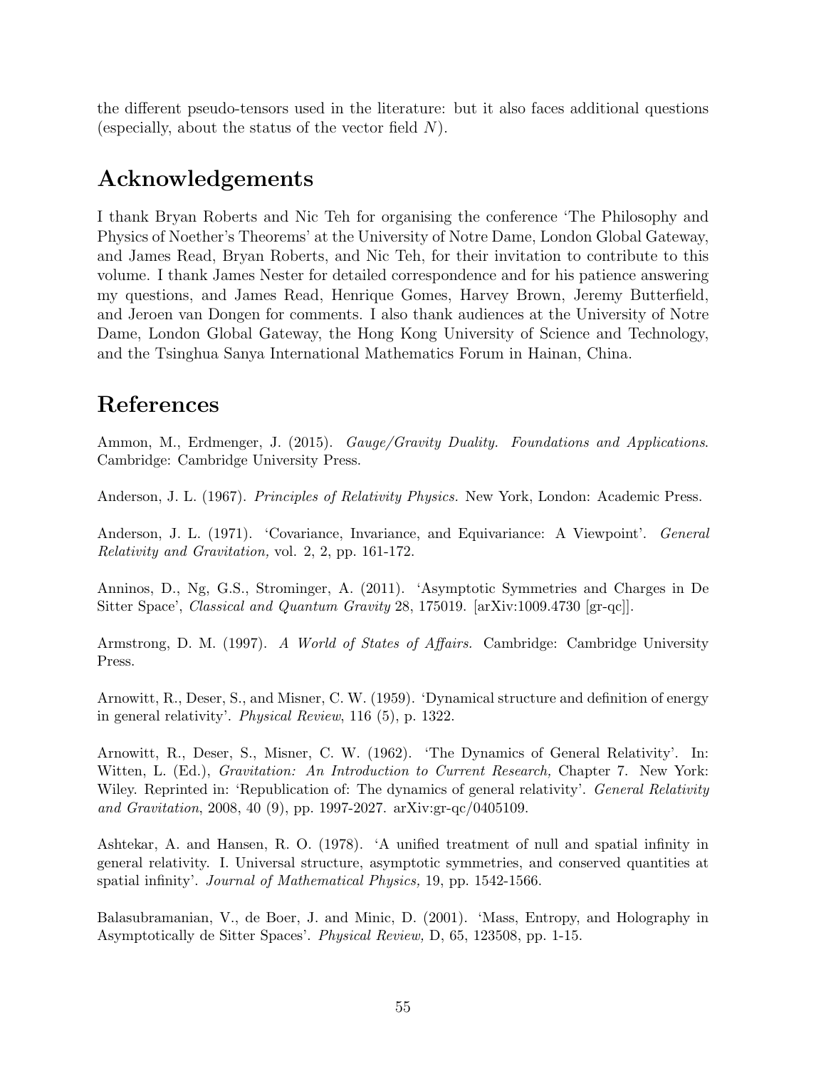the different pseudo-tensors used in the literature: but it also faces additional questions (especially, about the status of the vector field $N$).

## Acknowledgements

I thank Bryan Roberts and Nic Teh for organising the conference 'The Philosophy and Physics of Noether's Theorems' at the University of Notre Dame, London Global Gateway, and James Read, Bryan Roberts, and Nic Teh, for their invitation to contribute to this volume. I thank James Nester for detailed correspondence and for his patience answering my questions, and James Read, Henrique Gomes, Harvey Brown, Jeremy Butterfield, and Jeroen van Dongen for comments. I also thank audiences at the University of Notre Dame, London Global Gateway, the Hong Kong University of Science and Technology, and the Tsinghua Sanya International Mathematics Forum in Hainan, China.

## References

Ammon, M., Erdmenger, J. (2015). *Gauge/Gravity Duality. Foundations and Applications*. Cambridge: Cambridge University Press.

Anderson, J. L. (1967). *Principles of Relativity Physics.* New York, London: Academic Press.

Anderson, J. L. (1971). 'Covariance, Invariance, and Equivariance: A Viewpoint'. *General Relativity and Gravitation,* vol. 2, 2, pp. 161-172.

Anninos, D., Ng, G.S., Strominger, A. (2011). 'Asymptotic Symmetries and Charges in De Sitter Space', *Classical and Quantum Gravity* 28, 175019. [arXiv:1009.4730 [gr-qc]].

Armstrong, D. M. (1997). *A World of States of Affairs.* Cambridge: Cambridge University Press.

Arnowitt, R., Deser, S., and Misner, C. W. (1959). 'Dynamical structure and definition of energy in general relativity'. *Physical Review*, 116 (5), p. 1322.

Arnowitt, R., Deser, S., Misner, C. W. (1962). 'The Dynamics of General Relativity'. In: Witten, L. (Ed.), *Gravitation: An Introduction to Current Research,* Chapter 7. New York: Wiley. Reprinted in: 'Republication of: The dynamics of general relativity'. *General Relativity and Gravitation*, 2008, 40 (9), pp. 1997-2027. arXiv:gr-qc/0405109.

Ashtekar, A. and Hansen, R. O. (1978). 'A unified treatment of null and spatial infinity in general relativity. I. Universal structure, asymptotic symmetries, and conserved quantities at spatial infinity'. *Journal of Mathematical Physics,* 19, pp. 1542-1566.

Balasubramanian, V., de Boer, J. and Minic, D. (2001). 'Mass, Entropy, and Holography in Asymptotically de Sitter Spaces'. *Physical Review,* D, 65, 123508, pp. 1-15.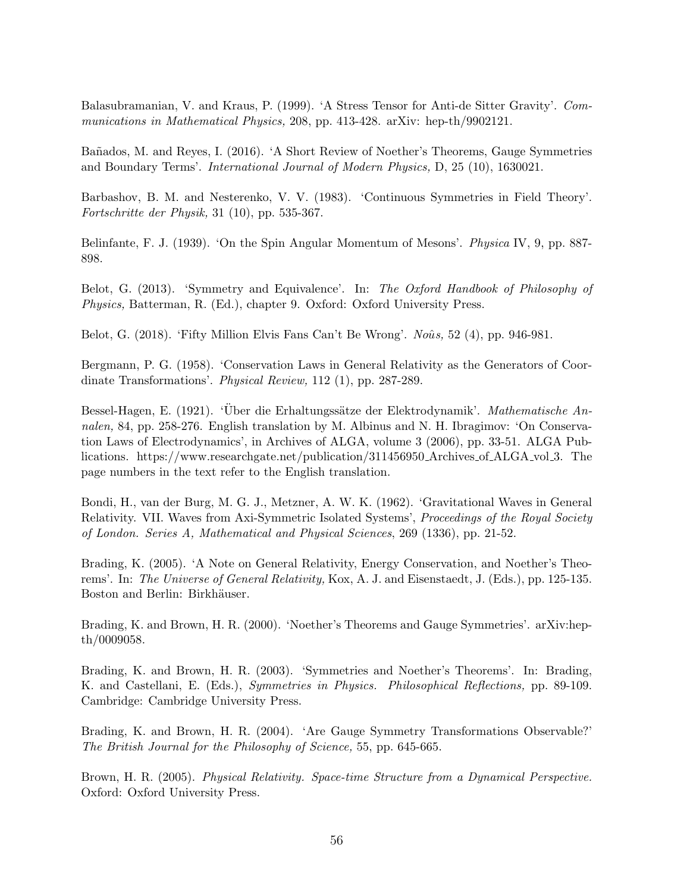Balasubramanian, V. and Kraus, P. (1999). 'A Stress Tensor for Anti-de Sitter Gravity'. *Communications in Mathematical Physics,* 208, pp. 413-428. arXiv: hep-th/9902121.

Bañados, M. and Reyes, I. (2016). 'A Short Review of Noether's Theorems, Gauge Symmetries and Boundary Terms'. *International Journal of Modern Physics,* D, 25 (10), 1630021.

Barbashov, B. M. and Nesterenko, V. V. (1983). 'Continuous Symmetries in Field Theory'. *Fortschritte der Physik,* 31 (10), pp. 535-367.

Belinfante, F. J. (1939). 'On the Spin Angular Momentum of Mesons'. *Physica* IV, 9, pp. 887-898.

Belot, G. (2013). 'Symmetry and Equivalence'. In: *The Oxford Handbook of Philosophy of Physics,* Batterman, R. (Ed.), chapter 9. Oxford: Oxford University Press.

Belot, G. (2018). 'Fifty Million Elvis Fans Can't Be Wrong'. *Noûs,* 52 (4), pp. 946-981.

Bergmann, P. G. (1958). 'Conservation Laws in General Relativity as the Generators of Coordinate Transformations'. *Physical Review,* 112 (1), pp. 287-289.

Bessel-Hagen, E. (1921). 'Über die Erhaltungssätze der Elektrodynamik'. *Mathematische Annalen,* 84, pp. 258-276. English translation by M. Albinus and N. H. Ibragimov: 'On Conservation Laws of Electrodynamics', in Archives of ALGA, volume 3 (2006), pp. 33-51. ALGA Publications. https://www.researchgate.net/publication/311456950_Archives_of_ALGA_vol_3. The page numbers in the text refer to the English translation.

Bondi, H., van der Burg, M. G. J., Metzner, A. W. K. (1962). 'Gravitational Waves in General Relativity. VII. Waves from Axi-Symmetric Isolated Systems', *Proceedings of the Royal Society of London. Series A, Mathematical and Physical Sciences*, 269 (1336), pp. 21-52.

Brading, K. (2005). 'A Note on General Relativity, Energy Conservation, and Noether's Theorems'. In: *The Universe of General Relativity,* Kox, A. J. and Eisenstaedt, J. (Eds.), pp. 125-135. Boston and Berlin: Birkhäuser.

Brading, K. and Brown, H. R. (2000). 'Noether's Theorems and Gauge Symmetries'. arXiv:hep-th/0009058.

Brading, K. and Brown, H. R. (2003). 'Symmetries and Noether's Theorems'. In: Brading, K. and Castellani, E. (Eds.), *Symmetries in Physics. Philosophical Reflections,* pp. 89-109. Cambridge: Cambridge University Press.

Brading, K. and Brown, H. R. (2004). 'Are Gauge Symmetry Transformations Observable?' *The British Journal for the Philosophy of Science,* 55, pp. 645-665.

Brown, H. R. (2005). *Physical Relativity. Space-time Structure from a Dynamical Perspective.* Oxford: Oxford University Press.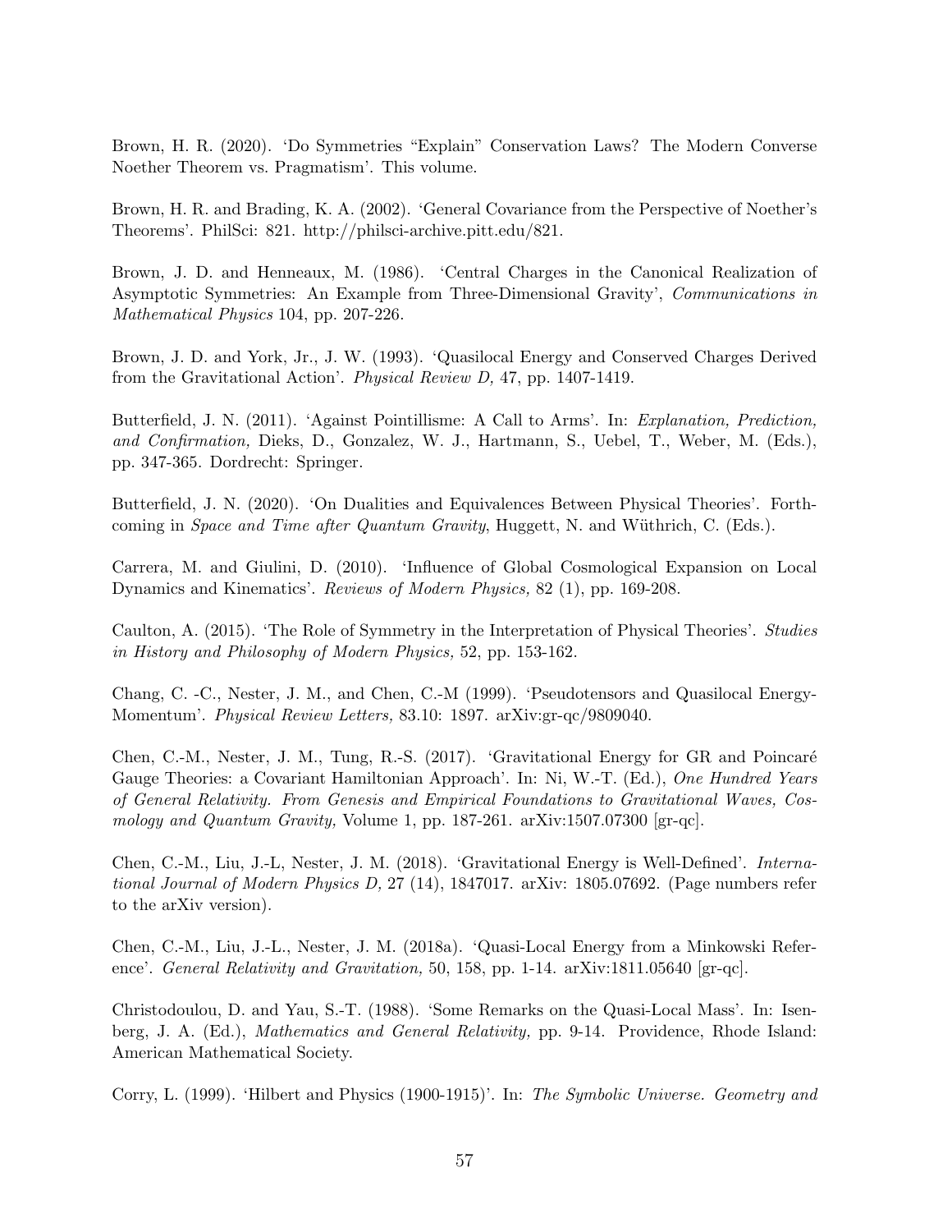Brown, H. R. (2020). 'Do Symmetries "Explain" Conservation Laws? The Modern Converse Noether Theorem vs. Pragmatism'. This volume.

Brown, H. R. and Brading, K. A. (2002). 'General Covariance from the Perspective of Noether's Theorems'. PhilSci: 821. http://philsci-archive.pitt.edu/821.

Brown, J. D. and Henneaux, M. (1986). 'Central Charges in the Canonical Realization of Asymptotic Symmetries: An Example from Three-Dimensional Gravity', *Communications in Mathematical Physics* 104, pp. 207-226.

Brown, J. D. and York, Jr., J. W. (1993). 'Quasilocal Energy and Conserved Charges Derived from the Gravitational Action'. *Physical Review D,* 47, pp. 1407-1419.

Butterfield, J. N. (2011). 'Against Pointillisme: A Call to Arms'. In: *Explanation, Prediction, and Confirmation,* Dieks, D., Gonzalez, W. J., Hartmann, S., Uebel, T., Weber, M. (Eds.), pp. 347-365. Dordrecht: Springer.

Butterfield, J. N. (2020). 'On Dualities and Equivalences Between Physical Theories'. Forthcoming in *Space and Time after Quantum Gravity*, Huggett, N. and Wüthrich, C. (Eds.).

Carrera, M. and Giulini, D. (2010). 'Influence of Global Cosmological Expansion on Local Dynamics and Kinematics'. *Reviews of Modern Physics,* 82 (1), pp. 169-208.

Caulton, A. (2015). 'The Role of Symmetry in the Interpretation of Physical Theories'. *Studies in History and Philosophy of Modern Physics,* 52, pp. 153-162.

Chang, C. -C., Nester, J. M., and Chen, C.-M (1999). 'Pseudotensors and Quasilocal Energy-Momentum'. *Physical Review Letters,* 83.10: 1897. arXiv:gr-qc/9809040.

Chen, C.-M., Nester, J. M., Tung, R.-S. (2017). 'Gravitational Energy for GR and Poincaré Gauge Theories: a Covariant Hamiltonian Approach'. In: Ni, W.-T. (Ed.), *One Hundred Years of General Relativity. From Genesis and Empirical Foundations to Gravitational Waves, Cosmology and Quantum Gravity,* Volume 1, pp. 187-261. arXiv:1507.07300 [gr-qc].

Chen, C.-M., Liu, J.-L, Nester, J. M. (2018). 'Gravitational Energy is Well-Defined'. *International Journal of Modern Physics D,* 27 (14), 1847017. arXiv: 1805.07692. (Page numbers refer to the arXiv version).

Chen, C.-M., Liu, J.-L., Nester, J. M. (2018a). 'Quasi-Local Energy from a Minkowski Reference'. *General Relativity and Gravitation,* 50, 158, pp. 1-14. arXiv:1811.05640 [gr-qc].

Christodoulou, D. and Yau, S.-T. (1988). 'Some Remarks on the Quasi-Local Mass'. In: Isenberg, J. A. (Ed.), *Mathematics and General Relativity,* pp. 9-14. Providence, Rhode Island: American Mathematical Society.

Corry, L. (1999). 'Hilbert and Physics (1900-1915)'. In: *The Symbolic Universe. Geometry and*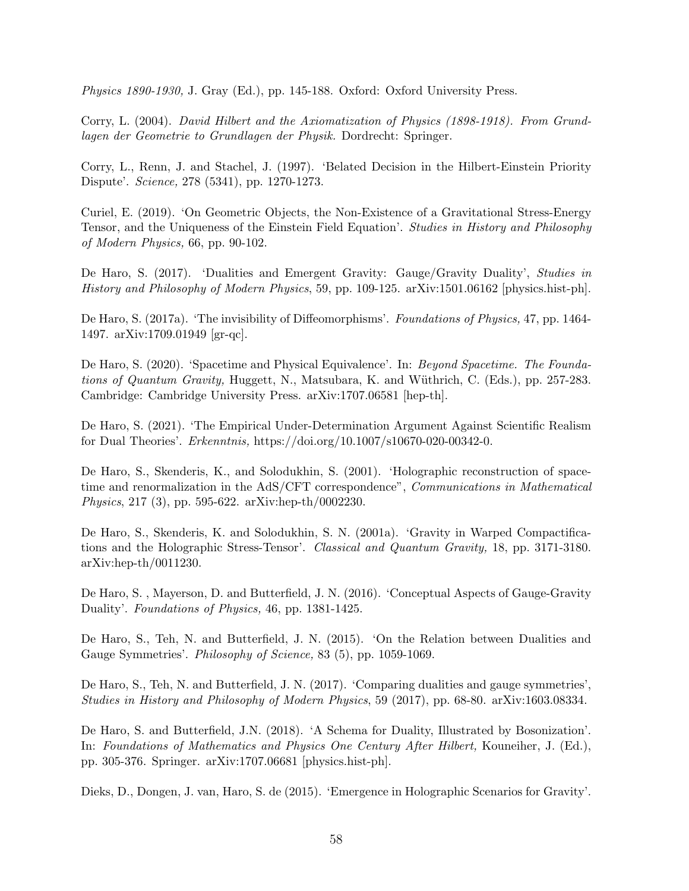*Physics 1890-1930,* J. Gray (Ed.), pp. 145-188. Oxford: Oxford University Press.

Corry, L. (2004). *David Hilbert and the Axiomatization of Physics (1898-1918). From Grundlagen der Geometrie to Grundlagen der Physik.* Dordrecht: Springer.

Corry, L., Renn, J. and Stachel, J. (1997). 'Belated Decision in the Hilbert-Einstein Priority Dispute'. *Science,* 278 (5341), pp. 1270-1273.

Curiel, E. (2019). 'On Geometric Objects, the Non-Existence of a Gravitational Stress-Energy Tensor, and the Uniqueness of the Einstein Field Equation'. *Studies in History and Philosophy of Modern Physics,* 66, pp. 90-102.

De Haro, S. (2017). 'Dualities and Emergent Gravity: Gauge/Gravity Duality', *Studies in History and Philosophy of Modern Physics*, 59, pp. 109-125. arXiv:1501.06162 [physics.hist-ph].

De Haro, S. (2017a). 'The invisibility of Diffeomorphisms'. *Foundations of Physics,* 47, pp. 1464-1497. arXiv:1709.01949 [gr-qc].

De Haro, S. (2020). 'Spacetime and Physical Equivalence'. In: *Beyond Spacetime. The Foundations of Quantum Gravity,* Huggett, N., Matsubara, K. and Wüthrich, C. (Eds.), pp. 257-283. Cambridge: Cambridge University Press. arXiv:1707.06581 [hep-th].

De Haro, S. (2021). 'The Empirical Under-Determination Argument Against Scientific Realism for Dual Theories'. *Erkenntnis,* https://doi.org/10.1007/s10670-020-00342-0.

De Haro, S., Skenderis, K., and Solodukhin, S. (2001). 'Holographic reconstruction of spacetime and renormalization in the AdS/CFT correspondence", *Communications in Mathematical Physics*, 217 (3), pp. 595-622. arXiv:hep-th/0002230.

De Haro, S., Skenderis, K. and Solodukhin, S. N. (2001a). 'Gravity in Warped Compactifications and the Holographic Stress-Tensor'. *Classical and Quantum Gravity,* 18, pp. 3171-3180. arXiv:hep-th/0011230.

De Haro, S. , Mayerson, D. and Butterfield, J. N. (2016). 'Conceptual Aspects of Gauge-Gravity Duality'. *Foundations of Physics,* 46, pp. 1381-1425.

De Haro, S., Teh, N. and Butterfield, J. N. (2015). 'On the Relation between Dualities and Gauge Symmetries'. *Philosophy of Science,* 83 (5), pp. 1059-1069.

De Haro, S., Teh, N. and Butterfield, J. N. (2017). 'Comparing dualities and gauge symmetries', *Studies in History and Philosophy of Modern Physics*, 59 (2017), pp. 68-80. arXiv:1603.08334.

De Haro, S. and Butterfield, J.N. (2018). 'A Schema for Duality, Illustrated by Bosonization'. In: *Foundations of Mathematics and Physics One Century After Hilbert,* Kouneiher, J. (Ed.), pp. 305-376. Springer. arXiv:1707.06681 [physics.hist-ph].

Dieks, D., Dongen, J. van, Haro, S. de (2015). 'Emergence in Holographic Scenarios for Gravity'.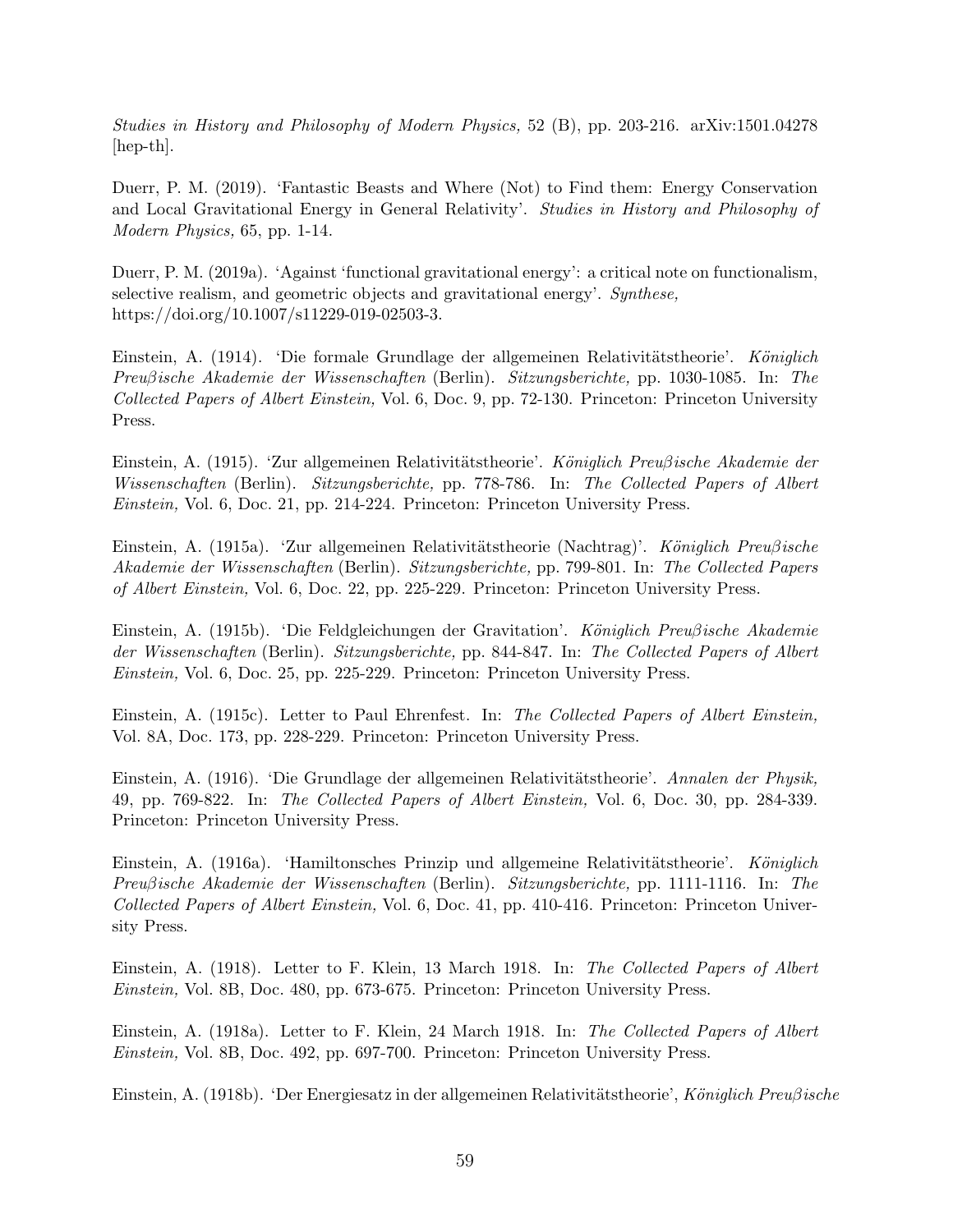*Studies in History and Philosophy of Modern Physics,* 52 (B), pp. 203-216. arXiv:1501.04278 [hep-th].

Duerr, P. M. (2019). 'Fantastic Beasts and Where (Not) to Find them: Energy Conservation and Local Gravitational Energy in General Relativity'. *Studies in History and Philosophy of Modern Physics,* 65, pp. 1-14.

Duerr, P. M. (2019a). 'Against 'functional gravitational energy': a critical note on functionalism, selective realism, and geometric objects and gravitational energy'. *Synthese,* https://doi.org/10.1007/s11229-019-02503-3.

Einstein, A. (1914). 'Die formale Grundlage der allgemeinen Relativitätstheorie'. *Königlich Preußische Akademie der Wissenschaften* (Berlin). *Sitzungsberichte,* pp. 1030-1085. In: *The Collected Papers of Albert Einstein,* Vol. 6, Doc. 9, pp. 72-130. Princeton: Princeton University Press.

Einstein, A. (1915). 'Zur allgemeinen Relativitätstheorie'. *Königlich Preußische Akademie der Wissenschaften* (Berlin). *Sitzungsberichte,* pp. 778-786. In: *The Collected Papers of Albert Einstein,* Vol. 6, Doc. 21, pp. 214-224. Princeton: Princeton University Press.

Einstein, A. (1915a). 'Zur allgemeinen Relativitätstheorie (Nachtrag)'. *Königlich Preußische Akademie der Wissenschaften* (Berlin). *Sitzungsberichte,* pp. 799-801. In: *The Collected Papers of Albert Einstein,* Vol. 6, Doc. 22, pp. 225-229. Princeton: Princeton University Press.

Einstein, A. (1915b). 'Die Feldgleichungen der Gravitation'. *Königlich Preußische Akademie der Wissenschaften* (Berlin). *Sitzungsberichte,* pp. 844-847. In: *The Collected Papers of Albert Einstein,* Vol. 6, Doc. 25, pp. 225-229. Princeton: Princeton University Press.

Einstein, A. (1915c). Letter to Paul Ehrenfest. In: *The Collected Papers of Albert Einstein,* Vol. 8A, Doc. 173, pp. 228-229. Princeton: Princeton University Press.

Einstein, A. (1916). 'Die Grundlage der allgemeinen Relativitätstheorie'. *Annalen der Physik,* 49, pp. 769-822. In: *The Collected Papers of Albert Einstein,* Vol. 6, Doc. 30, pp. 284-339. Princeton: Princeton University Press.

Einstein, A. (1916a). 'Hamiltonsches Prinzip und allgemeine Relativitätstheorie'. *Königlich Preußische Akademie der Wissenschaften* (Berlin). *Sitzungsberichte,* pp. 1111-1116. In: *The Collected Papers of Albert Einstein,* Vol. 6, Doc. 41, pp. 410-416. Princeton: Princeton University Press.

Einstein, A. (1918). Letter to F. Klein, 13 March 1918. In: *The Collected Papers of Albert Einstein,* Vol. 8B, Doc. 480, pp. 673-675. Princeton: Princeton University Press.

Einstein, A. (1918a). Letter to F. Klein, 24 March 1918. In: *The Collected Papers of Albert Einstein,* Vol. 8B, Doc. 492, pp. 697-700. Princeton: Princeton University Press.

Einstein, A. (1918b). 'Der Energiesatz in der allgemeinen Relativitätstheorie', *Königlich Preußische*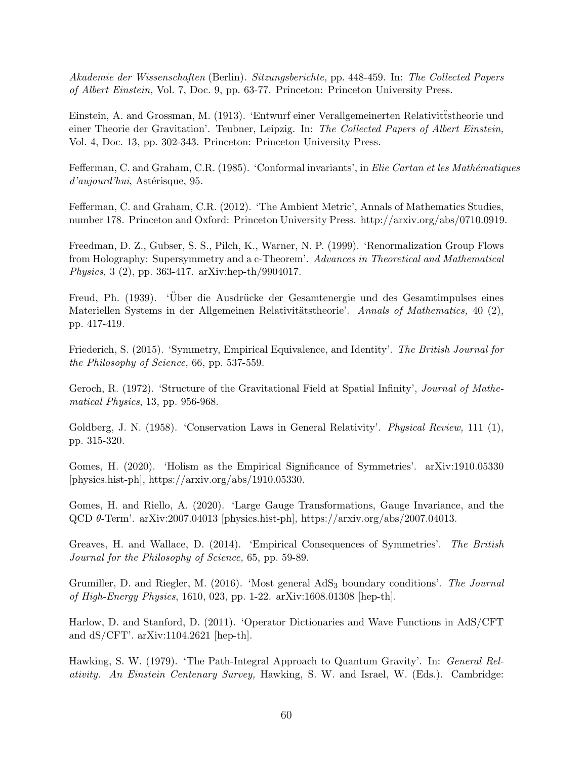*Akademie der Wissenschaften* (Berlin). *Sitzungsberichte,* pp. 448-459. In: *The Collected Papers of Albert Einstein,* Vol. 7, Doc. 9, pp. 63-77. Princeton: Princeton University Press.

Einstein, A. and Grossman, M. (1913). 'Entwurf einer Verallgemeinerten Relativitẗstheorie und einer Theorie der Gravitation'. Teubner, Leipzig. In: *The Collected Papers of Albert Einstein,* Vol. 4, Doc. 13, pp. 302-343. Princeton: Princeton University Press.

Fefferman, C. and Graham, C.R. (1985). 'Conformal invariants', in *Elie Cartan et les Mathématiques d'aujourd'hui*, Astérisque, 95.

Fefferman, C. and Graham, C.R. (2012). 'The Ambient Metric', Annals of Mathematics Studies, number 178. Princeton and Oxford: Princeton University Press. http://arxiv.org/abs/0710.0919.

Freedman, D. Z., Gubser, S. S., Pilch, K., Warner, N. P. (1999). 'Renormalization Group Flows from Holography: Supersymmetry and a c-Theorem'. *Advances in Theoretical and Mathematical Physics,* 3 (2), pp. 363-417. arXiv:hep-th/9904017.

Freud, Ph. (1939). 'Über die Ausdrücke der Gesamtenergie und des Gesamtimpulses eines Materiellen Systems in der Allgemeinen Relativitätstheorie'. *Annals of Mathematics,* 40 (2), pp. 417-419.

Friederich, S. (2015). 'Symmetry, Empirical Equivalence, and Identity'. *The British Journal for the Philosophy of Science,* 66, pp. 537-559.

Geroch, R. (1972). 'Structure of the Gravitational Field at Spatial Infinity', *Journal of Mathematical Physics*, 13, pp. 956-968.

Goldberg, J. N. (1958). 'Conservation Laws in General Relativity'. *Physical Review,* 111 (1), pp. 315-320.

Gomes, H. (2020). 'Holism as the Empirical Significance of Symmetries'. arXiv:1910.05330 [physics.hist-ph], https://arxiv.org/abs/1910.05330.

Gomes, H. and Riello, A. (2020). 'Large Gauge Transformations, Gauge Invariance, and the QCD $\theta$-Term'. arXiv:2007.04013 [physics.hist-ph], https://arxiv.org/abs/2007.04013.

Greaves, H. and Wallace, D. (2014). 'Empirical Consequences of Symmetries'. *The British Journal for the Philosophy of Science,* 65, pp. 59-89.

Grumiller, D. and Riegler, M. (2016). 'Most general $AdS_3$ boundary conditions'. *The Journal of High-Energy Physics*, 1610, 023, pp. 1-22. arXiv:1608.01308 [hep-th].

Harlow, D. and Stanford, D. (2011). 'Operator Dictionaries and Wave Functions in AdS/CFT and dS/CFT'. arXiv:1104.2621 [hep-th].

Hawking, S. W. (1979). 'The Path-Integral Approach to Quantum Gravity'. In: *General Relativity. An Einstein Centenary Survey,* Hawking, S. W. and Israel, W. (Eds.). Cambridge: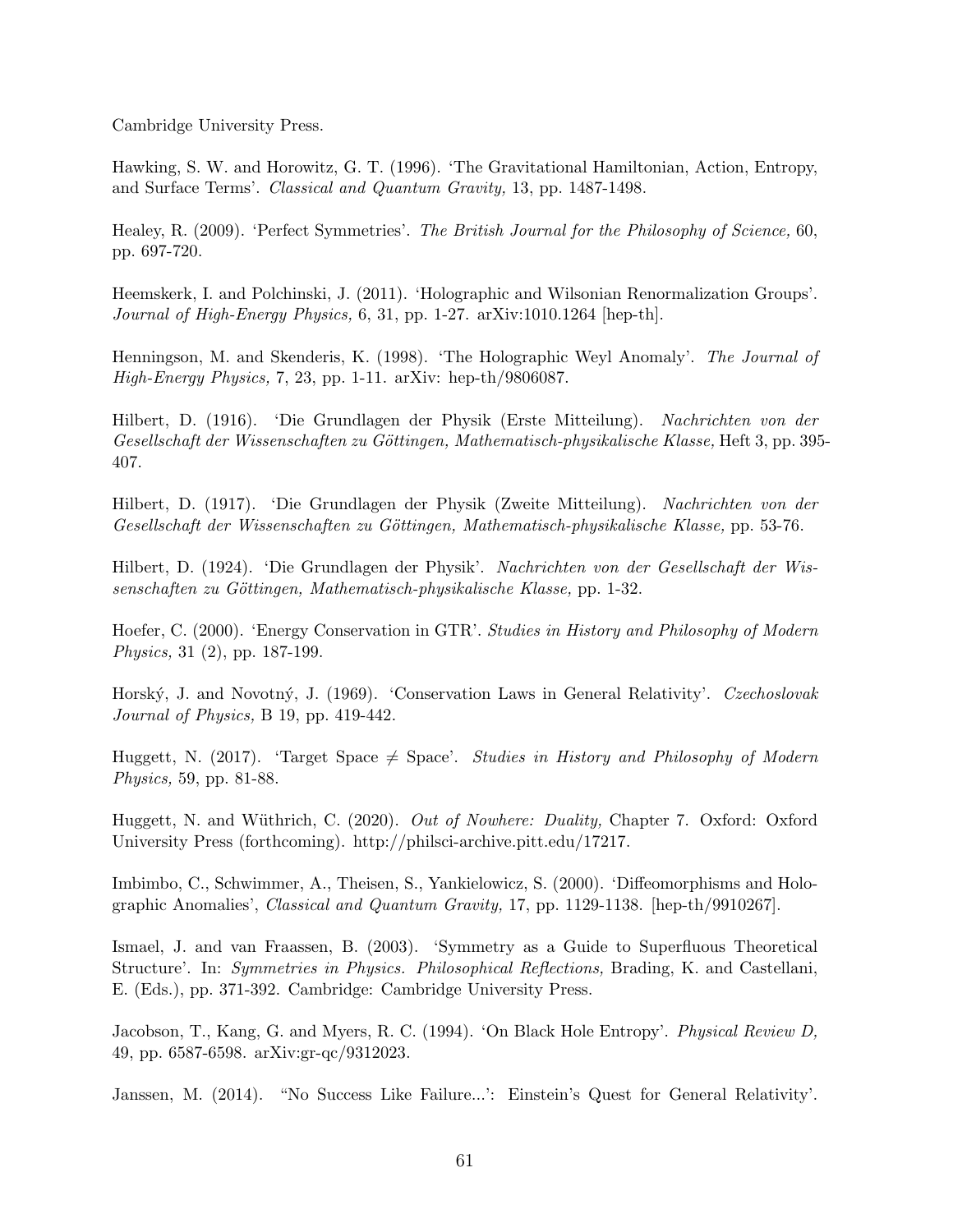Cambridge University Press.

Hawking, S. W. and Horowitz, G. T. (1996). 'The Gravitational Hamiltonian, Action, Entropy, and Surface Terms'. *Classical and Quantum Gravity,* 13, pp. 1487-1498.

Healey, R. (2009). 'Perfect Symmetries'. *The British Journal for the Philosophy of Science,* 60, pp. 697-720.

Heemskerk, I. and Polchinski, J. (2011). 'Holographic and Wilsonian Renormalization Groups'. *Journal of High-Energy Physics,* 6, 31, pp. 1-27. arXiv:1010.1264 [hep-th].

Henningson, M. and Skenderis, K. (1998). 'The Holographic Weyl Anomaly'. *The Journal of High-Energy Physics,* 7, 23, pp. 1-11. arXiv: hep-th/9806087.

Hilbert, D. (1916). 'Die Grundlagen der Physik (Erste Mitteilung). *Nachrichten von der Gesellschaft der Wissenschaften zu Göttingen, Mathematisch-physikalische Klasse,* Heft 3, pp. 395-407.

Hilbert, D. (1917). 'Die Grundlagen der Physik (Zweite Mitteilung). *Nachrichten von der Gesellschaft der Wissenschaften zu Göttingen, Mathematisch-physikalische Klasse,* pp. 53-76.

Hilbert, D. (1924). 'Die Grundlagen der Physik'. *Nachrichten von der Gesellschaft der Wissenschaften zu Göttingen, Mathematisch-physikalische Klasse,* pp. 1-32.

Hoefer, C. (2000). 'Energy Conservation in GTR'. *Studies in History and Philosophy of Modern Physics,* 31 (2), pp. 187-199.

Horský, J. and Novotný, J. (1969). 'Conservation Laws in General Relativity'. *Czechoslovak Journal of Physics,* B 19, pp. 419-442.

Huggett, N. (2017). 'Target Space $\neq$ Space'. *Studies in History and Philosophy of Modern Physics,* 59, pp. 81-88.

Huggett, N. and Wüthrich, C. (2020). *Out of Nowhere: Duality,* Chapter 7. Oxford: Oxford University Press (forthcoming). http://philsci-archive.pitt.edu/17217.

Imbimbo, C., Schwimmer, A., Theisen, S., Yankielowicz, S. (2000). 'Diffeomorphisms and Holographic Anomalies', *Classical and Quantum Gravity,* 17, pp. 1129-1138. [hep-th/9910267].

Ismael, J. and van Fraassen, B. (2003). 'Symmetry as a Guide to Superfluous Theoretical Structure'. In: *Symmetries in Physics. Philosophical Reflections,* Brading, K. and Castellani, E. (Eds.), pp. 371-392. Cambridge: Cambridge University Press.

Jacobson, T., Kang, G. and Myers, R. C. (1994). 'On Black Hole Entropy'. *Physical Review D,* 49, pp. 6587-6598. arXiv:gr-qc/9312023.

Janssen, M. (2014). "No Success Like Failure...': Einstein's Quest for General Relativity'.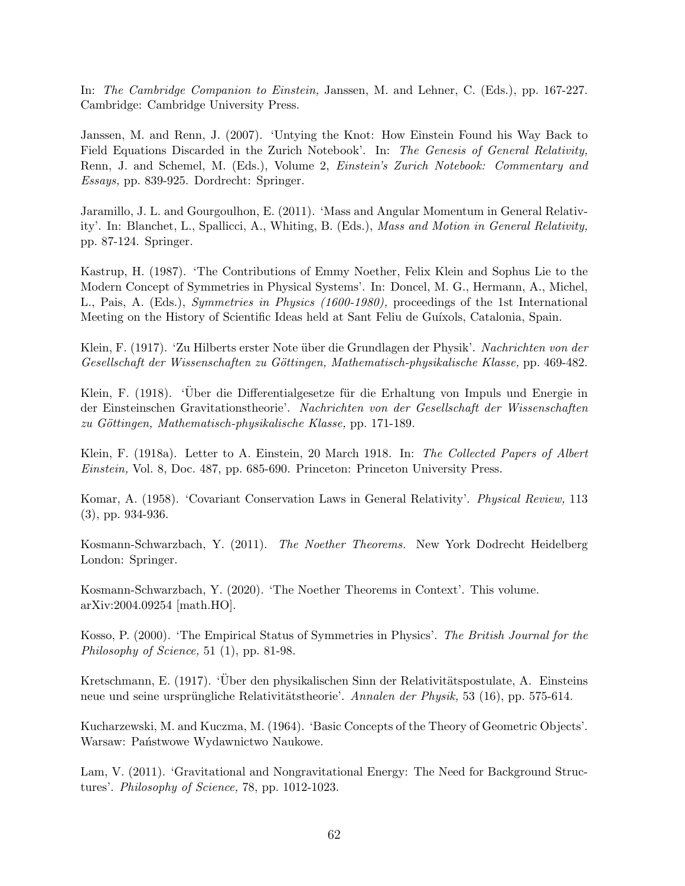In: *The Cambridge Companion to Einstein,* Janssen, M. and Lehner, C. (Eds.), pp. 167-227. Cambridge: Cambridge University Press.

Janssen, M. and Renn, J. (2007). 'Untying the Knot: How Einstein Found his Way Back to Field Equations Discarded in the Zurich Notebook'. In: *The Genesis of General Relativity,* Renn, J. and Schemel, M. (Eds.), Volume 2, *Einstein's Zurich Notebook: Commentary and Essays,* pp. 839-925. Dordrecht: Springer.

Jaramillo, J. L. and Gourgoulhon, E. (2011). 'Mass and Angular Momentum in General Relativity'. In: Blanchet, L., Spallicci, A., Whiting, B. (Eds.), *Mass and Motion in General Relativity,* pp. 87-124. Springer.

Kastrup, H. (1987). 'The Contributions of Emmy Noether, Felix Klein and Sophus Lie to the Modern Concept of Symmetries in Physical Systems'. In: Doncel, M. G., Hermann, A., Michel, L., Pais, A. (Eds.), *Symmetries in Physics (1600-1980),* proceedings of the 1st International Meeting on the History of Scientific Ideas held at Sant Feliu de Guíxols, Catalonia, Spain.

Klein, F. (1917). 'Zu Hilberts erster Note über die Grundlagen der Physik'. *Nachrichten von der Gesellschaft der Wissenschaften zu Göttingen, Mathematisch-physikalische Klasse,* pp. 469-482.

Klein, F. (1918). 'Über die Differentialgesetze für die Erhaltung von Impuls und Energie in der Einsteinschen Gravitationstheorie'. *Nachrichten von der Gesellschaft der Wissenschaften zu Göttingen, Mathematisch-physikalische Klasse,* pp. 171-189.

Klein, F. (1918a). Letter to A. Einstein, 20 March 1918. In: *The Collected Papers of Albert Einstein,* Vol. 8, Doc. 487, pp. 685-690. Princeton: Princeton University Press.

Komar, A. (1958). 'Covariant Conservation Laws in General Relativity'. *Physical Review,* 113 (3), pp. 934-936.

Kosmann-Schwarzbach, Y. (2011). *The Noether Theorems.* New York Dodrecht Heidelberg London: Springer.

Kosmann-Schwarzbach, Y. (2020). 'The Noether Theorems in Context'. This volume. arXiv:2004.09254 [math.HO].

Kosso, P. (2000). 'The Empirical Status of Symmetries in Physics'. *The British Journal for the Philosophy of Science,* 51 (1), pp. 81-98.

Kretschmann, E. (1917). 'Über den physikalischen Sinn der Relativitätspostulate, A. Einsteins neue und seine ursprüngliche Relativitätstheorie'. *Annalen der Physik,* 53 (16), pp. 575-614.

Kucharzewski, M. and Kuczma, M. (1964). 'Basic Concepts of the Theory of Geometric Objects'. Warsaw: Państwowe Wydawnictwo Naukowe.

Lam, V. (2011). 'Gravitational and Nongravitational Energy: The Need for Background Structures'. *Philosophy of Science,* 78, pp. 1012-1023.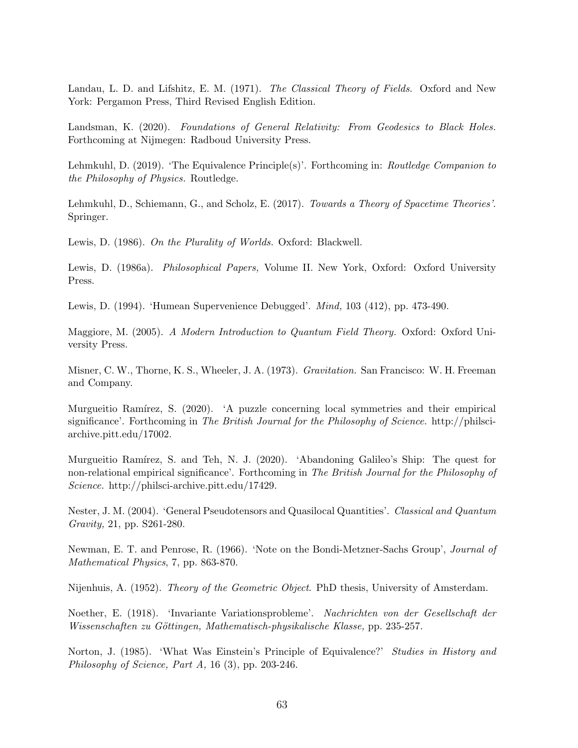Landau, L. D. and Lifshitz, E. M. (1971). *The Classical Theory of Fields.* Oxford and New York: Pergamon Press, Third Revised English Edition.

Landsman, K. (2020). *Foundations of General Relativity: From Geodesics to Black Holes.* Forthcoming at Nijmegen: Radboud University Press.

Lehmkuhl, D. (2019). 'The Equivalence Principle(s)'. Forthcoming in: *Routledge Companion to the Philosophy of Physics.* Routledge.

Lehmkuhl, D., Schiemann, G., and Scholz, E. (2017). *Towards a Theory of Spacetime Theories'.* Springer.

Lewis, D. (1986). *On the Plurality of Worlds.* Oxford: Blackwell.

Lewis, D. (1986a). *Philosophical Papers,* Volume II. New York, Oxford: Oxford University Press.

Lewis, D. (1994). 'Humean Supervenience Debugged'. *Mind,* 103 (412), pp. 473-490.

Maggiore, M. (2005). *A Modern Introduction to Quantum Field Theory.* Oxford: Oxford University Press.

Misner, C. W., Thorne, K. S., Wheeler, J. A. (1973). *Gravitation.* San Francisco: W. H. Freeman and Company.

Murgueitio Ramírez, S. (2020). 'A puzzle concerning local symmetries and their empirical significance'. Forthcoming in *The British Journal for the Philosophy of Science.* http://philsci-archive.pitt.edu/17002.

Murgueitio Ramírez, S. and Teh, N. J. (2020). 'Abandoning Galileo's Ship: The quest for non-relational empirical significance'. Forthcoming in *The British Journal for the Philosophy of Science.* http://philsci-archive.pitt.edu/17429.

Nester, J. M. (2004). 'General Pseudotensors and Quasilocal Quantities'. *Classical and Quantum Gravity,* 21, pp. S261-280.

Newman, E. T. and Penrose, R. (1966). 'Note on the Bondi-Metzner-Sachs Group', *Journal of Mathematical Physics*, 7, pp. 863-870.

Nijenhuis, A. (1952). *Theory of the Geometric Object*. PhD thesis, University of Amsterdam.

Noether, E. (1918). 'Invariante Variationsprobleme'. *Nachrichten von der Gesellschaft der Wissenschaften zu Göttingen, Mathematisch-physikalische Klasse,* pp. 235-257.

Norton, J. (1985). 'What Was Einstein's Principle of Equivalence?' *Studies in History and Philosophy of Science, Part A,* 16 (3), pp. 203-246.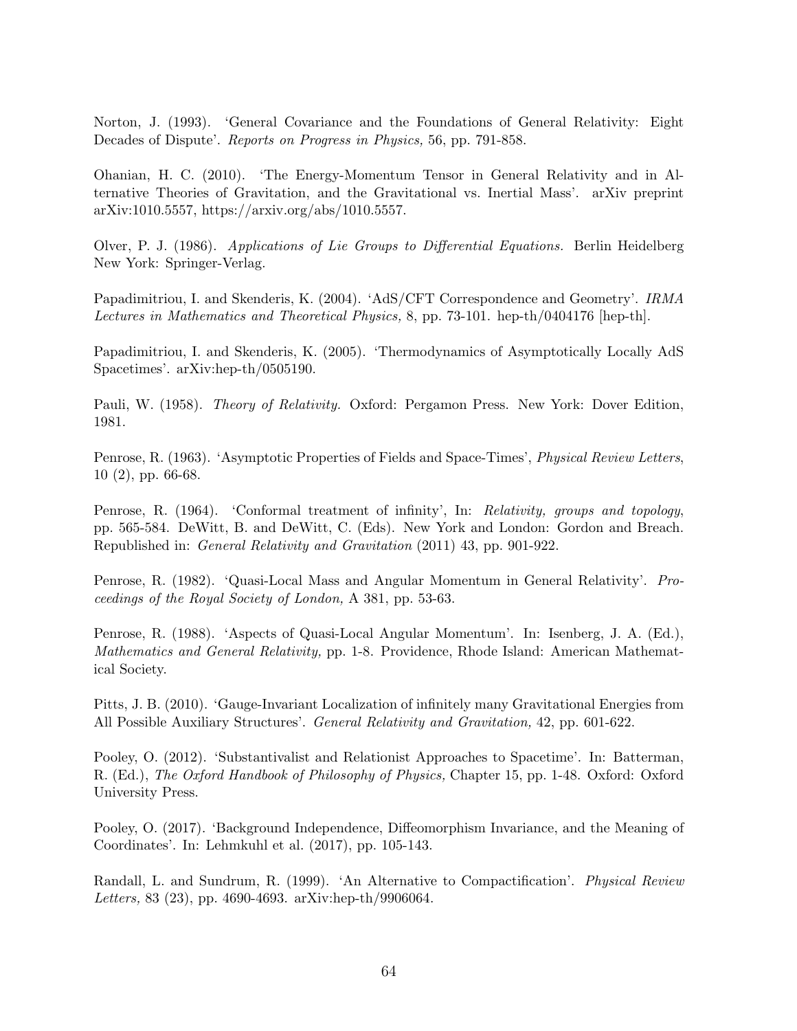Norton, J. (1993). 'General Covariance and the Foundations of General Relativity: Eight Decades of Dispute'. *Reports on Progress in Physics,* 56, pp. 791-858.

Ohanian, H. C. (2010). 'The Energy-Momentum Tensor in General Relativity and in Alternative Theories of Gravitation, and the Gravitational vs. Inertial Mass'. arXiv preprint arXiv:1010.5557, https://arxiv.org/abs/1010.5557.

Olver, P. J. (1986). *Applications of Lie Groups to Differential Equations.* Berlin Heidelberg New York: Springer-Verlag.

Papadimitriou, I. and Skenderis, K. (2004). 'AdS/CFT Correspondence and Geometry'. *IRMA Lectures in Mathematics and Theoretical Physics,* 8, pp. 73-101. hep-th/0404176 [hep-th].

Papadimitriou, I. and Skenderis, K. (2005). 'Thermodynamics of Asymptotically Locally AdS Spacetimes'. arXiv:hep-th/0505190.

Pauli, W. (1958). *Theory of Relativity.* Oxford: Pergamon Press. New York: Dover Edition, 1981.

Penrose, R. (1963). 'Asymptotic Properties of Fields and Space-Times', *Physical Review Letters*, 10 (2), pp. 66-68.

Penrose, R. (1964). 'Conformal treatment of infinity', In: *Relativity, groups and topology*, pp. 565-584. DeWitt, B. and DeWitt, C. (Eds). New York and London: Gordon and Breach. Republished in: *General Relativity and Gravitation* (2011) 43, pp. 901-922.

Penrose, R. (1982). 'Quasi-Local Mass and Angular Momentum in General Relativity'. *Proceedings of the Royal Society of London,* A 381, pp. 53-63.

Penrose, R. (1988). 'Aspects of Quasi-Local Angular Momentum'. In: Isenberg, J. A. (Ed.), *Mathematics and General Relativity,* pp. 1-8. Providence, Rhode Island: American Mathematical Society.

Pitts, J. B. (2010). 'Gauge-Invariant Localization of infinitely many Gravitational Energies from All Possible Auxiliary Structures'. *General Relativity and Gravitation,* 42, pp. 601-622.

Pooley, O. (2012). 'Substantivalist and Relationist Approaches to Spacetime'. In: Batterman, R. (Ed.), *The Oxford Handbook of Philosophy of Physics,* Chapter 15, pp. 1-48. Oxford: Oxford University Press.

Pooley, O. (2017). 'Background Independence, Diffeomorphism Invariance, and the Meaning of Coordinates'. In: Lehmkuhl et al. (2017), pp. 105-143.

Randall, L. and Sundrum, R. (1999). 'An Alternative to Compactification'. *Physical Review Letters,* 83 (23), pp. 4690-4693. arXiv:hep-th/9906064.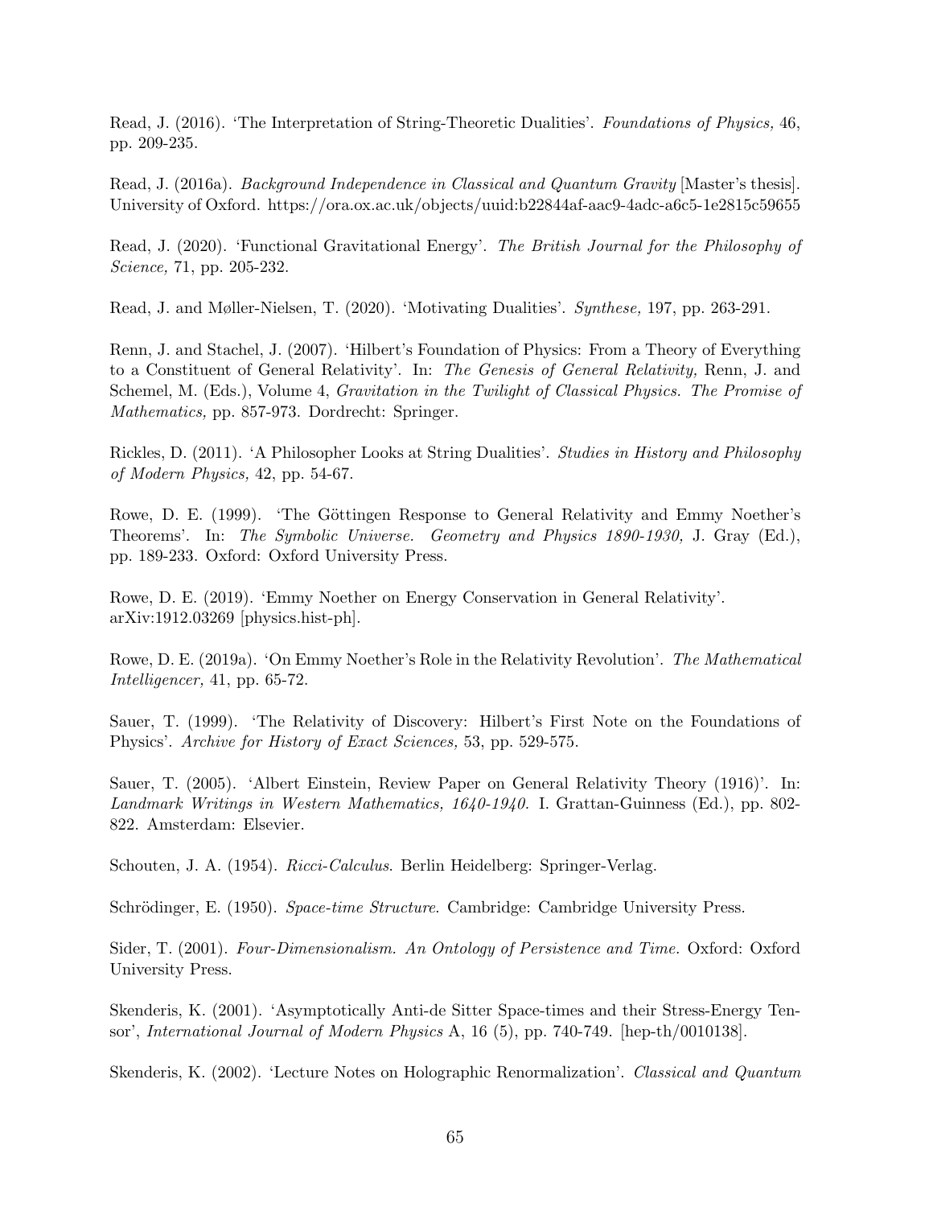Read, J. (2016). 'The Interpretation of String-Theoretic Dualities'. *Foundations of Physics,* 46, pp. 209-235.

Read, J. (2016a). *Background Independence in Classical and Quantum Gravity* [Master's thesis]. University of Oxford. https://ora.ox.ac.uk/objects/uuid:b22844af-aac9-4adc-a6c5-1e2815c59655

Read, J. (2020). 'Functional Gravitational Energy'. *The British Journal for the Philosophy of Science,* 71, pp. 205-232.

Read, J. and Møller-Nielsen, T. (2020). 'Motivating Dualities'. *Synthese,* 197, pp. 263-291.

Renn, J. and Stachel, J. (2007). 'Hilbert's Foundation of Physics: From a Theory of Everything to a Constituent of General Relativity'. In: *The Genesis of General Relativity,* Renn, J. and Schemel, M. (Eds.), Volume 4, *Gravitation in the Twilight of Classical Physics. The Promise of Mathematics,* pp. 857-973. Dordrecht: Springer.

Rickles, D. (2011). 'A Philosopher Looks at String Dualities'. *Studies in History and Philosophy of Modern Physics,* 42, pp. 54-67.

Rowe, D. E. (1999). 'The Göttingen Response to General Relativity and Emmy Noether's Theorems'. In: *The Symbolic Universe. Geometry and Physics 1890-1930,* J. Gray (Ed.), pp. 189-233. Oxford: Oxford University Press.

Rowe, D. E. (2019). 'Emmy Noether on Energy Conservation in General Relativity'. arXiv:1912.03269 [physics.hist-ph].

Rowe, D. E. (2019a). 'On Emmy Noether's Role in the Relativity Revolution'. *The Mathematical Intelligencer,* 41, pp. 65-72.

Sauer, T. (1999). 'The Relativity of Discovery: Hilbert's First Note on the Foundations of Physics'. *Archive for History of Exact Sciences,* 53, pp. 529-575.

Sauer, T. (2005). 'Albert Einstein, Review Paper on General Relativity Theory (1916)'. In: *Landmark Writings in Western Mathematics, 1640-1940.* I. Grattan-Guinness (Ed.), pp. 802-822. Amsterdam: Elsevier.

Schouten, J. A. (1954). *Ricci-Calculus*. Berlin Heidelberg: Springer-Verlag.

Schrödinger, E. (1950). *Space-time Structure*. Cambridge: Cambridge University Press.

Sider, T. (2001). *Four-Dimensionalism. An Ontology of Persistence and Time.* Oxford: Oxford University Press.

Skenderis, K. (2001). 'Asymptotically Anti-de Sitter Space-times and their Stress-Energy Tensor', *International Journal of Modern Physics* A, 16 (5), pp. 740-749. [hep-th/0010138].

Skenderis, K. (2002). 'Lecture Notes on Holographic Renormalization'. *Classical and Quantum*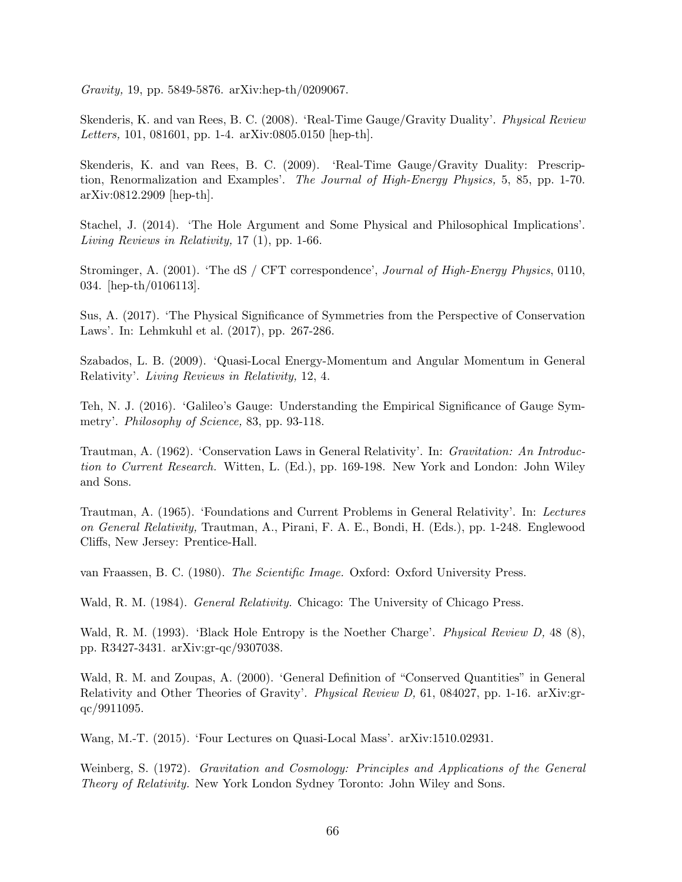*Gravity,* 19, pp. 5849-5876. arXiv:hep-th/0209067.

Skenderis, K. and van Rees, B. C. (2008). 'Real-Time Gauge/Gravity Duality'. *Physical Review Letters,* 101, 081601, pp. 1-4. arXiv:0805.0150 [hep-th].

Skenderis, K. and van Rees, B. C. (2009). 'Real-Time Gauge/Gravity Duality: Prescription, Renormalization and Examples'. *The Journal of High-Energy Physics,* 5, 85, pp. 1-70. arXiv:0812.2909 [hep-th].

Stachel, J. (2014). 'The Hole Argument and Some Physical and Philosophical Implications'. *Living Reviews in Relativity,* 17 (1), pp. 1-66.

Strominger, A. (2001). 'The dS / CFT correspondence', *Journal of High-Energy Physics*, 0110, 034. [hep-th/0106113].

Sus, A. (2017). 'The Physical Significance of Symmetries from the Perspective of Conservation Laws'. In: Lehmkuhl et al. (2017), pp. 267-286.

Szabados, L. B. (2009). 'Quasi-Local Energy-Momentum and Angular Momentum in General Relativity'. *Living Reviews in Relativity,* 12, 4.

Teh, N. J. (2016). 'Galileo's Gauge: Understanding the Empirical Significance of Gauge Symmetry'. *Philosophy of Science,* 83, pp. 93-118.

Trautman, A. (1962). 'Conservation Laws in General Relativity'. In: *Gravitation: An Introduction to Current Research.* Witten, L. (Ed.), pp. 169-198. New York and London: John Wiley and Sons.

Trautman, A. (1965). 'Foundations and Current Problems in General Relativity'. In: *Lectures on General Relativity,* Trautman, A., Pirani, F. A. E., Bondi, H. (Eds.), pp. 1-248. Englewood Cliffs, New Jersey: Prentice-Hall.

van Fraassen, B. C. (1980). *The Scientific Image.* Oxford: Oxford University Press.

Wald, R. M. (1984). *General Relativity.* Chicago: The University of Chicago Press.

Wald, R. M. (1993). 'Black Hole Entropy is the Noether Charge'. *Physical Review D,* 48 (8), pp. R3427-3431. arXiv:gr-qc/9307038.

Wald, R. M. and Zoupas, A. (2000). 'General Definition of "Conserved Quantities" in General Relativity and Other Theories of Gravity'. *Physical Review D,* 61, 084027, pp. 1-16. arXiv:gr-qc/9911095.

Wang, M.-T. (2015). 'Four Lectures on Quasi-Local Mass'. arXiv:1510.02931.

Weinberg, S. (1972). *Gravitation and Cosmology: Principles and Applications of the General Theory of Relativity.* New York London Sydney Toronto: John Wiley and Sons.